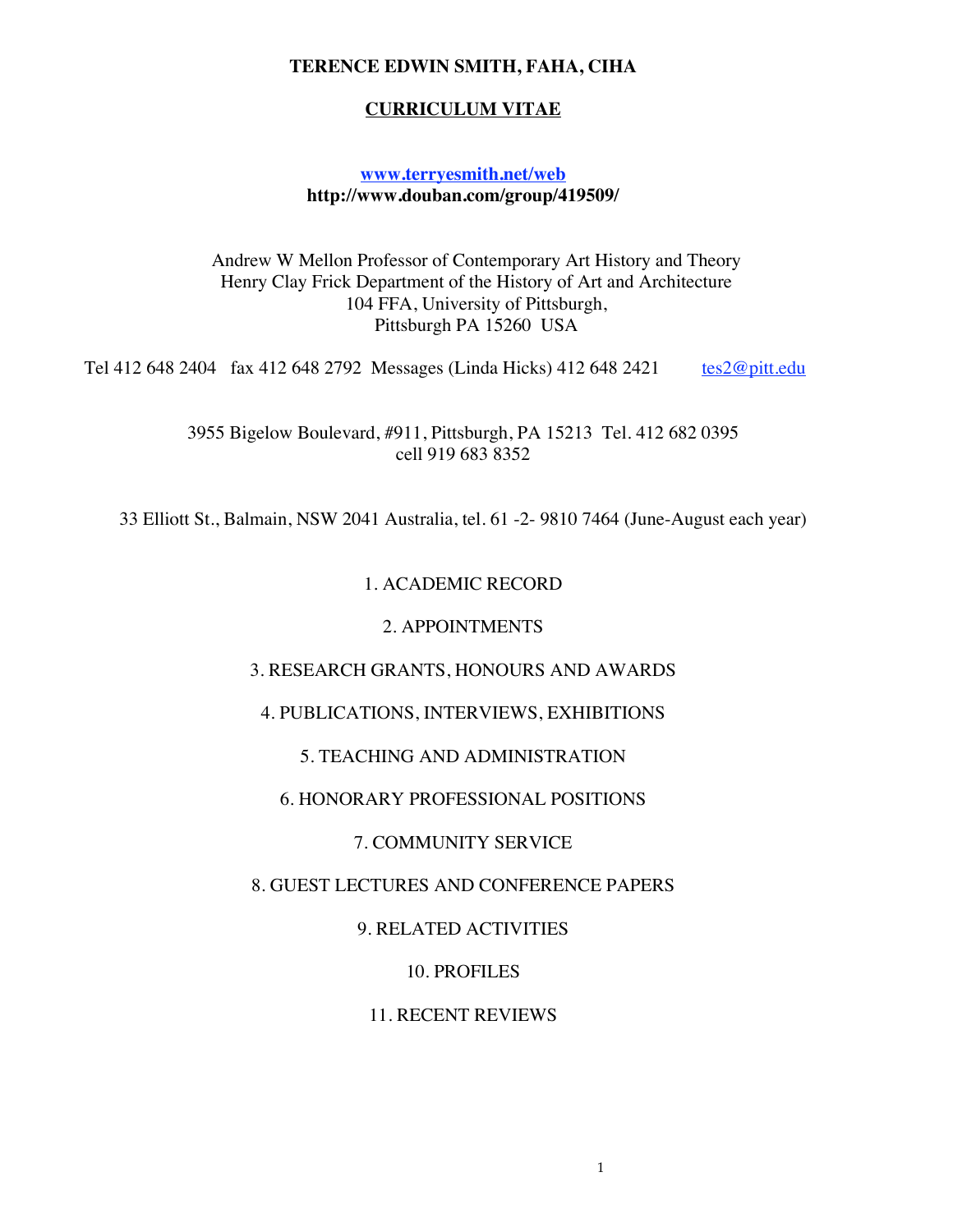**TERENCE EDWIN SMITH, FAHA, CIHA**

**CURRICULUM VITAE**

**www.terryesmith.net/web**
**http://www.douban.com/group/419509/**

Andrew W Mellon Professor of Contemporary Art History and Theory
Henry Clay Frick Department of the History of Art and Architecture
104 FFA, University of Pittsburgh,
Pittsburgh PA 15260 USA

Tel 412 648 2404 fax 412 648 2792 Messages (Linda Hicks) 412 648 2421 tes2@pitt.edu

3955 Bigelow Boulevard, #911, Pittsburgh, PA 15213 Tel. 412 682 0395
cell 919 683 8352

33 Elliott St., Balmain, NSW 2041 Australia, tel. 61 -2- 9810 7464 (June-August each year)

1. ACADEMIC RECORD

2. APPOINTMENTS

3. RESEARCH GRANTS, HONOURS AND AWARDS

4. PUBLICATIONS, INTERVIEWS, EXHIBITIONS

5. TEACHING AND ADMINISTRATION

6. HONORARY PROFESSIONAL POSITIONS

7. COMMUNITY SERVICE

8. GUEST LECTURES AND CONFERENCE PAPERS

9. RELATED ACTIVITIES

10. PROFILES

11. RECENT REVIEWS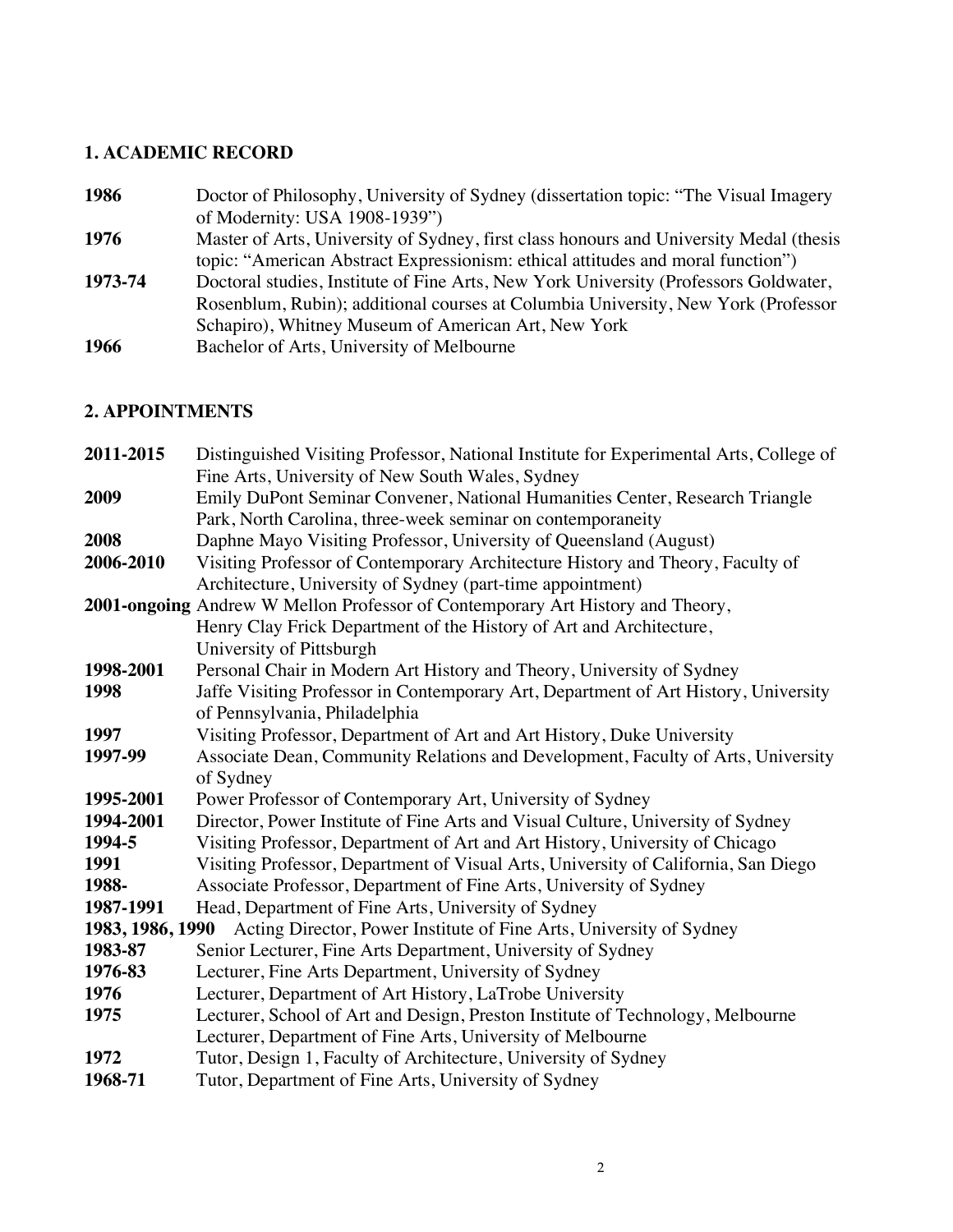## 1. ACADEMIC RECORD

**1986** Doctor of Philosophy, University of Sydney (dissertation topic: "The Visual Imagery of Modernity: USA 1908-1939")

**1976** Master of Arts, University of Sydney, first class honours and University Medal (thesis topic: "American Abstract Expressionism: ethical attitudes and moral function")

**1973-74** Doctoral studies, Institute of Fine Arts, New York University (Professors Goldwater, Rosenblum, Rubin); additional courses at Columbia University, New York (Professor Schapiro), Whitney Museum of American Art, New York

**1966** Bachelor of Arts, University of Melbourne

## 2. APPOINTMENTS

**2011-2015** Distinguished Visiting Professor, National Institute for Experimental Arts, College of Fine Arts, University of New South Wales, Sydney

**2009** Emily DuPont Seminar Convener, National Humanities Center, Research Triangle Park, North Carolina, three-week seminar on contemporaneity

**2008** Daphne Mayo Visiting Professor, University of Queensland (August)

**2006-2010** Visiting Professor of Contemporary Architecture History and Theory, Faculty of Architecture, University of Sydney (part-time appointment)

**2001-ongoing** Andrew W Mellon Professor of Contemporary Art History and Theory, Henry Clay Frick Department of the History of Art and Architecture, University of Pittsburgh

**1998-2001** Personal Chair in Modern Art History and Theory, University of Sydney

**1998** Jaffe Visiting Professor in Contemporary Art, Department of Art History, University of Pennsylvania, Philadelphia

**1997** Visiting Professor, Department of Art and Art History, Duke University

**1997-99** Associate Dean, Community Relations and Development, Faculty of Arts, University of Sydney

**1995-2001** Power Professor of Contemporary Art, University of Sydney

**1994-2001** Director, Power Institute of Fine Arts and Visual Culture, University of Sydney

**1994-5** Visiting Professor, Department of Art and Art History, University of Chicago

**1991** Visiting Professor, Department of Visual Arts, University of California, San Diego

**1988-** Associate Professor, Department of Fine Arts, University of Sydney

**1987-1991** Head, Department of Fine Arts, University of Sydney

**1983, 1986, 1990** Acting Director, Power Institute of Fine Arts, University of Sydney

**1983-87** Senior Lecturer, Fine Arts Department, University of Sydney

**1976-83** Lecturer, Fine Arts Department, University of Sydney

**1976** Lecturer, Department of Art History, LaTrobe University

**1975** Lecturer, School of Art and Design, Preston Institute of Technology, Melbourne
Lecturer, Department of Fine Arts, University of Melbourne

**1972** Tutor, Design 1, Faculty of Architecture, University of Sydney

**1968-71** Tutor, Department of Fine Arts, University of Sydney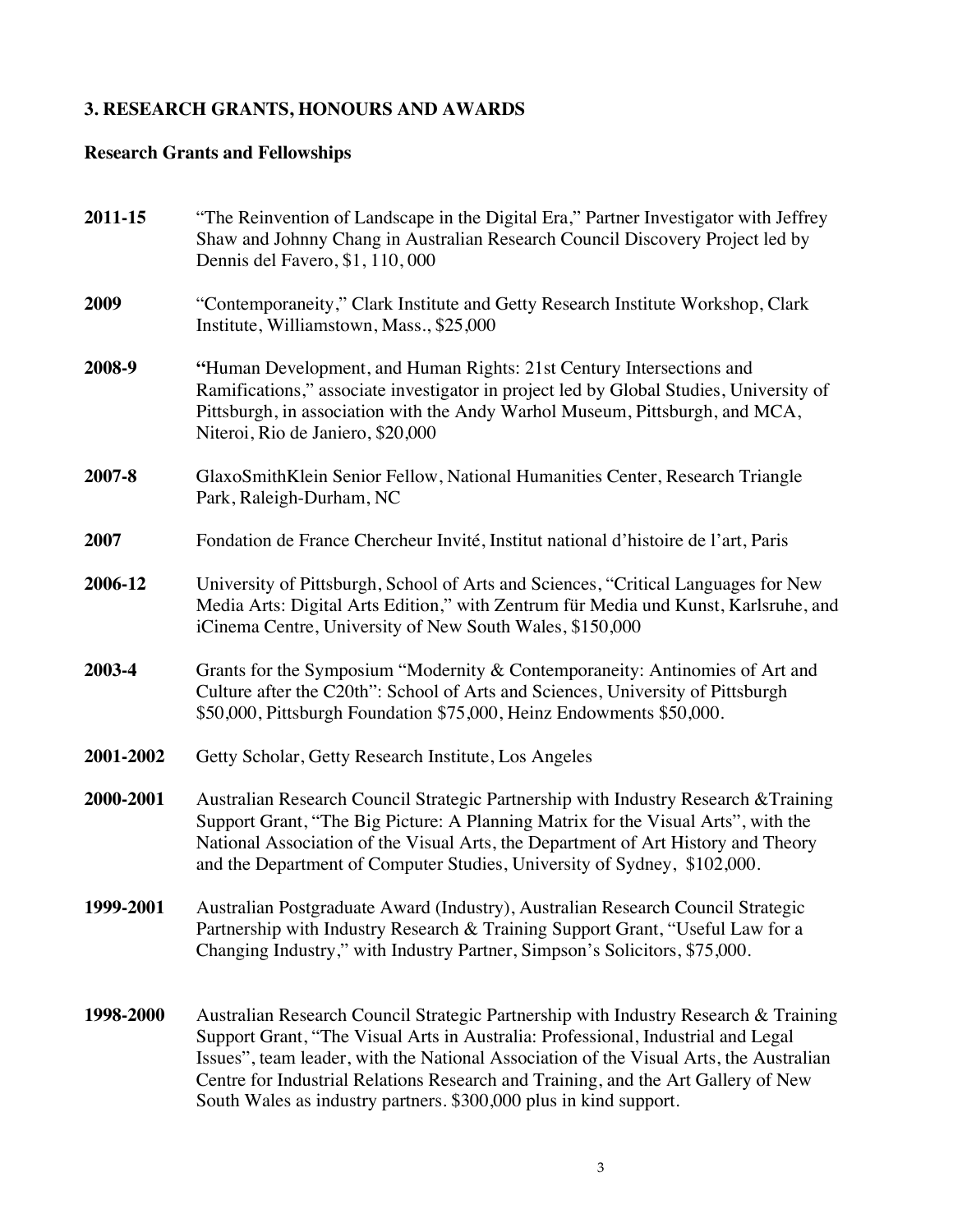## 3. RESEARCH GRANTS, HONOURS AND AWARDS

### Research Grants and Fellowships

**2011-15** "The Reinvention of Landscape in the Digital Era," Partner Investigator with Jeffrey Shaw and Johnny Chang in Australian Research Council Discovery Project led by Dennis del Favero, $1, 110, 000

**2009** "Contemporaneity," Clark Institute and Getty Research Institute Workshop, Clark Institute, Williamstown, Mass., $25,000

**2008-9** **"**Human Development, and Human Rights: 21st Century Intersections and Ramifications," associate investigator in project led by Global Studies, University of Pittsburgh, in association with the Andy Warhol Museum, Pittsburgh, and MCA, Niteroi, Rio de Janiero, $20,000

**2007-8** GlaxoSmithKlein Senior Fellow, National Humanities Center, Research Triangle Park, Raleigh-Durham, NC

**2007** Fondation de France Chercheur Invité, Institut national d'histoire de l'art, Paris

**2006-12** University of Pittsburgh, School of Arts and Sciences, "Critical Languages for New Media Arts: Digital Arts Edition," with Zentrum für Media und Kunst, Karlsruhe, and iCinema Centre, University of New South Wales, $150,000

**2003-4** Grants for the Symposium "Modernity & Contemporaneity: Antinomies of Art and Culture after the C20th": School of Arts and Sciences, University of Pittsburgh $50,000, Pittsburgh Foundation $75,000, Heinz Endowments $50,000.

**2001-2002** Getty Scholar, Getty Research Institute, Los Angeles

**2000-2001** Australian Research Council Strategic Partnership with Industry Research &Training Support Grant, "The Big Picture: A Planning Matrix for the Visual Arts", with the National Association of the Visual Arts, the Department of Art History and Theory and the Department of Computer Studies, University of Sydney, $102,000.

**1999-2001** Australian Postgraduate Award (Industry), Australian Research Council Strategic Partnership with Industry Research & Training Support Grant, "Useful Law for a Changing Industry," with Industry Partner, Simpson's Solicitors, $75,000.

**1998-2000** Australian Research Council Strategic Partnership with Industry Research & Training Support Grant, "The Visual Arts in Australia: Professional, Industrial and Legal Issues", team leader, with the National Association of the Visual Arts, the Australian Centre for Industrial Relations Research and Training, and the Art Gallery of New South Wales as industry partners. $300,000 plus in kind support.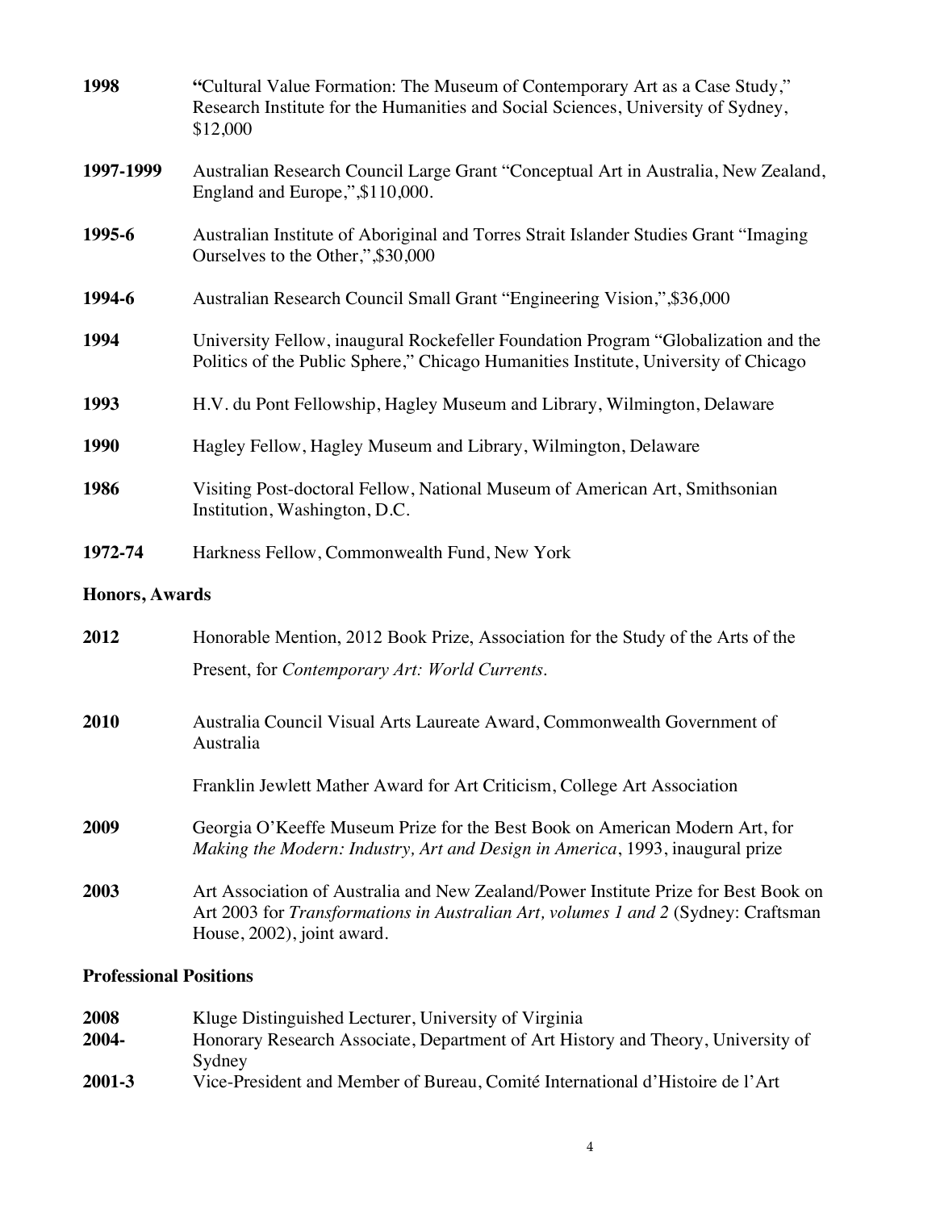**1998** "Cultural Value Formation: The Museum of Contemporary Art as a Case Study," Research Institute for the Humanities and Social Sciences, University of Sydney, $12,000

**1997-1999** Australian Research Council Large Grant "Conceptual Art in Australia, New Zealand, England and Europe,",$110,000.

**1995-6** Australian Institute of Aboriginal and Torres Strait Islander Studies Grant "Imaging Ourselves to the Other,",$30,000

**1994-6** Australian Research Council Small Grant "Engineering Vision,",$36,000

**1994** University Fellow, inaugural Rockefeller Foundation Program "Globalization and the Politics of the Public Sphere," Chicago Humanities Institute, University of Chicago

**1993** H.V. du Pont Fellowship, Hagley Museum and Library, Wilmington, Delaware

**1990** Hagley Fellow, Hagley Museum and Library, Wilmington, Delaware

**1986** Visiting Post-doctoral Fellow, National Museum of American Art, Smithsonian Institution, Washington, D.C.

**1972-74** Harkness Fellow, Commonwealth Fund, New York

### Honors, Awards

**2012** Honorable Mention, 2012 Book Prize, Association for the Study of the Arts of the Present, for *Contemporary Art: World Currents.*

**2010** Australia Council Visual Arts Laureate Award, Commonwealth Government of Australia

Franklin Jewlett Mather Award for Art Criticism, College Art Association

**2009** Georgia O'Keeffe Museum Prize for the Best Book on American Modern Art, for *Making the Modern: Industry, Art and Design in America*, 1993, inaugural prize

**2003** Art Association of Australia and New Zealand/Power Institute Prize for Best Book on Art 2003 for *Transformations in Australian Art, volumes 1 and 2* (Sydney: Craftsman House, 2002), joint award.

### Professional Positions

**2008** Kluge Distinguished Lecturer, University of Virginia

**2004-** Honorary Research Associate, Department of Art History and Theory, University of Sydney

**2001-3** Vice-President and Member of Bureau, Comité International d'Histoire de l'Art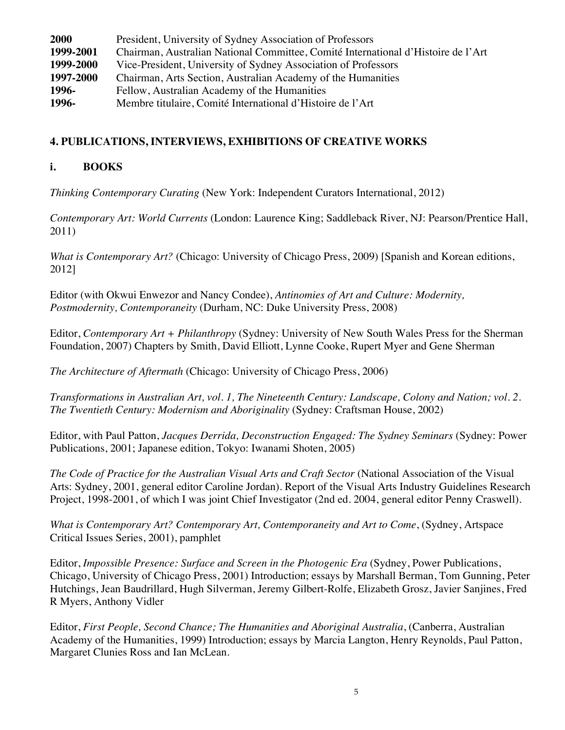**2000** President, University of Sydney Association of Professors
**1999-2001** Chairman, Australian National Committee, Comité International d'Histoire de l'Art
**1999-2000** Vice-President, University of Sydney Association of Professors
**1997-2000** Chairman, Arts Section, Australian Academy of the Humanities
**1996-** Fellow, Australian Academy of the Humanities
**1996-** Membre titulaire, Comité International d'Histoire de l'Art

## 4. PUBLICATIONS, INTERVIEWS, EXHIBITIONS OF CREATIVE WORKS

### i. BOOKS

*Thinking Contemporary Curating* (New York: Independent Curators International, 2012)

*Contemporary Art: World Currents* (London: Laurence King; Saddleback River, NJ: Pearson/Prentice Hall, 2011)

*What is Contemporary Art?* (Chicago: University of Chicago Press, 2009) [Spanish and Korean editions, 2012]

Editor (with Okwui Enwezor and Nancy Condee), *Antinomies of Art and Culture: Modernity, Postmodernity, Contemporaneity* (Durham, NC: Duke University Press, 2008)

Editor, *Contemporary Art + Philanthropy* (Sydney: University of New South Wales Press for the Sherman Foundation, 2007) Chapters by Smith, David Elliott, Lynne Cooke, Rupert Myer and Gene Sherman

*The Architecture of Aftermath* (Chicago: University of Chicago Press, 2006)

*Transformations in Australian Art, vol. 1, The Nineteenth Century: Landscape, Colony and Nation; vol. 2. The Twentieth Century: Modernism and Aboriginality* (Sydney: Craftsman House, 2002)

Editor, with Paul Patton, *Jacques Derrida, Deconstruction Engaged: The Sydney Seminars* (Sydney: Power Publications, 2001; Japanese edition, Tokyo: Iwanami Shoten, 2005)

*The Code of Practice for the Australian Visual Arts and Craft Sector* (National Association of the Visual Arts: Sydney, 2001, general editor Caroline Jordan). Report of the Visual Arts Industry Guidelines Research Project, 1998-2001, of which I was joint Chief Investigator (2nd ed. 2004, general editor Penny Craswell).

*What is Contemporary Art? Contemporary Art, Contemporaneity and Art to Come*, (Sydney, Artspace Critical Issues Series, 2001), pamphlet

Editor, *Impossible Presence: Surface and Screen in the Photogenic Era* (Sydney, Power Publications, Chicago, University of Chicago Press, 2001) Introduction; essays by Marshall Berman, Tom Gunning, Peter Hutchings, Jean Baudrillard, Hugh Silverman, Jeremy Gilbert-Rolfe, Elizabeth Grosz, Javier Sanjines, Fred R Myers, Anthony Vidler

Editor, *First People, Second Chance; The Humanities and Aboriginal Australia*, (Canberra, Australian Academy of the Humanities, 1999) Introduction; essays by Marcia Langton, Henry Reynolds, Paul Patton, Margaret Clunies Ross and Ian McLean.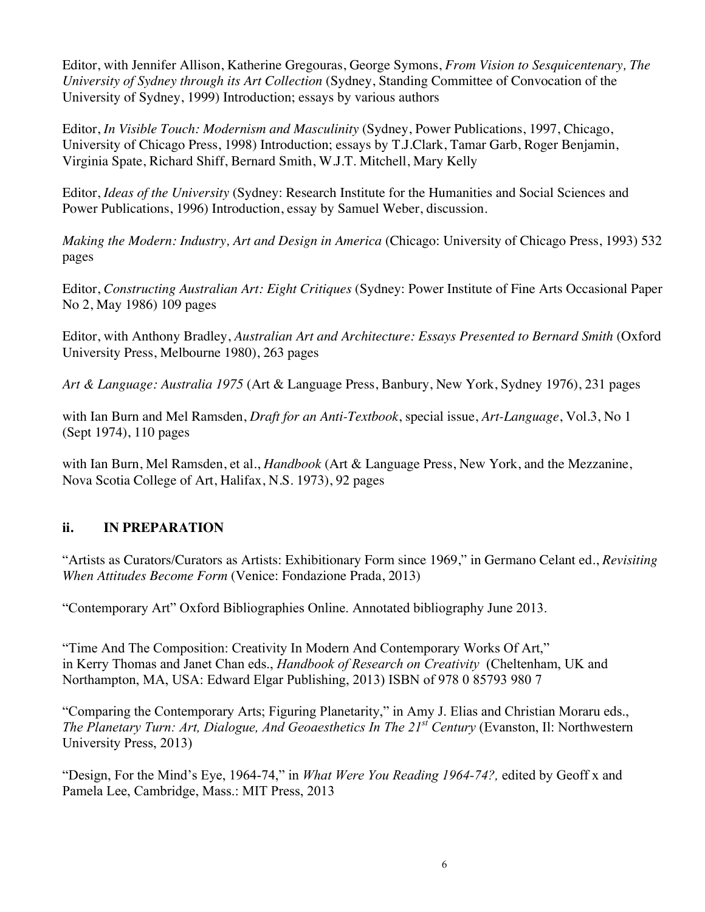Editor, with Jennifer Allison, Katherine Gregouras, George Symons, *From Vision to Sesquicentenary, The University of Sydney through its Art Collection* (Sydney, Standing Committee of Convocation of the University of Sydney, 1999) Introduction; essays by various authors

Editor, *In Visible Touch: Modernism and Masculinity* (Sydney, Power Publications, 1997, Chicago, University of Chicago Press, 1998) Introduction; essays by T.J.Clark, Tamar Garb, Roger Benjamin, Virginia Spate, Richard Shiff, Bernard Smith, W.J.T. Mitchell, Mary Kelly

Editor, *Ideas of the University* (Sydney: Research Institute for the Humanities and Social Sciences and Power Publications, 1996) Introduction, essay by Samuel Weber, discussion.

*Making the Modern: Industry, Art and Design in America* (Chicago: University of Chicago Press, 1993) 532 pages

Editor, *Constructing Australian Art: Eight Critiques* (Sydney: Power Institute of Fine Arts Occasional Paper No 2, May 1986) 109 pages

Editor, with Anthony Bradley, *Australian Art and Architecture: Essays Presented to Bernard Smith* (Oxford University Press, Melbourne 1980), 263 pages

*Art & Language: Australia 1975* (Art & Language Press, Banbury, New York, Sydney 1976), 231 pages

with Ian Burn and Mel Ramsden, *Draft for an Anti-Textbook*, special issue, *Art-Language*, Vol.3, No 1 (Sept 1974), 110 pages

with Ian Burn, Mel Ramsden, et al., *Handbook* (Art & Language Press, New York, and the Mezzanine, Nova Scotia College of Art, Halifax, N.S. 1973), 92 pages

## ii. IN PREPARATION

"Artists as Curators/Curators as Artists: Exhibitionary Form since 1969," in Germano Celant ed., *Revisiting When Attitudes Become Form* (Venice: Fondazione Prada, 2013)

"Contemporary Art" Oxford Bibliographies Online. Annotated bibliography June 2013.

"Time And The Composition: Creativity In Modern And Contemporary Works Of Art," in Kerry Thomas and Janet Chan eds., *Handbook of Research on Creativity* (Cheltenham, UK and Northampton, MA, USA: Edward Elgar Publishing, 2013) ISBN of 978 0 85793 980 7

"Comparing the Contemporary Arts; Figuring Planetarity," in Amy J. Elias and Christian Moraru eds., *The Planetary Turn: Art, Dialogue, And Geoaesthetics In The 21st Century* (Evanston, Il: Northwestern University Press, 2013)

"Design, For the Mind's Eye, 1964-74," in *What Were You Reading 1964-74?,* edited by Geoff x and Pamela Lee, Cambridge, Mass.: MIT Press, 2013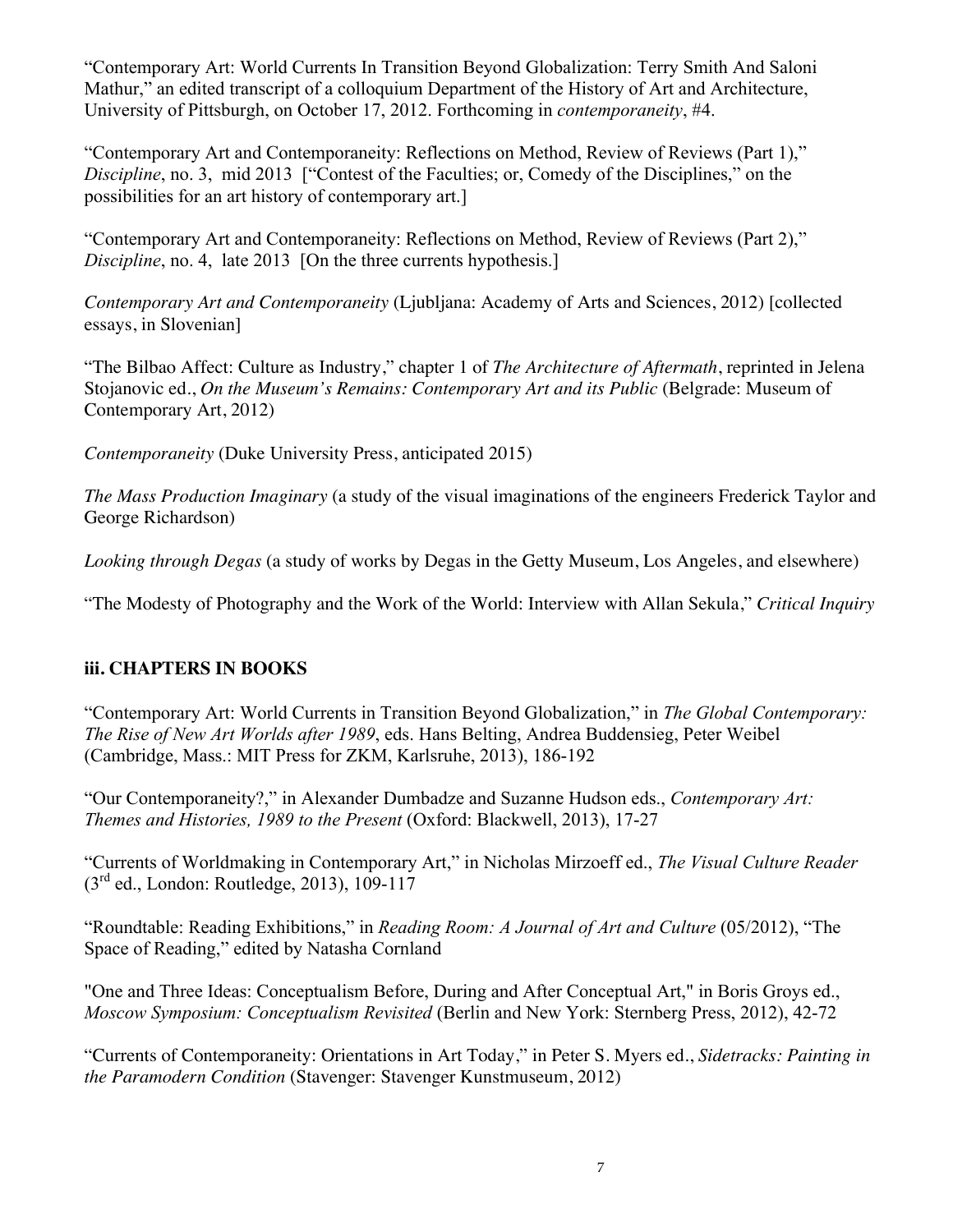"Contemporary Art: World Currents In Transition Beyond Globalization: Terry Smith And Saloni Mathur," an edited transcript of a colloquium Department of the History of Art and Architecture, University of Pittsburgh, on October 17, 2012. Forthcoming in *contemporaneity*, #4.

"Contemporary Art and Contemporaneity: Reflections on Method, Review of Reviews (Part 1)," *Discipline*, no. 3, mid 2013 ["Contest of the Faculties; or, Comedy of the Disciplines," on the possibilities for an art history of contemporary art.]

"Contemporary Art and Contemporaneity: Reflections on Method, Review of Reviews (Part 2)," *Discipline*, no. 4, late 2013 [On the three currents hypothesis.]

*Contemporary Art and Contemporaneity* (Ljubljana: Academy of Arts and Sciences, 2012) [collected essays, in Slovenian]

"The Bilbao Affect: Culture as Industry," chapter 1 of *The Architecture of Aftermath*, reprinted in Jelena Stojanovic ed., *On the Museum's Remains: Contemporary Art and its Public* (Belgrade: Museum of Contemporary Art, 2012)

*Contemporaneity* (Duke University Press, anticipated 2015)

*The Mass Production Imaginary* (a study of the visual imaginations of the engineers Frederick Taylor and George Richardson)

*Looking through Degas* (a study of works by Degas in the Getty Museum, Los Angeles, and elsewhere)

"The Modesty of Photography and the Work of the World: Interview with Allan Sekula," *Critical Inquiry*

### iii. CHAPTERS IN BOOKS

"Contemporary Art: World Currents in Transition Beyond Globalization," in *The Global Contemporary: The Rise of New Art Worlds after 1989*, eds. Hans Belting, Andrea Buddensieg, Peter Weibel (Cambridge, Mass.: MIT Press for ZKM, Karlsruhe, 2013), 186-192

"Our Contemporaneity?," in Alexander Dumbadze and Suzanne Hudson eds., *Contemporary Art: Themes and Histories, 1989 to the Present* (Oxford: Blackwell, 2013), 17-27

"Currents of Worldmaking in Contemporary Art," in Nicholas Mirzoeff ed., *The Visual Culture Reader* (3rd ed., London: Routledge, 2013), 109-117

"Roundtable: Reading Exhibitions," in *Reading Room: A Journal of Art and Culture* (05/2012), "The Space of Reading," edited by Natasha Cornland

"One and Three Ideas: Conceptualism Before, During and After Conceptual Art," in Boris Groys ed., *Moscow Symposium: Conceptualism Revisited* (Berlin and New York: Sternberg Press, 2012), 42-72

"Currents of Contemporaneity: Orientations in Art Today," in Peter S. Myers ed., *Sidetracks: Painting in the Paramodern Condition* (Stavenger: Stavenger Kunstmuseum, 2012)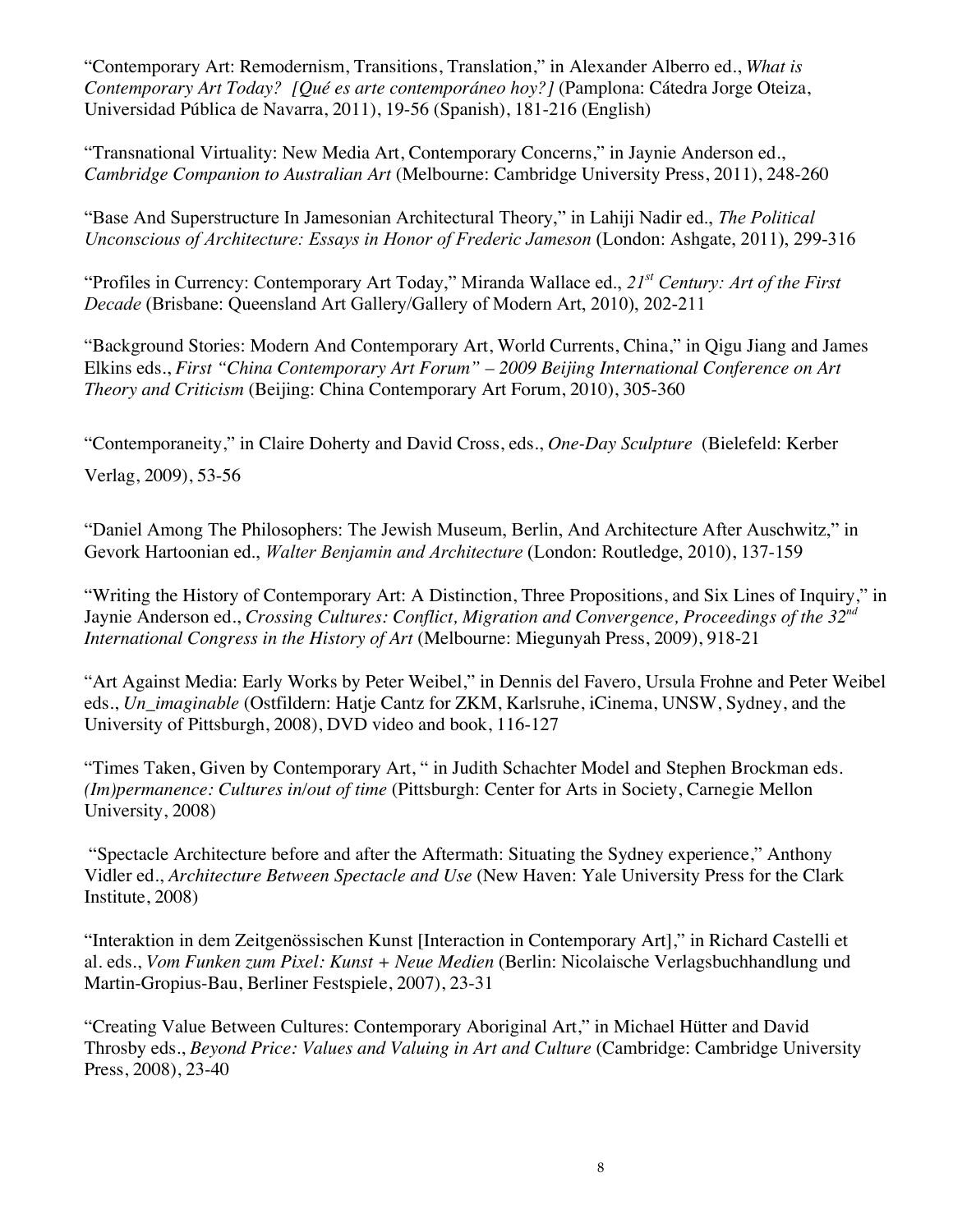"Contemporary Art: Remodernism, Transitions, Translation," in Alexander Alberro ed., *What is Contemporary Art Today? [Qué es arte contemporáneo hoy?]* (Pamplona: Cátedra Jorge Oteiza, Universidad Pública de Navarra, 2011), 19-56 (Spanish), 181-216 (English)

"Transnational Virtuality: New Media Art, Contemporary Concerns," in Jaynie Anderson ed., *Cambridge Companion to Australian Art* (Melbourne: Cambridge University Press, 2011), 248-260

"Base And Superstructure In Jamesonian Architectural Theory," in Lahiji Nadir ed., *The Political Unconscious of Architecture: Essays in Honor of Frederic Jameson* (London: Ashgate, 2011), 299-316

"Profiles in Currency: Contemporary Art Today," Miranda Wallace ed., *21st Century: Art of the First Decade* (Brisbane: Queensland Art Gallery/Gallery of Modern Art, 2010), 202-211

"Background Stories: Modern And Contemporary Art, World Currents, China," in Qigu Jiang and James Elkins eds., *First "China Contemporary Art Forum" – 2009 Beijing International Conference on Art Theory and Criticism* (Beijing: China Contemporary Art Forum, 2010), 305-360

"Contemporaneity," in Claire Doherty and David Cross, eds., *One-Day Sculpture* (Bielefeld: Kerber Verlag, 2009), 53-56

"Daniel Among The Philosophers: The Jewish Museum, Berlin, And Architecture After Auschwitz," in Gevork Hartoonian ed., *Walter Benjamin and Architecture* (London: Routledge, 2010), 137-159

"Writing the History of Contemporary Art: A Distinction, Three Propositions, and Six Lines of Inquiry," in Jaynie Anderson ed., *Crossing Cultures: Conflict, Migration and Convergence, Proceedings of the 32nd International Congress in the History of Art* (Melbourne: Miegunyah Press, 2009), 918-21

"Art Against Media: Early Works by Peter Weibel," in Dennis del Favero, Ursula Frohne and Peter Weibel eds., *Un_imaginable* (Ostfildern: Hatje Cantz for ZKM, Karlsruhe, iCinema, UNSW, Sydney, and the University of Pittsburgh, 2008), DVD video and book, 116-127

"Times Taken, Given by Contemporary Art, " in Judith Schachter Model and Stephen Brockman eds. *(Im)permanence: Cultures in/out of time* (Pittsburgh: Center for Arts in Society, Carnegie Mellon University, 2008)

"Spectacle Architecture before and after the Aftermath: Situating the Sydney experience," Anthony Vidler ed., *Architecture Between Spectacle and Use* (New Haven: Yale University Press for the Clark Institute, 2008)

"Interaktion in dem Zeitgenössischen Kunst [Interaction in Contemporary Art]," in Richard Castelli et al. eds., *Vom Funken zum Pixel: Kunst + Neue Medien* (Berlin: Nicolaische Verlagsbuchhandlung und Martin-Gropius-Bau, Berliner Festspiele, 2007), 23-31

"Creating Value Between Cultures: Contemporary Aboriginal Art," in Michael Hütter and David Throsby eds., *Beyond Price: Values and Valuing in Art and Culture* (Cambridge: Cambridge University Press, 2008), 23-40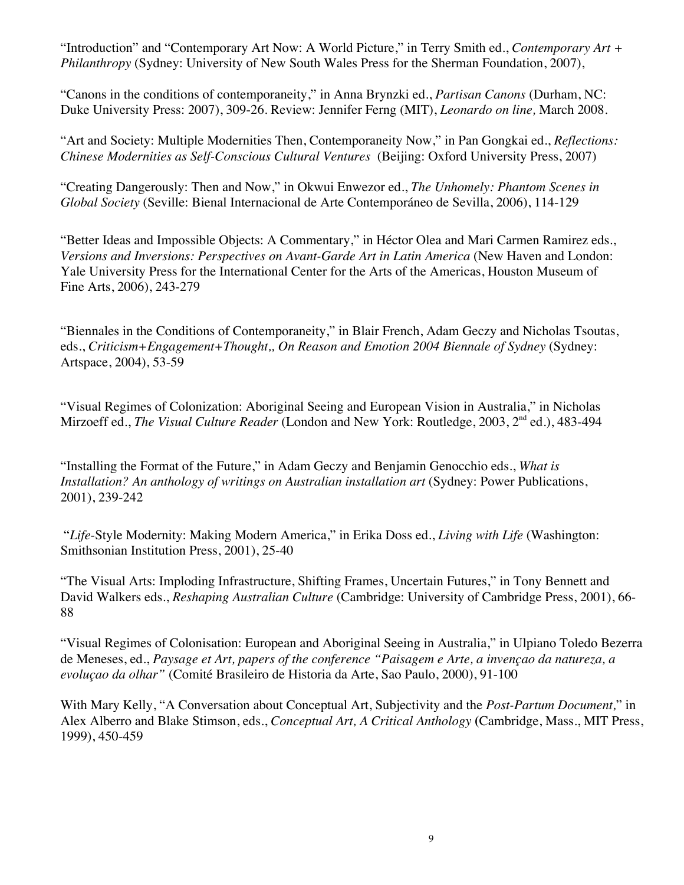"Introduction" and "Contemporary Art Now: A World Picture," in Terry Smith ed., *Contemporary Art + Philanthropy* (Sydney: University of New South Wales Press for the Sherman Foundation, 2007),

"Canons in the conditions of contemporaneity," in Anna Brynzki ed., *Partisan Canons* (Durham, NC: Duke University Press: 2007), 309-26. Review: Jennifer Ferng (MIT), *Leonardo on line,* March 2008.

"Art and Society: Multiple Modernities Then, Contemporaneity Now," in Pan Gongkai ed., *Reflections: Chinese Modernities as Self-Conscious Cultural Ventures* (Beijing: Oxford University Press, 2007)

"Creating Dangerously: Then and Now," in Okwui Enwezor ed., *The Unhomely: Phantom Scenes in Global Society* (Seville: Bienal Internacional de Arte Contemporáneo de Sevilla, 2006), 114-129

"Better Ideas and Impossible Objects: A Commentary," in Héctor Olea and Mari Carmen Ramirez eds., *Versions and Inversions: Perspectives on Avant-Garde Art in Latin America* (New Haven and London: Yale University Press for the International Center for the Arts of the Americas, Houston Museum of Fine Arts, 2006), 243-279

"Biennales in the Conditions of Contemporaneity," in Blair French, Adam Geczy and Nicholas Tsoutas, eds., *Criticism+Engagement+Thought,, On Reason and Emotion 2004 Biennale of Sydney* (Sydney: Artspace, 2004), 53-59

"Visual Regimes of Colonization: Aboriginal Seeing and European Vision in Australia," in Nicholas Mirzoeff ed., *The Visual Culture Reader* (London and New York: Routledge, 2003, 2nd ed.), 483-494

"Installing the Format of the Future," in Adam Geczy and Benjamin Genocchio eds., *What is Installation? An anthology of writings on Australian installation art* (Sydney: Power Publications, 2001), 239-242

"*Life*-Style Modernity: Making Modern America," in Erika Doss ed., *Living with Life* (Washington: Smithsonian Institution Press, 2001), 25-40

"The Visual Arts: Imploding Infrastructure, Shifting Frames, Uncertain Futures," in Tony Bennett and David Walkers eds., *Reshaping Australian Culture* (Cambridge: University of Cambridge Press, 2001), 66-88

"Visual Regimes of Colonisation: European and Aboriginal Seeing in Australia," in Ulpiano Toledo Bezerra de Meneses, ed., *Paysage et Art, papers of the conference "Paisagem e Arte, a invençao da natureza, a evoluçao da olhar"* (Comité Brasileiro de Historia da Arte, Sao Paulo, 2000), 91-100

With Mary Kelly, "A Conversation about Conceptual Art, Subjectivity and the *Post-Partum Document,*" in Alex Alberro and Blake Stimson, eds., *Conceptual Art, A Critical Anthology* (Cambridge, Mass., MIT Press, 1999), 450-459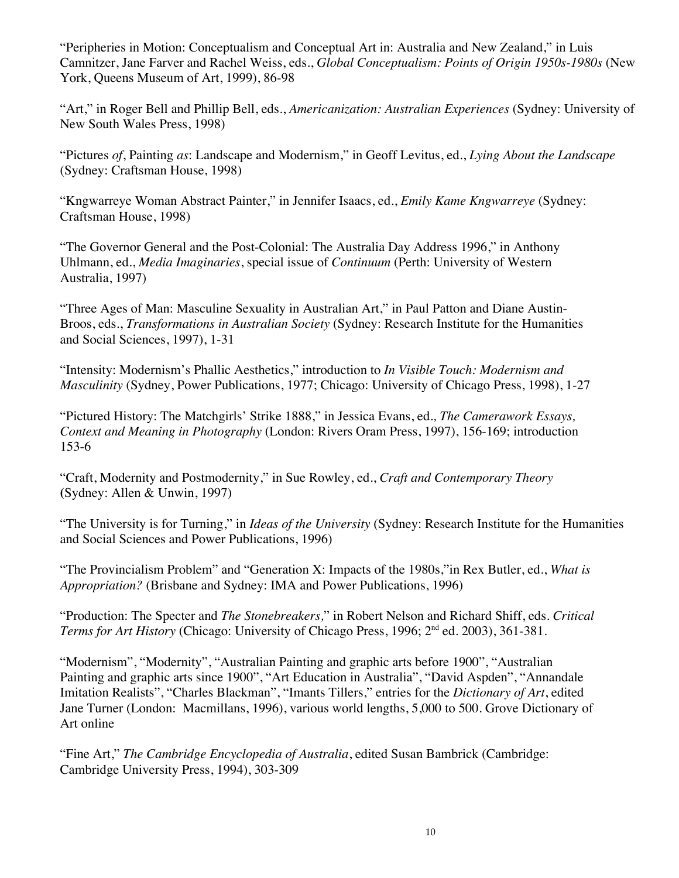"Peripheries in Motion: Conceptualism and Conceptual Art in: Australia and New Zealand," in Luis Camnitzer, Jane Farver and Rachel Weiss, eds., *Global Conceptualism: Points of Origin 1950s-1980s* (New York, Queens Museum of Art, 1999), 86-98

"Art," in Roger Bell and Phillip Bell, eds., *Americanization: Australian Experiences* (Sydney: University of New South Wales Press, 1998)

"Pictures *of*, Painting *as*: Landscape and Modernism," in Geoff Levitus, ed., *Lying About the Landscape* (Sydney: Craftsman House, 1998)

"Kngwarreye Woman Abstract Painter," in Jennifer Isaacs, ed., *Emily Kame Kngwarreye* (Sydney: Craftsman House, 1998)

"The Governor General and the Post-Colonial: The Australia Day Address 1996," in Anthony Uhlmann, ed., *Media Imaginaries*, special issue of *Continuum* (Perth: University of Western Australia, 1997)

"Three Ages of Man: Masculine Sexuality in Australian Art," in Paul Patton and Diane Austin-Broos, eds., *Transformations in Australian Society* (Sydney: Research Institute for the Humanities and Social Sciences, 1997), 1-31

"Intensity: Modernism's Phallic Aesthetics," introduction to *In Visible Touch: Modernism and Masculinity* (Sydney, Power Publications, 1977; Chicago: University of Chicago Press, 1998), 1-27

"Pictured History: The Matchgirls' Strike 1888," in Jessica Evans, ed., *The Camerawork Essays, Context and Meaning in Photography* (London: Rivers Oram Press, 1997), 156-169; introduction 153-6

"Craft, Modernity and Postmodernity," in Sue Rowley, ed., *Craft and Contemporary Theory* (Sydney: Allen & Unwin, 1997)

"The University is for Turning," in *Ideas of the University* (Sydney: Research Institute for the Humanities and Social Sciences and Power Publications, 1996)

"The Provincialism Problem" and "Generation X: Impacts of the 1980s,"in Rex Butler, ed., *What is Appropriation?* (Brisbane and Sydney: IMA and Power Publications, 1996)

"Production: The Specter and *The Stonebreakers,*" in Robert Nelson and Richard Shiff, eds. *Critical Terms for Art History* (Chicago: University of Chicago Press, 1996; 2nd ed. 2003), 361-381.

"Modernism", "Modernity", "Australian Painting and graphic arts before 1900", "Australian Painting and graphic arts since 1900", "Art Education in Australia", "David Aspden", "Annandale Imitation Realists", "Charles Blackman", "Imants Tillers," entries for the *Dictionary of Art*, edited Jane Turner (London: Macmillans, 1996), various world lengths, 5,000 to 500. Grove Dictionary of Art online

"Fine Art," *The Cambridge Encyclopedia of Australia*, edited Susan Bambrick (Cambridge: Cambridge University Press, 1994), 303-309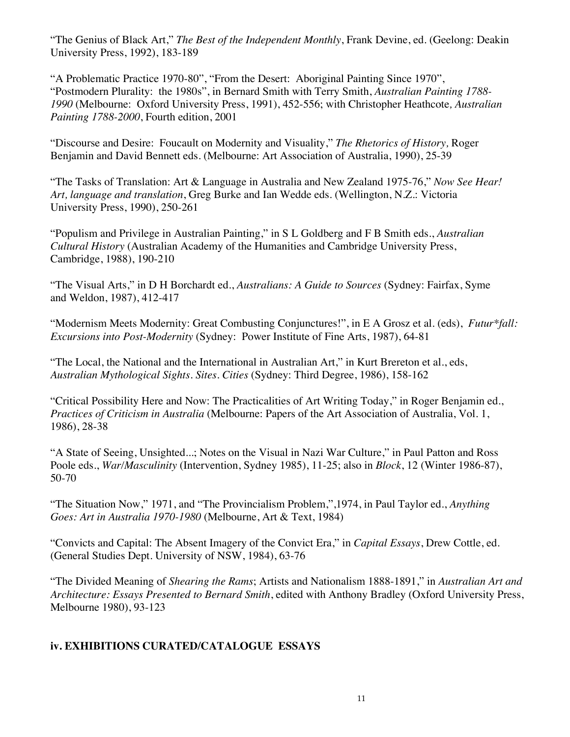"The Genius of Black Art," *The Best of the Independent Monthly*, Frank Devine, ed. (Geelong: Deakin University Press, 1992), 183-189

"A Problematic Practice 1970-80", "From the Desert: Aboriginal Painting Since 1970", "Postmodern Plurality: the 1980s", in Bernard Smith with Terry Smith, *Australian Painting 1788-1990* (Melbourne: Oxford University Press, 1991), 452-556; with Christopher Heathcote*, Australian Painting 1788-2000*, Fourth edition, 2001

"Discourse and Desire: Foucault on Modernity and Visuality," *The Rhetorics of History,* Roger Benjamin and David Bennett eds. (Melbourne: Art Association of Australia, 1990), 25-39

"The Tasks of Translation: Art & Language in Australia and New Zealand 1975-76," *Now See Hear! Art, language and translation*, Greg Burke and Ian Wedde eds. (Wellington, N.Z.: Victoria University Press, 1990), 250-261

"Populism and Privilege in Australian Painting," in S L Goldberg and F B Smith eds., *Australian Cultural History* (Australian Academy of the Humanities and Cambridge University Press, Cambridge, 1988), 190-210

"The Visual Arts," in D H Borchardt ed., *Australians: A Guide to Sources* (Sydney: Fairfax, Syme and Weldon, 1987), 412-417

"Modernism Meets Modernity: Great Combusting Conjunctures!", in E A Grosz et al. (eds), *Futur*fall: Excursions into Post-Modernity* (Sydney: Power Institute of Fine Arts, 1987), 64-81

"The Local, the National and the International in Australian Art," in Kurt Brereton et al., eds, *Australian Mythological Sights. Sites. Cities* (Sydney: Third Degree, 1986), 158-162

"Critical Possibility Here and Now: The Practicalities of Art Writing Today," in Roger Benjamin ed., *Practices of Criticism in Australia* (Melbourne: Papers of the Art Association of Australia, Vol. 1, 1986), 28-38

"A State of Seeing, Unsighted...; Notes on the Visual in Nazi War Culture," in Paul Patton and Ross Poole eds., *War/Masculinity* (Intervention, Sydney 1985), 11-25; also in *Block*, 12 (Winter 1986-87), 50-70

"The Situation Now," 1971, and "The Provincialism Problem,",1974, in Paul Taylor ed., *Anything Goes: Art in Australia 1970-1980* (Melbourne, Art & Text, 1984)

"Convicts and Capital: The Absent Imagery of the Convict Era," in *Capital Essays*, Drew Cottle, ed. (General Studies Dept. University of NSW, 1984), 63-76

"The Divided Meaning of *Shearing the Rams*; Artists and Nationalism 1888-1891," in *Australian Art and Architecture: Essays Presented to Bernard Smith*, edited with Anthony Bradley (Oxford University Press, Melbourne 1980), 93-123

## iv. EXHIBITIONS CURATED/CATALOGUE ESSAYS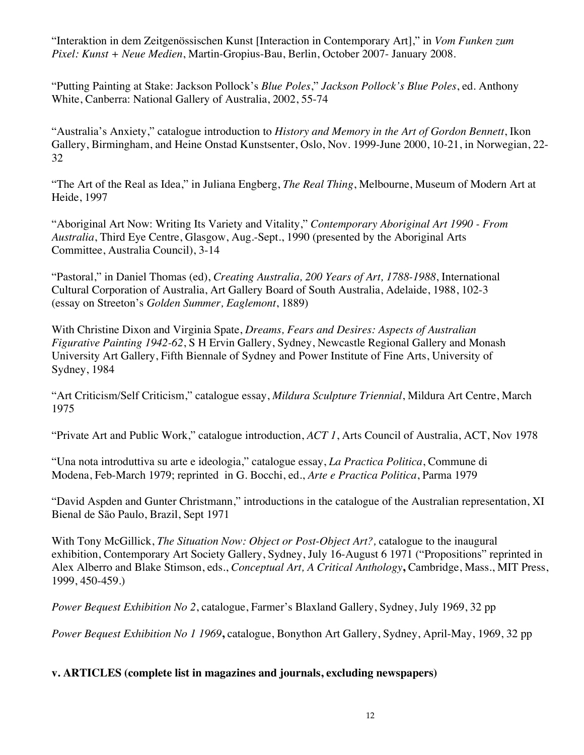"Interaktion in dem Zeitgenössischen Kunst [Interaction in Contemporary Art]," in *Vom Funken zum Pixel: Kunst + Neue Medien*, Martin-Gropius-Bau, Berlin, October 2007- January 2008.

"Putting Painting at Stake: Jackson Pollock's *Blue Poles*," *Jackson Pollock's Blue Poles*, ed. Anthony White, Canberra: National Gallery of Australia, 2002, 55-74

"Australia's Anxiety," catalogue introduction to *History and Memory in the Art of Gordon Bennett*, Ikon Gallery, Birmingham, and Heine Onstad Kunstsenter, Oslo, Nov. 1999-June 2000, 10-21, in Norwegian, 22-32

"The Art of the Real as Idea," in Juliana Engberg, *The Real Thing*, Melbourne, Museum of Modern Art at Heide, 1997

"Aboriginal Art Now: Writing Its Variety and Vitality," *Contemporary Aboriginal Art 1990 - From Australia*, Third Eye Centre, Glasgow, Aug.-Sept., 1990 (presented by the Aboriginal Arts Committee, Australia Council), 3-14

"Pastoral," in Daniel Thomas (ed), *Creating Australia, 200 Years of Art, 1788-1988*, International Cultural Corporation of Australia, Art Gallery Board of South Australia, Adelaide, 1988, 102-3 (essay on Streeton's *Golden Summer, Eaglemont*, 1889)

With Christine Dixon and Virginia Spate, *Dreams, Fears and Desires: Aspects of Australian Figurative Painting 1942-62*, S H Ervin Gallery, Sydney, Newcastle Regional Gallery and Monash University Art Gallery, Fifth Biennale of Sydney and Power Institute of Fine Arts, University of Sydney, 1984

"Art Criticism/Self Criticism," catalogue essay, *Mildura Sculpture Triennial*, Mildura Art Centre, March 1975

"Private Art and Public Work," catalogue introduction, *ACT 1*, Arts Council of Australia, ACT, Nov 1978

"Una nota introduttiva su arte e ideologia," catalogue essay, *La Practica Politica*, Commune di Modena, Feb-March 1979; reprinted in G. Bocchi, ed., *Arte e Practica Politica*, Parma 1979

"David Aspden and Gunter Christmann," introductions in the catalogue of the Australian representation, XI Bienal de São Paulo, Brazil, Sept 1971

With Tony McGillick, *The Situation Now: Object or Post-Object Art?,* catalogue to the inaugural exhibition, Contemporary Art Society Gallery, Sydney, July 16-August 6 1971 ("Propositions" reprinted in Alex Alberro and Blake Stimson, eds., *Conceptual Art, A Critical Anthology***,** Cambridge, Mass., MIT Press, 1999, 450-459.)

*Power Bequest Exhibition No 2*, catalogue, Farmer's Blaxland Gallery, Sydney, July 1969, 32 pp

*Power Bequest Exhibition No 1 1969***,** catalogue, Bonython Art Gallery, Sydney, April-May, 1969, 32 pp

**v. ARTICLES (complete list in magazines and journals, excluding newspapers)**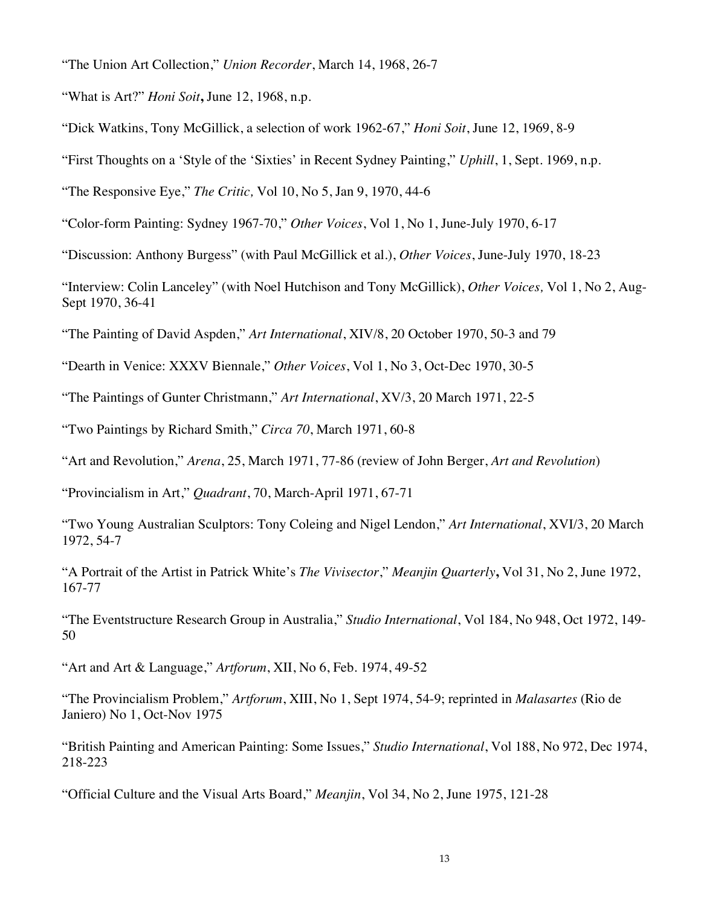"The Union Art Collection," *Union Recorder*, March 14, 1968, 26-7

"What is Art?" *Honi Soit***,** June 12, 1968, n.p.

"Dick Watkins, Tony McGillick, a selection of work 1962-67," *Honi Soit*, June 12, 1969, 8-9

"First Thoughts on a 'Style of the 'Sixties' in Recent Sydney Painting," *Uphill*, 1, Sept. 1969, n.p.

"The Responsive Eye," *The Critic,* Vol 10, No 5, Jan 9, 1970, 44-6

"Color-form Painting: Sydney 1967-70," *Other Voices*, Vol 1, No 1, June-July 1970, 6-17

"Discussion: Anthony Burgess" (with Paul McGillick et al.), *Other Voices*, June-July 1970, 18-23

"Interview: Colin Lanceley" (with Noel Hutchison and Tony McGillick), *Other Voices,* Vol 1, No 2, Aug-Sept 1970, 36-41

"The Painting of David Aspden," *Art International*, XIV/8, 20 October 1970, 50-3 and 79

"Dearth in Venice: XXXV Biennale," *Other Voices*, Vol 1, No 3, Oct-Dec 1970, 30-5

"The Paintings of Gunter Christmann," *Art International*, XV/3, 20 March 1971, 22-5

"Two Paintings by Richard Smith," *Circa 70*, March 1971, 60-8

"Art and Revolution," *Arena*, 25, March 1971, 77-86 (review of John Berger, *Art and Revolution*)

"Provincialism in Art," *Quadrant*, 70, March-April 1971, 67-71

"Two Young Australian Sculptors: Tony Coleing and Nigel Lendon," *Art International*, XVI/3, 20 March 1972, 54-7

"A Portrait of the Artist in Patrick White's *The Vivisector*," *Meanjin Quarterly***,** Vol 31, No 2, June 1972, 167-77

"The Eventstructure Research Group in Australia," *Studio International*, Vol 184, No 948, Oct 1972, 149-50

"Art and Art & Language," *Artforum*, XII, No 6, Feb. 1974, 49-52

"The Provincialism Problem," *Artforum*, XIII, No 1, Sept 1974, 54-9; reprinted in *Malasartes* (Rio de Janiero) No 1, Oct-Nov 1975

"British Painting and American Painting: Some Issues," *Studio International*, Vol 188, No 972, Dec 1974, 218-223

"Official Culture and the Visual Arts Board," *Meanjin*, Vol 34, No 2, June 1975, 121-28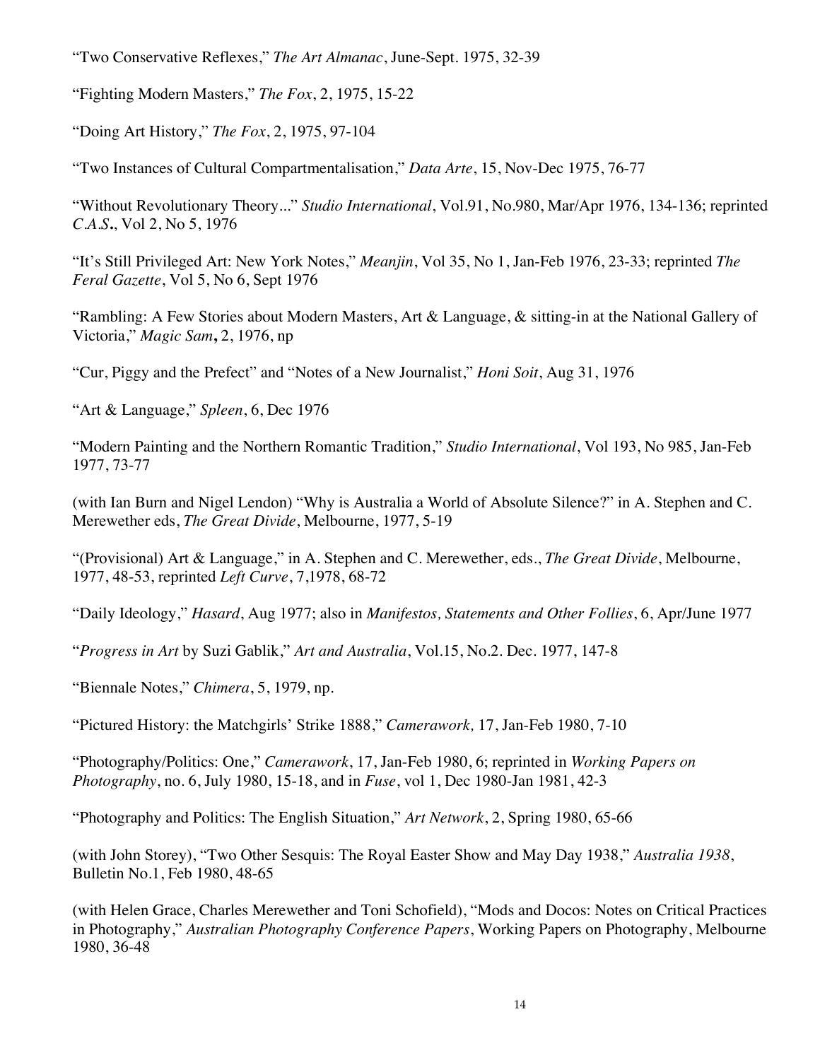"Two Conservative Reflexes," *The Art Almanac*, June-Sept. 1975, 32-39

"Fighting Modern Masters," *The Fox*, 2, 1975, 15-22

"Doing Art History," *The Fox*, 2, 1975, 97-104

"Two Instances of Cultural Compartmentalisation," *Data Arte*, 15, Nov-Dec 1975, 76-77

"Without Revolutionary Theory..." *Studio International*, Vol.91, No.980, Mar/Apr 1976, 134-136; reprinted *C.A.S.*, Vol 2, No 5, 1976

"It's Still Privileged Art: New York Notes," *Meanjin*, Vol 35, No 1, Jan-Feb 1976, 23-33; reprinted *The Feral Gazette*, Vol 5, No 6, Sept 1976

"Rambling: A Few Stories about Modern Masters, Art & Language, & sitting-in at the National Gallery of Victoria," *Magic Sam*, 2, 1976, np

"Cur, Piggy and the Prefect" and "Notes of a New Journalist," *Honi Soit*, Aug 31, 1976

"Art & Language," *Spleen*, 6, Dec 1976

"Modern Painting and the Northern Romantic Tradition," *Studio International*, Vol 193, No 985, Jan-Feb 1977, 73-77

(with Ian Burn and Nigel Lendon) "Why is Australia a World of Absolute Silence?" in A. Stephen and C. Merewether eds, *The Great Divide*, Melbourne, 1977, 5-19

"(Provisional) Art & Language," in A. Stephen and C. Merewether, eds., *The Great Divide*, Melbourne, 1977, 48-53, reprinted *Left Curve*, 7,1978, 68-72

"Daily Ideology," *Hasard*, Aug 1977; also in *Manifestos, Statements and Other Follies*, 6, Apr/June 1977

"*Progress in Art* by Suzi Gablik," *Art and Australia*, Vol.15, No.2. Dec. 1977, 147-8

"Biennale Notes," *Chimera*, 5, 1979, np.

"Pictured History: the Matchgirls' Strike 1888," *Camerawork,* 17, Jan-Feb 1980, 7-10

"Photography/Politics: One," *Camerawork*, 17, Jan-Feb 1980, 6; reprinted in *Working Papers on Photography*, no. 6, July 1980, 15-18, and in *Fuse*, vol 1, Dec 1980-Jan 1981, 42-3

"Photography and Politics: The English Situation," *Art Network*, 2, Spring 1980, 65-66

(with John Storey), "Two Other Sesquis: The Royal Easter Show and May Day 1938," *Australia 1938*, Bulletin No.1, Feb 1980, 48-65

(with Helen Grace, Charles Merewether and Toni Schofield), "Mods and Docos: Notes on Critical Practices in Photography," *Australian Photography Conference Papers*, Working Papers on Photography, Melbourne 1980, 36-48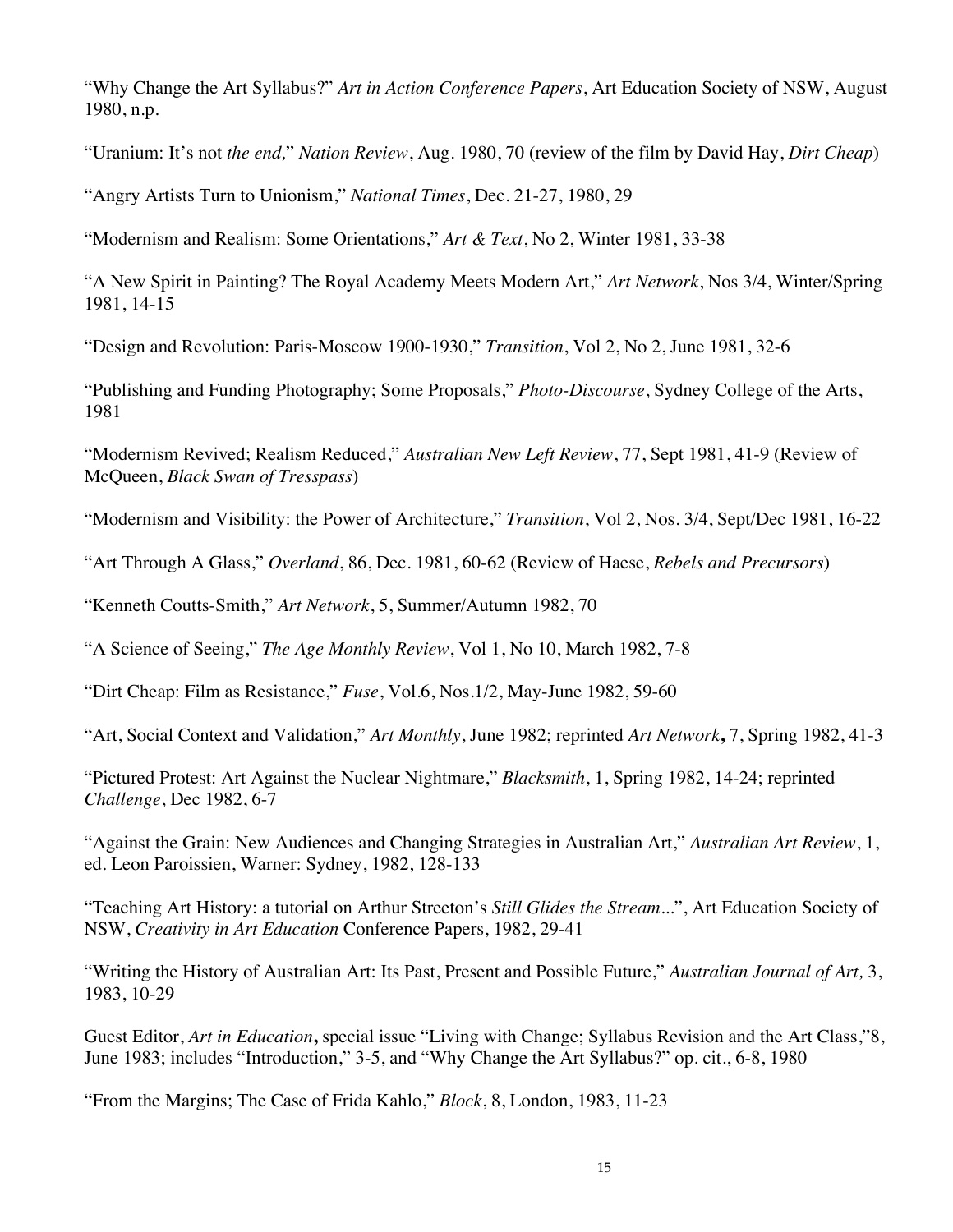“Why Change the Art Syllabus?” *Art in Action Conference Papers*, Art Education Society of NSW, August 1980, n.p.

“Uranium: It’s not *the end,*” *Nation Review*, Aug. 1980, 70 (review of the film by David Hay, *Dirt Cheap*)

“Angry Artists Turn to Unionism,” *National Times*, Dec. 21-27, 1980, 29

“Modernism and Realism: Some Orientations,” *Art & Text*, No 2, Winter 1981, 33-38

“A New Spirit in Painting? The Royal Academy Meets Modern Art,” *Art Network*, Nos 3/4, Winter/Spring 1981, 14-15

“Design and Revolution: Paris-Moscow 1900-1930,” *Transition*, Vol 2, No 2, June 1981, 32-6

“Publishing and Funding Photography; Some Proposals,” *Photo-Discourse*, Sydney College of the Arts, 1981

“Modernism Revived; Realism Reduced,” *Australian New Left Review*, 77, Sept 1981, 41-9 (Review of McQueen, *Black Swan of Tresspass*)

“Modernism and Visibility: the Power of Architecture,” *Transition*, Vol 2, Nos. 3/4, Sept/Dec 1981, 16-22

“Art Through A Glass,” *Overland*, 86, Dec. 1981, 60-62 (Review of Haese, *Rebels and Precursors*)

“Kenneth Coutts-Smith,” *Art Network*, 5, Summer/Autumn 1982, 70

“A Science of Seeing,” *The Age Monthly Review*, Vol 1, No 10, March 1982, 7-8

“Dirt Cheap: Film as Resistance,” *Fuse*, Vol.6, Nos.1/2, May-June 1982, 59-60

“Art, Social Context and Validation,” *Art Monthly*, June 1982; reprinted *Art Network***,** 7, Spring 1982, 41-3

“Pictured Protest: Art Against the Nuclear Nightmare,” *Blacksmith*, 1, Spring 1982, 14-24; reprinted *Challenge*, Dec 1982, 6-7

“Against the Grain: New Audiences and Changing Strategies in Australian Art,” *Australian Art Review*, 1, ed. Leon Paroissien, Warner: Sydney, 1982, 128-133

“Teaching Art History: a tutorial on Arthur Streeton’s *Still Glides the Stream...*”, Art Education Society of NSW, *Creativity in Art Education* Conference Papers, 1982, 29-41

“Writing the History of Australian Art: Its Past, Present and Possible Future,” *Australian Journal of Art,* 3, 1983, 10-29

Guest Editor, *Art in Education***,** special issue “Living with Change; Syllabus Revision and the Art Class,”8, June 1983; includes “Introduction,” 3-5, and “Why Change the Art Syllabus?” op. cit., 6-8, 1980

“From the Margins; The Case of Frida Kahlo,” *Block*, 8, London, 1983, 11-23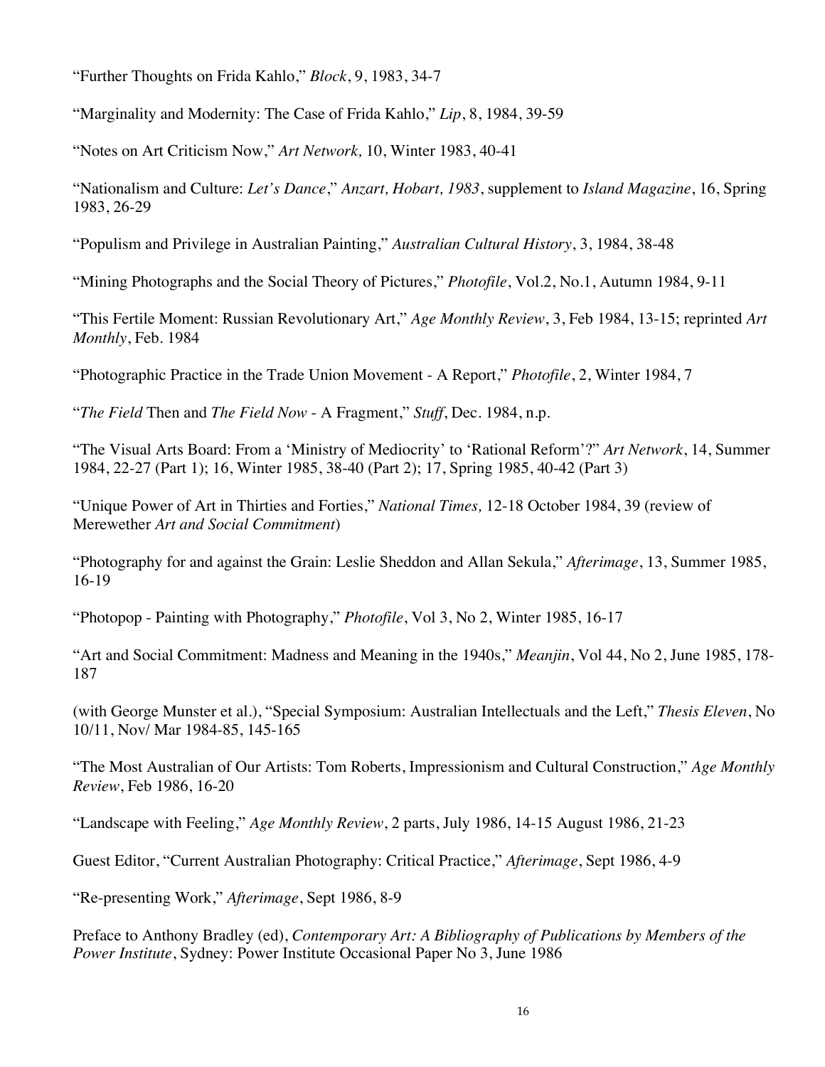“Further Thoughts on Frida Kahlo,” *Block*, 9, 1983, 34-7

“Marginality and Modernity: The Case of Frida Kahlo,” *Lip*, 8, 1984, 39-59

“Notes on Art Criticism Now,” *Art Network,* 10, Winter 1983, 40-41

“Nationalism and Culture: *Let’s Dance*,” *Anzart, Hobart, 1983*, supplement to *Island Magazine*, 16, Spring 1983, 26-29

“Populism and Privilege in Australian Painting,” *Australian Cultural History*, 3, 1984, 38-48

“Mining Photographs and the Social Theory of Pictures,” *Photofile*, Vol.2, No.1, Autumn 1984, 9-11

“This Fertile Moment: Russian Revolutionary Art,” *Age Monthly Review*, 3, Feb 1984, 13-15; reprinted *Art Monthly*, Feb. 1984

“Photographic Practice in the Trade Union Movement - A Report,” *Photofile*, 2, Winter 1984, 7

“*The Field* Then and *The Field Now* - A Fragment,” *Stuff*, Dec. 1984, n.p.

“The Visual Arts Board: From a ‘Ministry of Mediocrity’ to ‘Rational Reform’?” *Art Network*, 14, Summer 1984, 22-27 (Part 1); 16, Winter 1985, 38-40 (Part 2); 17, Spring 1985, 40-42 (Part 3)

“Unique Power of Art in Thirties and Forties,” *National Times,* 12-18 October 1984, 39 (review of Merewether *Art and Social Commitment*)

“Photography for and against the Grain: Leslie Sheddon and Allan Sekula,” *Afterimage*, 13, Summer 1985, 16-19

“Photopop - Painting with Photography,” *Photofile*, Vol 3, No 2, Winter 1985, 16-17

“Art and Social Commitment: Madness and Meaning in the 1940s,” *Meanjin*, Vol 44, No 2, June 1985, 178-187

(with George Munster et al.), “Special Symposium: Australian Intellectuals and the Left,” *Thesis Eleven*, No 10/11, Nov/ Mar 1984-85, 145-165

“The Most Australian of Our Artists: Tom Roberts, Impressionism and Cultural Construction,” *Age Monthly Review*, Feb 1986, 16-20

“Landscape with Feeling,” *Age Monthly Review*, 2 parts, July 1986, 14-15 August 1986, 21-23

Guest Editor, “Current Australian Photography: Critical Practice,” *Afterimage*, Sept 1986, 4-9

“Re-presenting Work,” *Afterimage*, Sept 1986, 8-9

Preface to Anthony Bradley (ed), *Contemporary Art: A Bibliography of Publications by Members of the Power Institute*, Sydney: Power Institute Occasional Paper No 3, June 1986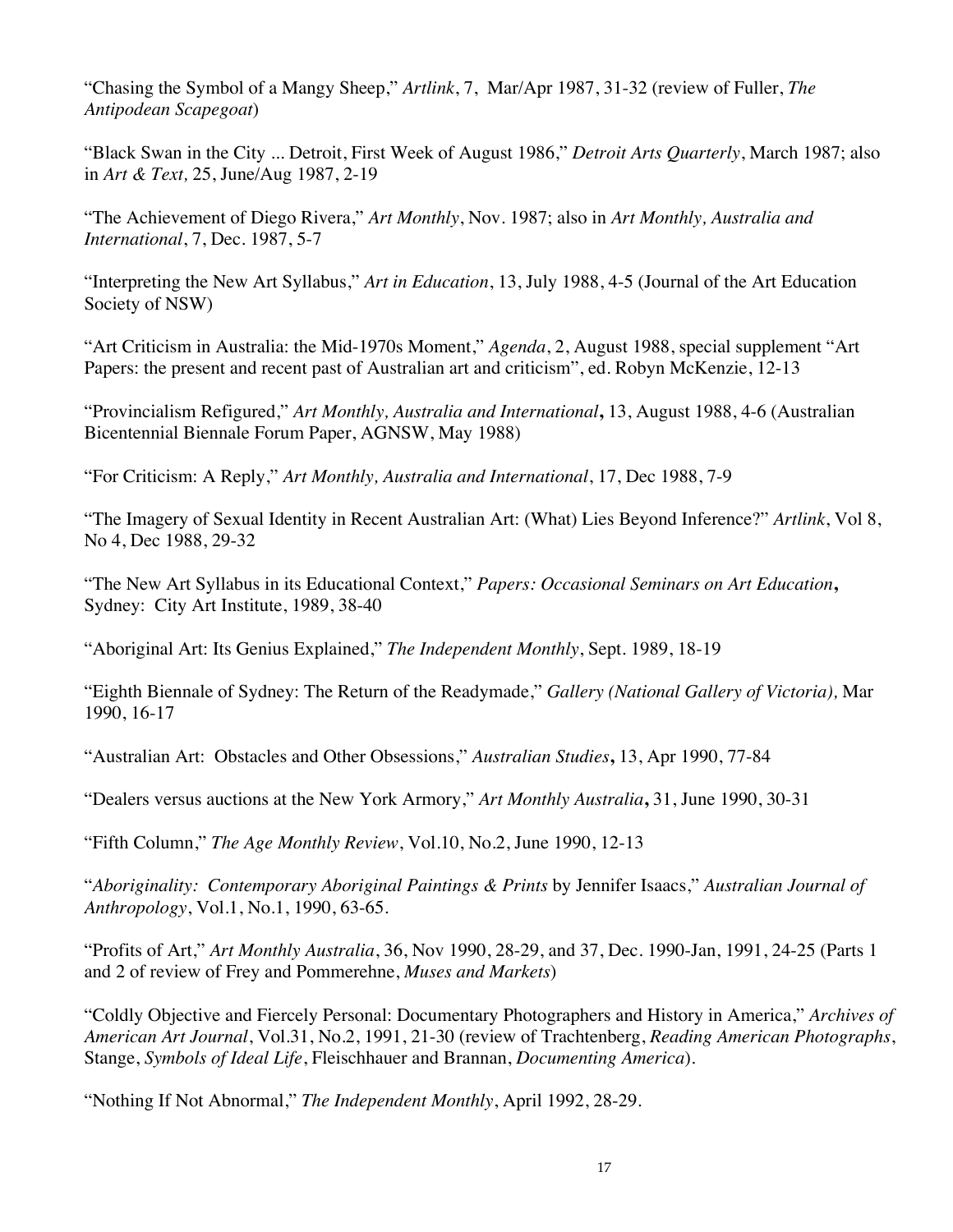"Chasing the Symbol of a Mangy Sheep," *Artlink*, 7, Mar/Apr 1987, 31-32 (review of Fuller, *The Antipodean Scapegoat*)

"Black Swan in the City ... Detroit, First Week of August 1986," *Detroit Arts Quarterly*, March 1987; also in *Art & Text,* 25, June/Aug 1987, 2-19

"The Achievement of Diego Rivera," *Art Monthly*, Nov. 1987; also in *Art Monthly, Australia and International*, 7, Dec. 1987, 5-7

"Interpreting the New Art Syllabus," *Art in Education*, 13, July 1988, 4-5 (Journal of the Art Education Society of NSW)

"Art Criticism in Australia: the Mid-1970s Moment," *Agenda*, 2, August 1988, special supplement "Art Papers: the present and recent past of Australian art and criticism", ed. Robyn McKenzie, 12-13

"Provincialism Refigured," *Art Monthly, Australia and International***,** 13, August 1988, 4-6 (Australian Bicentennial Biennale Forum Paper, AGNSW, May 1988)

"For Criticism: A Reply," *Art Monthly, Australia and International*, 17, Dec 1988, 7-9

"The Imagery of Sexual Identity in Recent Australian Art: (What) Lies Beyond Inference?" *Artlink*, Vol 8, No 4, Dec 1988, 29-32

"The New Art Syllabus in its Educational Context," *Papers: Occasional Seminars on Art Education***,** Sydney: City Art Institute, 1989, 38-40

"Aboriginal Art: Its Genius Explained," *The Independent Monthly*, Sept. 1989, 18-19

"Eighth Biennale of Sydney: The Return of the Readymade," *Gallery (National Gallery of Victoria),* Mar 1990, 16-17

"Australian Art: Obstacles and Other Obsessions," *Australian Studies***,** 13, Apr 1990, 77-84

"Dealers versus auctions at the New York Armory," *Art Monthly Australia***,** 31, June 1990, 30-31

"Fifth Column," *The Age Monthly Review*, Vol.10, No.2, June 1990, 12-13

"*Aboriginality: Contemporary Aboriginal Paintings & Prints* by Jennifer Isaacs," *Australian Journal of Anthropology*, Vol.1, No.1, 1990, 63-65.

"Profits of Art," *Art Monthly Australia*, 36, Nov 1990, 28-29, and 37, Dec. 1990-Jan, 1991, 24-25 (Parts 1 and 2 of review of Frey and Pommerehne, *Muses and Markets*)

"Coldly Objective and Fiercely Personal: Documentary Photographers and History in America," *Archives of American Art Journal*, Vol.31, No.2, 1991, 21-30 (review of Trachtenberg, *Reading American Photographs*, Stange, *Symbols of Ideal Life*, Fleischhauer and Brannan, *Documenting America*).

"Nothing If Not Abnormal," *The Independent Monthly*, April 1992, 28-29.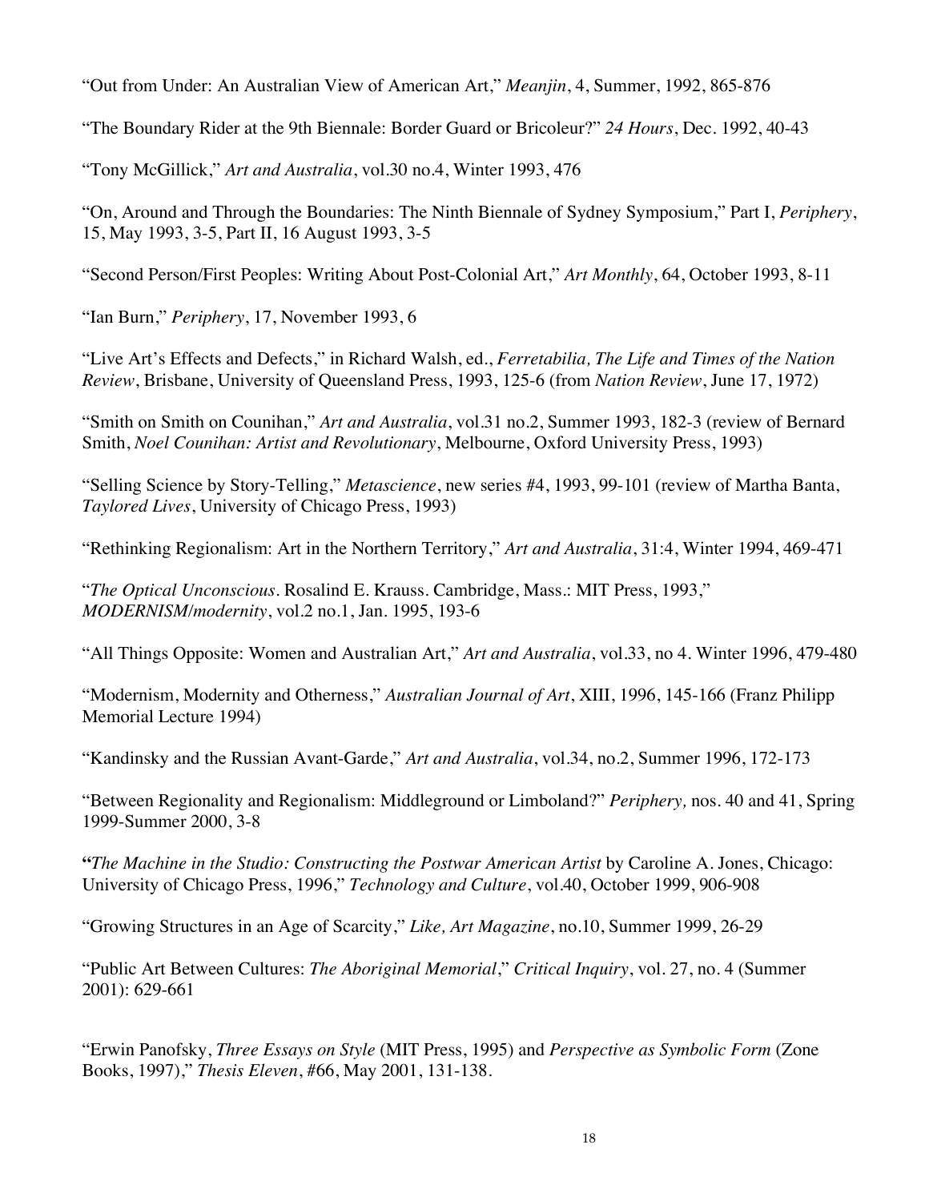"Out from Under: An Australian View of American Art," *Meanjin*, 4, Summer, 1992, 865-876

"The Boundary Rider at the 9th Biennale: Border Guard or Bricoleur?" *24 Hours*, Dec. 1992, 40-43

"Tony McGillick," *Art and Australia*, vol.30 no.4, Winter 1993, 476

"On, Around and Through the Boundaries: The Ninth Biennale of Sydney Symposium," Part I, *Periphery*, 15, May 1993, 3-5, Part II, 16 August 1993, 3-5

"Second Person/First Peoples: Writing About Post-Colonial Art," *Art Monthly*, 64, October 1993, 8-11

"Ian Burn," *Periphery*, 17, November 1993, 6

"Live Art's Effects and Defects," in Richard Walsh, ed., *Ferretabilia, The Life and Times of the Nation Review*, Brisbane, University of Queensland Press, 1993, 125-6 (from *Nation Review*, June 17, 1972)

"Smith on Smith on Counihan," *Art and Australia*, vol.31 no.2, Summer 1993, 182-3 (review of Bernard Smith, *Noel Counihan: Artist and Revolutionary*, Melbourne, Oxford University Press, 1993)

"Selling Science by Story-Telling," *Metascience*, new series #4, 1993, 99-101 (review of Martha Banta, *Taylored Lives*, University of Chicago Press, 1993)

"Rethinking Regionalism: Art in the Northern Territory," *Art and Australia*, 31:4, Winter 1994, 469-471

"*The Optical Unconscious*. Rosalind E. Krauss. Cambridge, Mass.: MIT Press, 1993," *MODERNISM/modernity*, vol.2 no.1, Jan. 1995, 193-6

"All Things Opposite: Women and Australian Art," *Art and Australia*, vol.33, no 4. Winter 1996, 479-480

"Modernism, Modernity and Otherness," *Australian Journal of Art*, XIII, 1996, 145-166 (Franz Philipp Memorial Lecture 1994)

"Kandinsky and the Russian Avant-Garde," *Art and Australia*, vol.34, no.2, Summer 1996, 172-173

"Between Regionality and Regionalism: Middleground or Limboland?" *Periphery,* nos. 40 and 41, Spring 1999-Summer 2000, 3-8

"*The Machine in the Studio: Constructing the Postwar American Artist* by Caroline A. Jones, Chicago: University of Chicago Press, 1996," *Technology and Culture*, vol.40, October 1999, 906-908

"Growing Structures in an Age of Scarcity," *Like, Art Magazine*, no.10, Summer 1999, 26-29

"Public Art Between Cultures: *The Aboriginal Memorial*," *Critical Inquiry*, vol. 27, no. 4 (Summer 2001): 629-661

"Erwin Panofsky, *Three Essays on Style* (MIT Press, 1995) and *Perspective as Symbolic Form* (Zone Books, 1997)," *Thesis Eleven*, #66, May 2001, 131-138.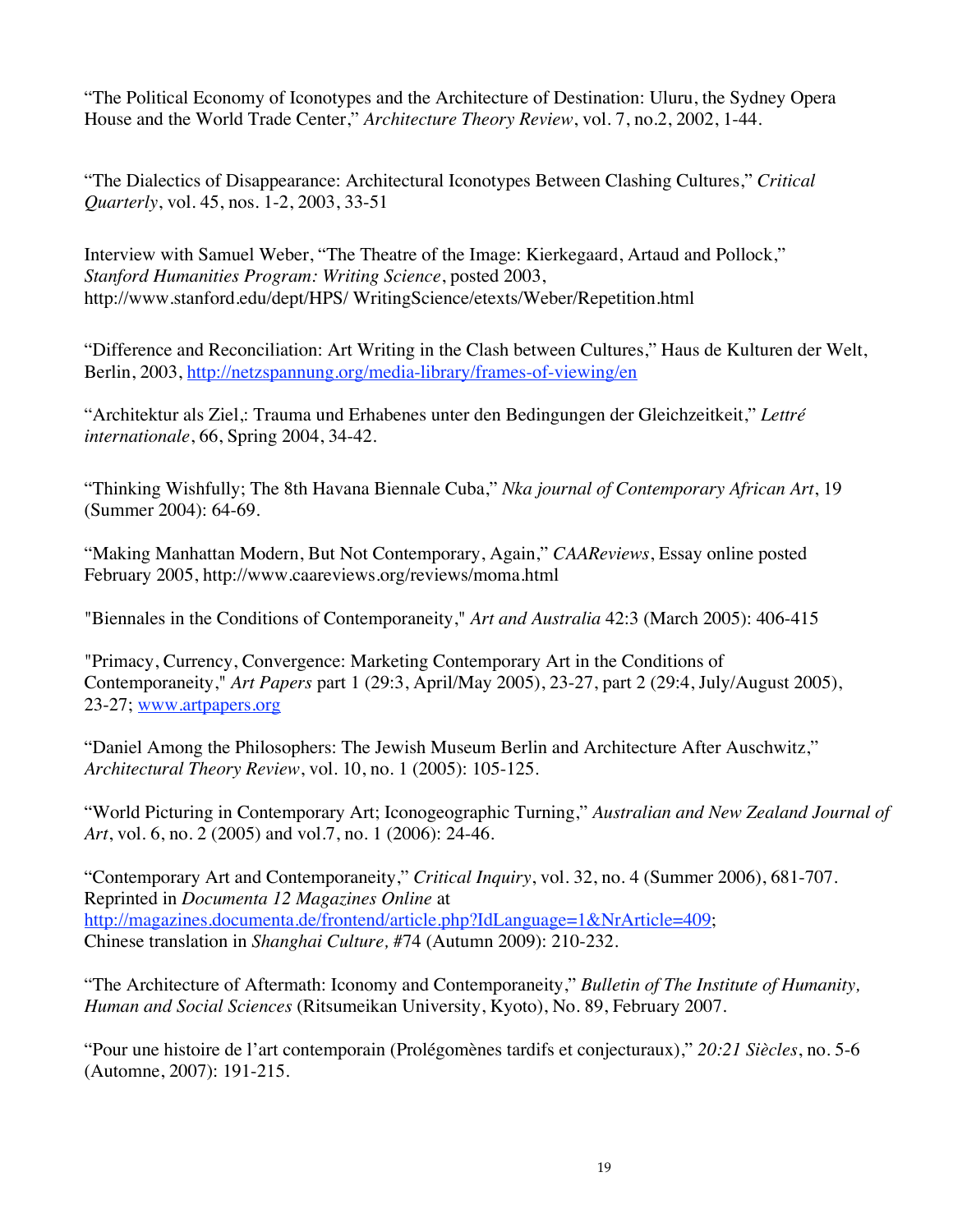"The Political Economy of Iconotypes and the Architecture of Destination: Uluru, the Sydney Opera House and the World Trade Center," *Architecture Theory Review*, vol. 7, no.2, 2002, 1-44.

"The Dialectics of Disappearance: Architectural Iconotypes Between Clashing Cultures," *Critical Quarterly*, vol. 45, nos. 1-2, 2003, 33-51

Interview with Samuel Weber, "The Theatre of the Image: Kierkegaard, Artaud and Pollock," *Stanford Humanities Program: Writing Science*, posted 2003, http://www.stanford.edu/dept/HPS/ WritingScience/etexts/Weber/Repetition.html

"Difference and Reconciliation: Art Writing in the Clash between Cultures," Haus de Kulturen der Welt, Berlin, 2003, http://netzspannung.org/media-library/frames-of-viewing/en

"Architektur als Ziel,: Trauma und Erhabenes unter den Bedingungen der Gleichzeitkeit," *Lettré internationale*, 66, Spring 2004, 34-42.

"Thinking Wishfully; The 8th Havana Biennale Cuba," *Nka journal of Contemporary African Art*, 19 (Summer 2004): 64-69.

"Making Manhattan Modern, But Not Contemporary, Again," *CAAReviews*, Essay online posted February 2005, http://www.caareviews.org/reviews/moma.html

"Biennales in the Conditions of Contemporaneity," *Art and Australia* 42:3 (March 2005): 406-415

"Primacy, Currency, Convergence: Marketing Contemporary Art in the Conditions of Contemporaneity," *Art Papers* part 1 (29:3, April/May 2005), 23-27, part 2 (29:4, July/August 2005), 23-27; www.artpapers.org

"Daniel Among the Philosophers: The Jewish Museum Berlin and Architecture After Auschwitz," *Architectural Theory Review*, vol. 10, no. 1 (2005): 105-125.

"World Picturing in Contemporary Art; Iconogeographic Turning," *Australian and New Zealand Journal of Art*, vol. 6, no. 2 (2005) and vol.7, no. 1 (2006): 24-46.

"Contemporary Art and Contemporaneity," *Critical Inquiry*, vol. 32, no. 4 (Summer 2006), 681-707. Reprinted in *Documenta 12 Magazines Online* at http://magazines.documenta.de/frontend/article.php?IdLanguage=1&NrArticle=409; Chinese translation in *Shanghai Culture,* #74 (Autumn 2009): 210-232.

"The Architecture of Aftermath: Iconomy and Contemporaneity," *Bulletin of The Institute of Humanity, Human and Social Sciences* (Ritsumeikan University, Kyoto), No. 89, February 2007.

"Pour une histoire de l'art contemporain (Prolégomènes tardifs et conjecturaux)," *20:21 Siècles*, no. 5-6 (Automne, 2007): 191-215.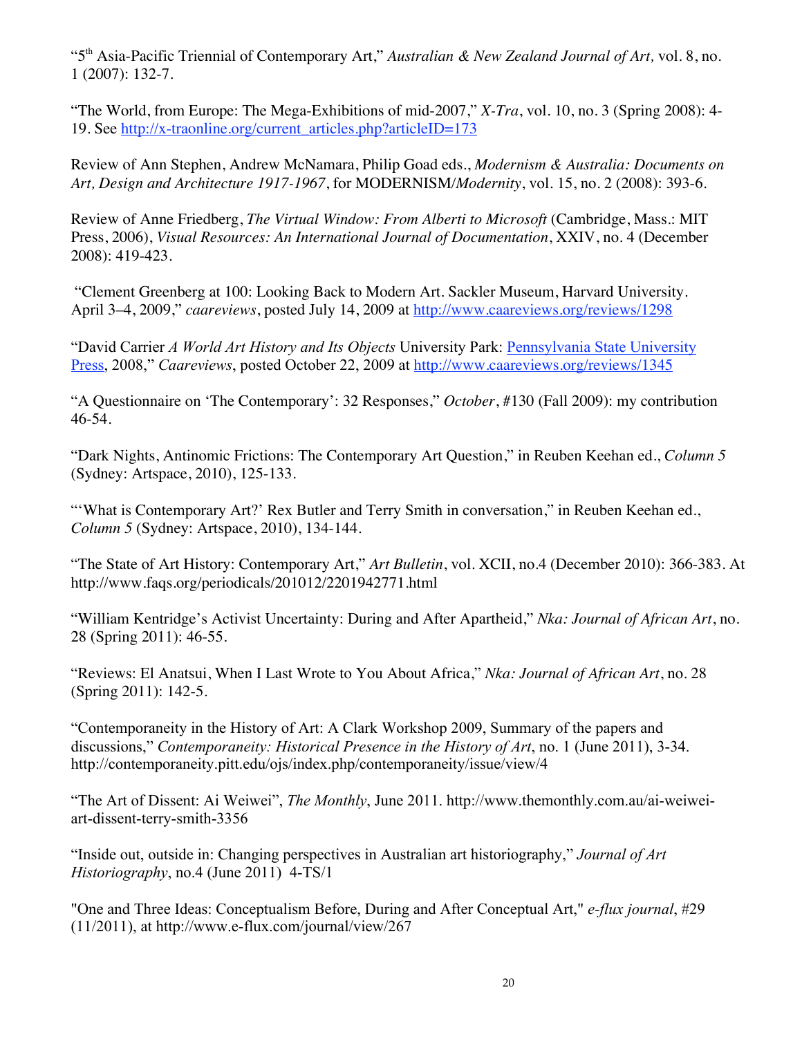"5th Asia-Pacific Triennial of Contemporary Art," *Australian & New Zealand Journal of Art,* vol. 8, no. 1 (2007): 132-7.

"The World, from Europe: The Mega-Exhibitions of mid-2007," *X-Tra*, vol. 10, no. 3 (Spring 2008): 4-19. See http://x-traonline.org/current_articles.php?articleID=173

Review of Ann Stephen, Andrew McNamara, Philip Goad eds., *Modernism & Australia: Documents on Art, Design and Architecture 1917-1967*, for MODERNISM/*Modernity*, vol. 15, no. 2 (2008): 393-6.

Review of Anne Friedberg, *The Virtual Window: From Alberti to Microsoft* (Cambridge, Mass.: MIT Press, 2006), *Visual Resources: An International Journal of Documentation*, XXIV, no. 4 (December 2008): 419-423.

"Clement Greenberg at 100: Looking Back to Modern Art. Sackler Museum, Harvard University. April 3–4, 2009," *caareviews*, posted July 14, 2009 at http://www.caareviews.org/reviews/1298

"David Carrier *A World Art History and Its Objects* University Park: Pennsylvania State University Press, 2008," *Caareviews*, posted October 22, 2009 at http://www.caareviews.org/reviews/1345

"A Questionnaire on 'The Contemporary': 32 Responses," *October*, #130 (Fall 2009): my contribution 46-54.

"Dark Nights, Antinomic Frictions: The Contemporary Art Question," in Reuben Keehan ed., *Column 5* (Sydney: Artspace, 2010), 125-133.

"'What is Contemporary Art?' Rex Butler and Terry Smith in conversation," in Reuben Keehan ed., *Column 5* (Sydney: Artspace, 2010), 134-144.

"The State of Art History: Contemporary Art," *Art Bulletin*, vol. XCII, no.4 (December 2010): 366-383. At http://www.faqs.org/periodicals/201012/2201942771.html

"William Kentridge's Activist Uncertainty: During and After Apartheid," *Nka: Journal of African Art*, no. 28 (Spring 2011): 46-55.

"Reviews: El Anatsui, When I Last Wrote to You About Africa," *Nka: Journal of African Art*, no. 28 (Spring 2011): 142-5.

"Contemporaneity in the History of Art: A Clark Workshop 2009, Summary of the papers and discussions," *Contemporaneity: Historical Presence in the History of Art*, no. 1 (June 2011), 3-34. http://contemporaneity.pitt.edu/ojs/index.php/contemporaneity/issue/view/4

"The Art of Dissent: Ai Weiwei", *The Monthly*, June 2011. http://www.themonthly.com.au/ai-weiwei-art-dissent-terry-smith-3356

"Inside out, outside in: Changing perspectives in Australian art historiography," *Journal of Art Historiography*, no.4 (June 2011) 4-TS/1

"One and Three Ideas: Conceptualism Before, During and After Conceptual Art," *e-flux journal*, #29 (11/2011), at http://www.e-flux.com/journal/view/267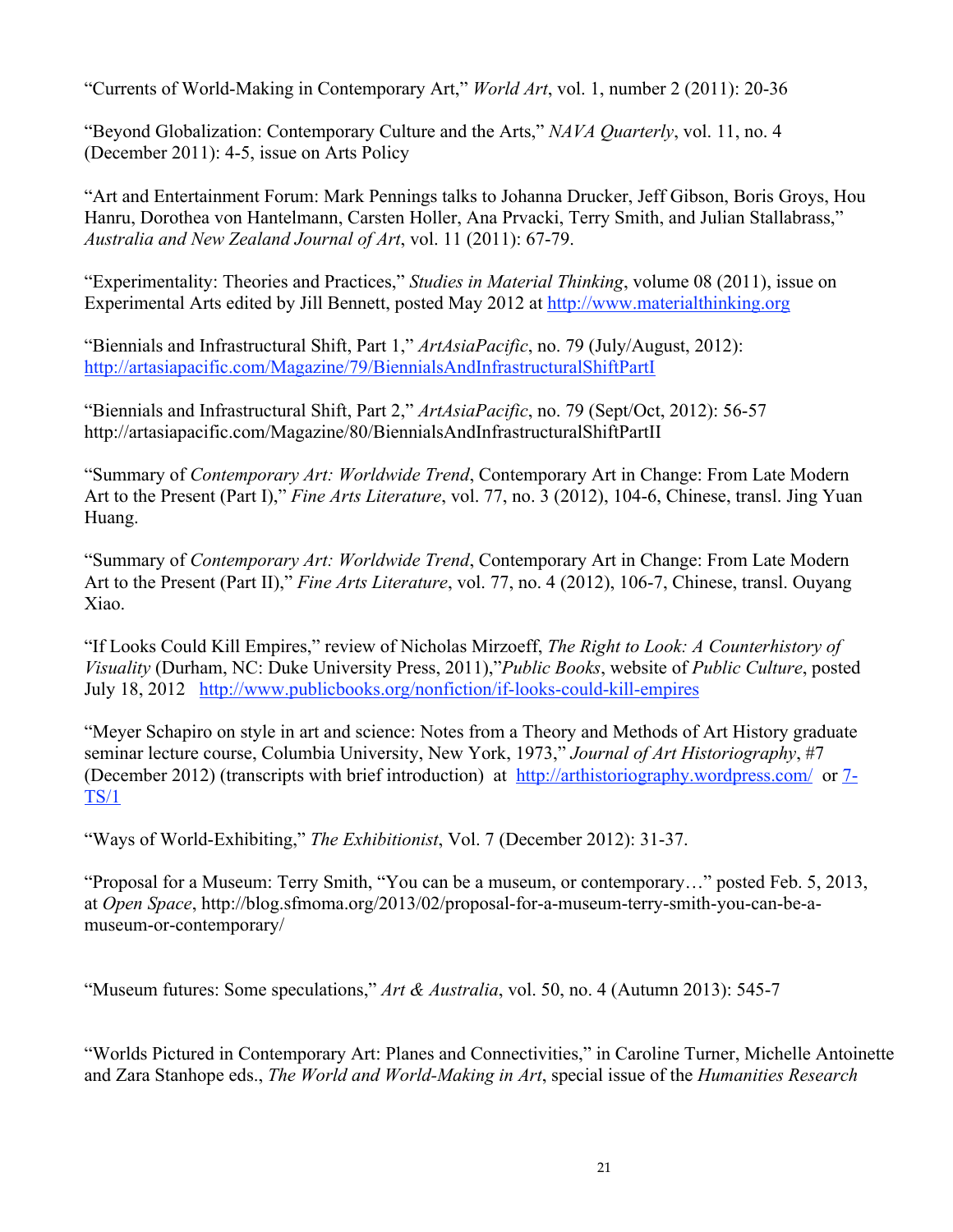"Currents of World-Making in Contemporary Art," *World Art*, vol. 1, number 2 (2011): 20-36

"Beyond Globalization: Contemporary Culture and the Arts," *NAVA Quarterly*, vol. 11, no. 4 (December 2011): 4-5, issue on Arts Policy

"Art and Entertainment Forum: Mark Pennings talks to Johanna Drucker, Jeff Gibson, Boris Groys, Hou Hanru, Dorothea von Hantelmann, Carsten Holler, Ana Prvacki, Terry Smith, and Julian Stallabrass," *Australia and New Zealand Journal of Art*, vol. 11 (2011): 67-79.

"Experimentality: Theories and Practices," *Studies in Material Thinking*, volume 08 (2011), issue on Experimental Arts edited by Jill Bennett, posted May 2012 at http://www.materialthinking.org

"Biennials and Infrastructural Shift, Part 1," *ArtAsiaPacific*, no. 79 (July/August, 2012): http://artasiapacific.com/Magazine/79/BiennialsAndInfrastructuralShiftPartI

"Biennials and Infrastructural Shift, Part 2," *ArtAsiaPacific*, no. 79 (Sept/Oct, 2012): 56-57 http://artasiapacific.com/Magazine/80/BiennialsAndInfrastructuralShiftPartII

"Summary of *Contemporary Art: Worldwide Trend*, Contemporary Art in Change: From Late Modern Art to the Present (Part I)," *Fine Arts Literature*, vol. 77, no. 3 (2012), 104-6, Chinese, transl. Jing Yuan Huang.

"Summary of *Contemporary Art: Worldwide Trend*, Contemporary Art in Change: From Late Modern Art to the Present (Part II)," *Fine Arts Literature*, vol. 77, no. 4 (2012), 106-7, Chinese, transl. Ouyang Xiao.

"If Looks Could Kill Empires," review of Nicholas Mirzoeff, *The Right to Look: A Counterhistory of Visuality* (Durham, NC: Duke University Press, 2011),"*Public Books*, website of *Public Culture*, posted July 18, 2012 http://www.publicbooks.org/nonfiction/if-looks-could-kill-empires

"Meyer Schapiro on style in art and science: Notes from a Theory and Methods of Art History graduate seminar lecture course, Columbia University, New York, 1973," *Journal of Art Historiography*, #7 (December 2012) (transcripts with brief introduction) at http://arthistoriography.wordpress.com/ or 7-TS/1

"Ways of World-Exhibiting," *The Exhibitionist*, Vol. 7 (December 2012): 31-37.

"Proposal for a Museum: Terry Smith, "You can be a museum, or contemporary…" posted Feb. 5, 2013, at *Open Space*, http://blog.sfmoma.org/2013/02/proposal-for-a-museum-terry-smith-you-can-be-a-museum-or-contemporary/

"Museum futures: Some speculations," *Art & Australia*, vol. 50, no. 4 (Autumn 2013): 545-7

"Worlds Pictured in Contemporary Art: Planes and Connectivities," in Caroline Turner, Michelle Antoinette and Zara Stanhope eds., *The World and World-Making in Art*, special issue of the *Humanities Research*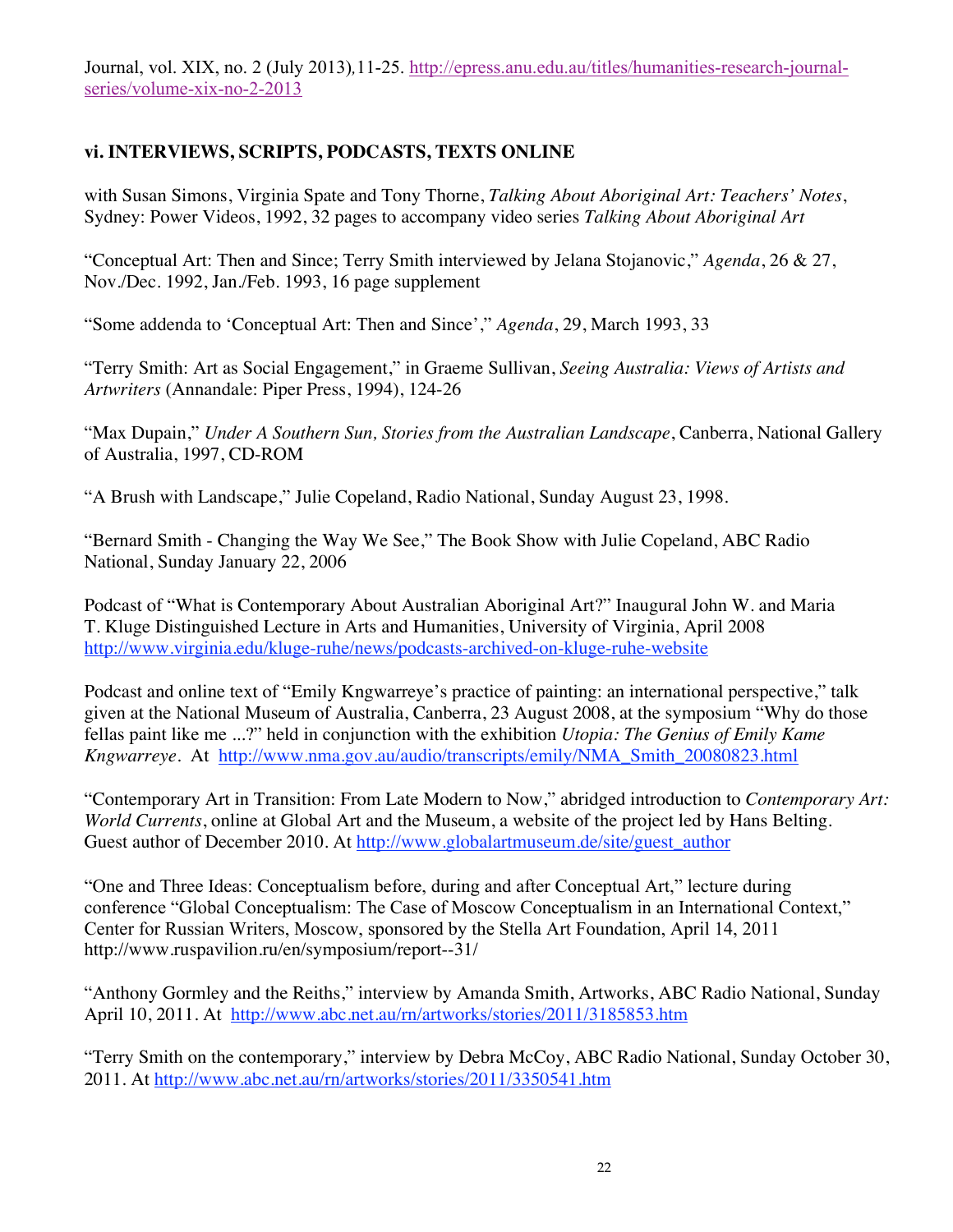Journal, vol. XIX, no. 2 (July 2013), 11-25. http://epress.anu.edu.au/titles/humanities-research-journal-series/volume-xix-no-2-2013

### vi. INTERVIEWS, SCRIPTS, PODCASTS, TEXTS ONLINE

with Susan Simons, Virginia Spate and Tony Thorne, *Talking About Aboriginal Art: Teachers' Notes*, Sydney: Power Videos, 1992, 32 pages to accompany video series *Talking About Aboriginal Art*

"Conceptual Art: Then and Since; Terry Smith interviewed by Jelana Stojanovic," *Agenda*, 26 & 27, Nov./Dec. 1992, Jan./Feb. 1993, 16 page supplement

"Some addenda to 'Conceptual Art: Then and Since'," *Agenda*, 29, March 1993, 33

"Terry Smith: Art as Social Engagement," in Graeme Sullivan, *Seeing Australia: Views of Artists and Artwriters* (Annandale: Piper Press, 1994), 124-26

"Max Dupain," *Under A Southern Sun, Stories from the Australian Landscape*, Canberra, National Gallery of Australia, 1997, CD-ROM

"A Brush with Landscape," Julie Copeland, Radio National, Sunday August 23, 1998.

"Bernard Smith - Changing the Way We See," The Book Show with Julie Copeland, ABC Radio National, Sunday January 22, 2006

Podcast of "What is Contemporary About Australian Aboriginal Art?" Inaugural John W. and Maria T. Kluge Distinguished Lecture in Arts and Humanities, University of Virginia, April 2008 http://www.virginia.edu/kluge-ruhe/news/podcasts-archived-on-kluge-ruhe-website

Podcast and online text of "Emily Kngwarreye's practice of painting: an international perspective," talk given at the National Museum of Australia, Canberra, 23 August 2008, at the symposium "Why do those fellas paint like me ...?" held in conjunction with the exhibition *Utopia: The Genius of Emily Kame Kngwarreye*. At http://www.nma.gov.au/audio/transcripts/emily/NMA_Smith_20080823.html

"Contemporary Art in Transition: From Late Modern to Now," abridged introduction to *Contemporary Art: World Currents*, online at Global Art and the Museum, a website of the project led by Hans Belting. Guest author of December 2010. At http://www.globalartmuseum.de/site/guest_author

"One and Three Ideas: Conceptualism before, during and after Conceptual Art," lecture during conference "Global Conceptualism: The Case of Moscow Conceptualism in an International Context," Center for Russian Writers, Moscow, sponsored by the Stella Art Foundation, April 14, 2011 http://www.ruspavilion.ru/en/symposium/report--31/

"Anthony Gormley and the Reiths," interview by Amanda Smith, Artworks, ABC Radio National, Sunday April 10, 2011. At http://www.abc.net.au/rn/artworks/stories/2011/3185853.htm

"Terry Smith on the contemporary," interview by Debra McCoy, ABC Radio National, Sunday October 30, 2011. At http://www.abc.net.au/rn/artworks/stories/2011/3350541.htm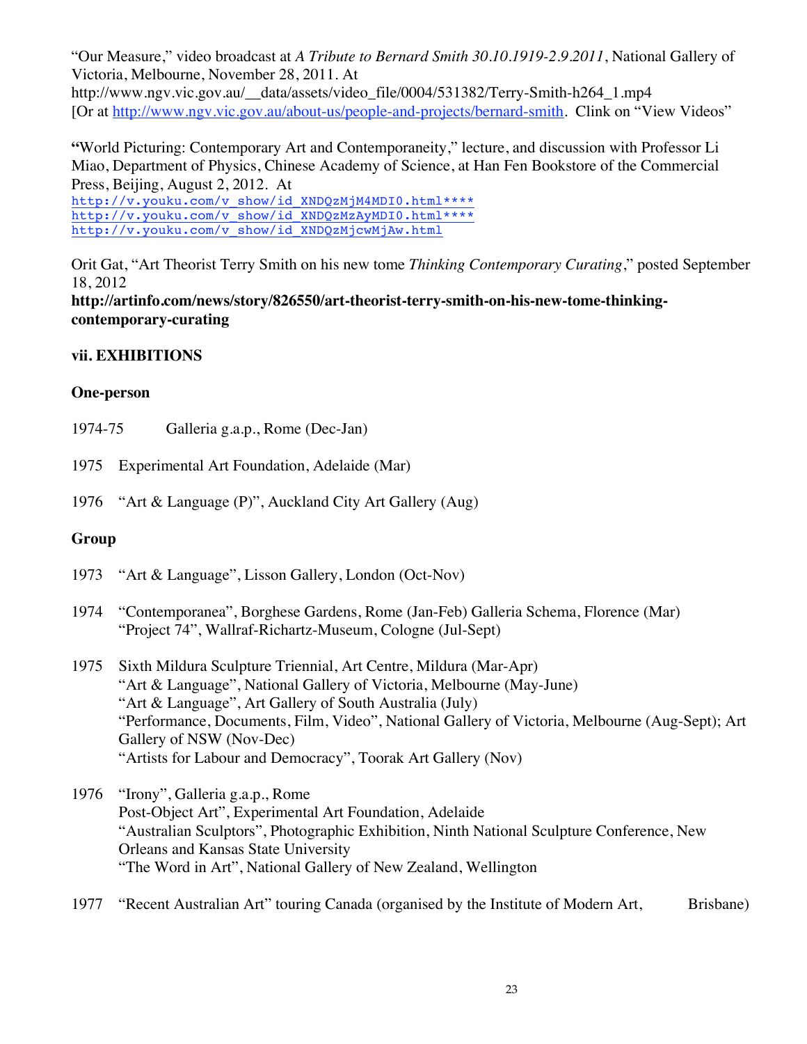"Our Measure," video broadcast at *A Tribute to Bernard Smith 30.10.1919-2.9.2011*, National Gallery of Victoria, Melbourne, November 28, 2011. At http://www.ngv.vic.gov.au/__data/assets/video_file/0004/531382/Terry-Smith-h264_1.mp4 [Or at http://www.ngv.vic.gov.au/about-us/people-and-projects/bernard-smith. Clink on "View Videos"

**"**World Picturing: Contemporary Art and Contemporaneity," lecture, and discussion with Professor Li Miao, Department of Physics, Chinese Academy of Science, at Han Fen Bookstore of the Commercial Press, Beijing, August 2, 2012. At
http://v.youku.com/v_show/id_XNDQzMjM4MDI0.html****
http://v.youku.com/v_show/id_XNDQzMzAyMDI0.html****
http://v.youku.com/v_show/id_XNDQzMjcwMjAw.html

Orit Gat, "Art Theorist Terry Smith on his new tome *Thinking Contemporary Curating*," posted September 18, 2012
**http://artinfo.com/news/story/826550/art-theorist-terry-smith-on-his-new-tome-thinking-contemporary-curating**

### vii. EXHIBITIONS

#### One-person

1974-75 Galleria g.a.p., Rome (Dec-Jan)

1975 Experimental Art Foundation, Adelaide (Mar)

1976 "Art & Language (P)", Auckland City Art Gallery (Aug)

#### Group

1973 "Art & Language", Lisson Gallery, London (Oct-Nov)

1974 "Contemporanea", Borghese Gardens, Rome (Jan-Feb) Galleria Schema, Florence (Mar)
"Project 74", Wallraf-Richartz-Museum, Cologne (Jul-Sept)

1975 Sixth Mildura Sculpture Triennial, Art Centre, Mildura (Mar-Apr)
"Art & Language", National Gallery of Victoria, Melbourne (May-June)
"Art & Language", Art Gallery of South Australia (July)
"Performance, Documents, Film, Video", National Gallery of Victoria, Melbourne (Aug-Sept); Art Gallery of NSW (Nov-Dec)
"Artists for Labour and Democracy", Toorak Art Gallery (Nov)

1976 "Irony", Galleria g.a.p., Rome
Post-Object Art", Experimental Art Foundation, Adelaide
"Australian Sculptors", Photographic Exhibition, Ninth National Sculpture Conference, New Orleans and Kansas State University
"The Word in Art", National Gallery of New Zealand, Wellington

1977 "Recent Australian Art" touring Canada (organised by the Institute of Modern Art, Brisbane)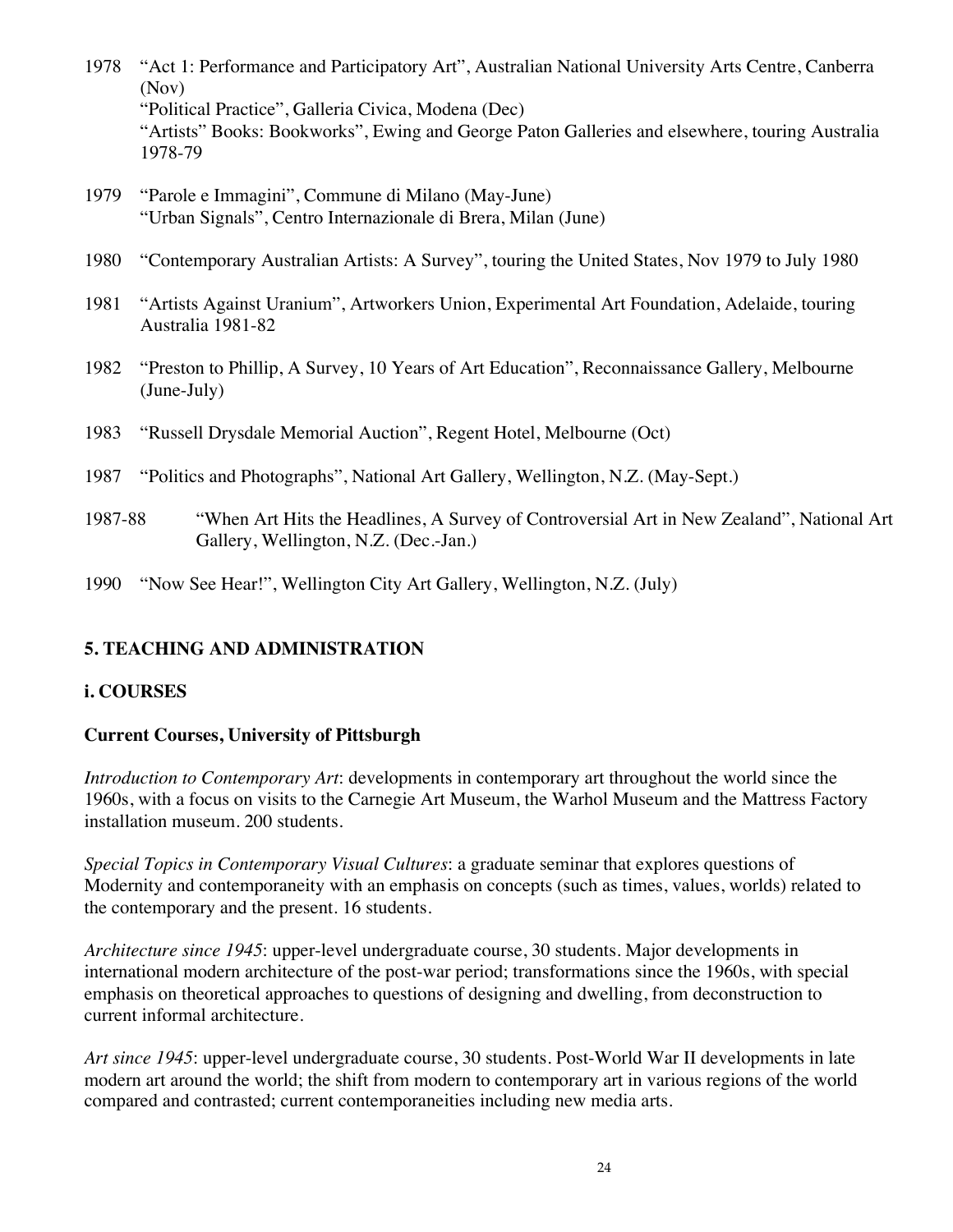1978 "Act 1: Performance and Participatory Art", Australian National University Arts Centre, Canberra (Nov)
"Political Practice", Galleria Civica, Modena (Dec)
"Artists" Books: Bookworks", Ewing and George Paton Galleries and elsewhere, touring Australia 1978-79

1979 "Parole e Immagini", Commune di Milano (May-June)
"Urban Signals", Centro Internazionale di Brera, Milan (June)

1980 "Contemporary Australian Artists: A Survey", touring the United States, Nov 1979 to July 1980

1981 "Artists Against Uranium", Artworkers Union, Experimental Art Foundation, Adelaide, touring Australia 1981-82

1982 "Preston to Phillip, A Survey, 10 Years of Art Education", Reconnaissance Gallery, Melbourne (June-July)

1983 "Russell Drysdale Memorial Auction", Regent Hotel, Melbourne (Oct)

1987 "Politics and Photographs", National Art Gallery, Wellington, N.Z. (May-Sept.)

1987-88 "When Art Hits the Headlines, A Survey of Controversial Art in New Zealand", National Art Gallery, Wellington, N.Z. (Dec.-Jan.)

1990 "Now See Hear!", Wellington City Art Gallery, Wellington, N.Z. (July)

## 5. TEACHING AND ADMINISTRATION

### i. COURSES

**Current Courses, University of Pittsburgh**

*Introduction to Contemporary Art*: developments in contemporary art throughout the world since the 1960s, with a focus on visits to the Carnegie Art Museum, the Warhol Museum and the Mattress Factory installation museum. 200 students.

*Special Topics in Contemporary Visual Cultures*: a graduate seminar that explores questions of Modernity and contemporaneity with an emphasis on concepts (such as times, values, worlds) related to the contemporary and the present. 16 students.

*Architecture since 1945*: upper-level undergraduate course, 30 students. Major developments in international modern architecture of the post-war period; transformations since the 1960s, with special emphasis on theoretical approaches to questions of designing and dwelling, from deconstruction to current informal architecture.

*Art since 1945*: upper-level undergraduate course, 30 students. Post-World War II developments in late modern art around the world; the shift from modern to contemporary art in various regions of the world compared and contrasted; current contemporaneities including new media arts.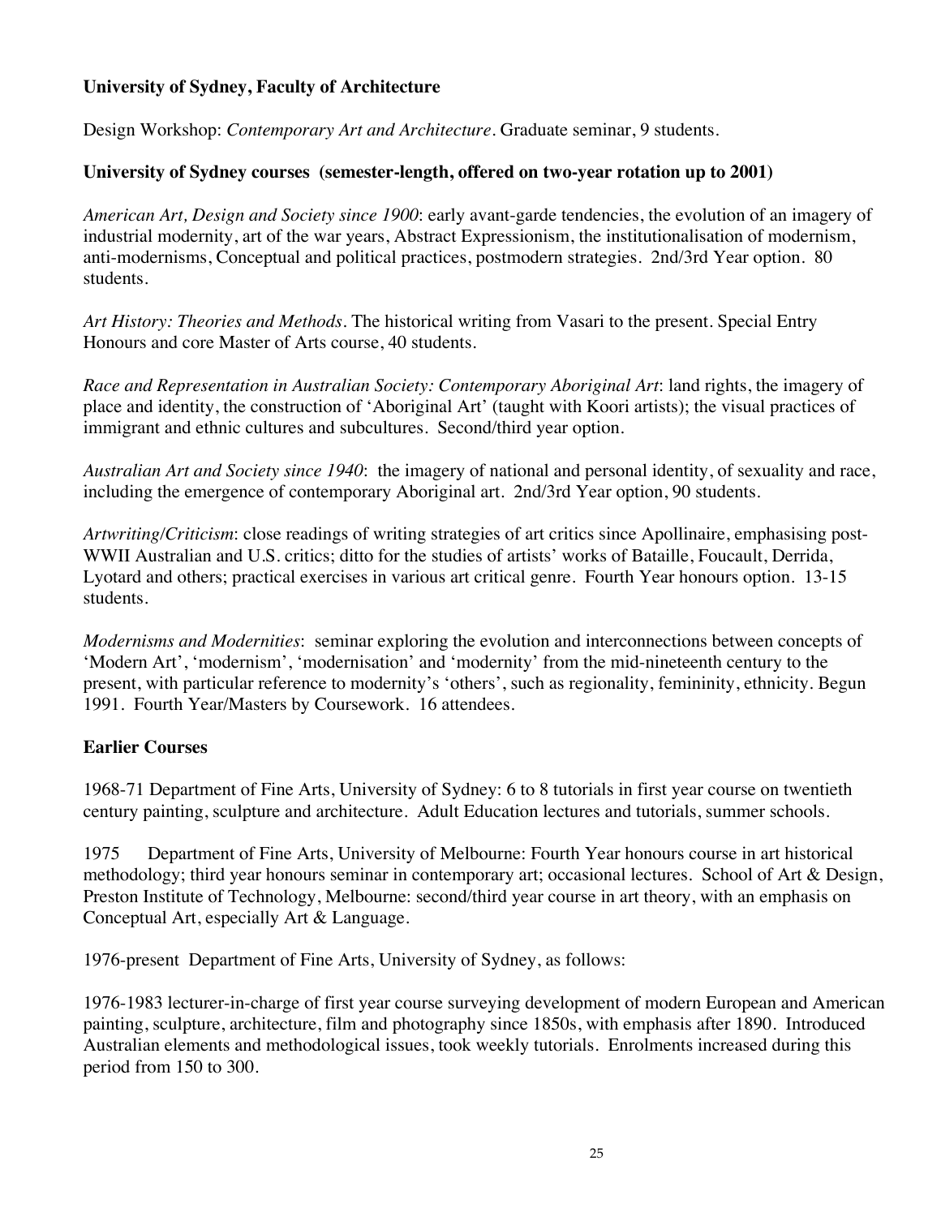**University of Sydney, Faculty of Architecture**

Design Workshop: *Contemporary Art and Architecture*. Graduate seminar, 9 students.

**University of Sydney courses (semester-length, offered on two-year rotation up to 2001)**

*American Art, Design and Society since 1900*: early avant-garde tendencies, the evolution of an imagery of industrial modernity, art of the war years, Abstract Expressionism, the institutionalisation of modernism, anti-modernisms, Conceptual and political practices, postmodern strategies. 2nd/3rd Year option. 80 students.

*Art History: Theories and Methods*. The historical writing from Vasari to the present. Special Entry Honours and core Master of Arts course, 40 students.

*Race and Representation in Australian Society: Contemporary Aboriginal Art*: land rights, the imagery of place and identity, the construction of 'Aboriginal Art' (taught with Koori artists); the visual practices of immigrant and ethnic cultures and subcultures. Second/third year option.

*Australian Art and Society since 1940*: the imagery of national and personal identity, of sexuality and race, including the emergence of contemporary Aboriginal art. 2nd/3rd Year option, 90 students.

*Artwriting/Criticism*: close readings of writing strategies of art critics since Apollinaire, emphasising post-WWII Australian and U.S. critics; ditto for the studies of artists' works of Bataille, Foucault, Derrida, Lyotard and others; practical exercises in various art critical genre. Fourth Year honours option. 13-15 students.

*Modernisms and Modernities*: seminar exploring the evolution and interconnections between concepts of 'Modern Art', 'modernism', 'modernisation' and 'modernity' from the mid-nineteenth century to the present, with particular reference to modernity's 'others', such as regionality, femininity, ethnicity. Begun 1991. Fourth Year/Masters by Coursework. 16 attendees.

**Earlier Courses**

1968-71 Department of Fine Arts, University of Sydney: 6 to 8 tutorials in first year course on twentieth century painting, sculpture and architecture. Adult Education lectures and tutorials, summer schools.

1975 Department of Fine Arts, University of Melbourne: Fourth Year honours course in art historical methodology; third year honours seminar in contemporary art; occasional lectures. School of Art & Design, Preston Institute of Technology, Melbourne: second/third year course in art theory, with an emphasis on Conceptual Art, especially Art & Language.

1976-present Department of Fine Arts, University of Sydney, as follows:

1976-1983 lecturer-in-charge of first year course surveying development of modern European and American painting, sculpture, architecture, film and photography since 1850s, with emphasis after 1890. Introduced Australian elements and methodological issues, took weekly tutorials. Enrolments increased during this period from 150 to 300.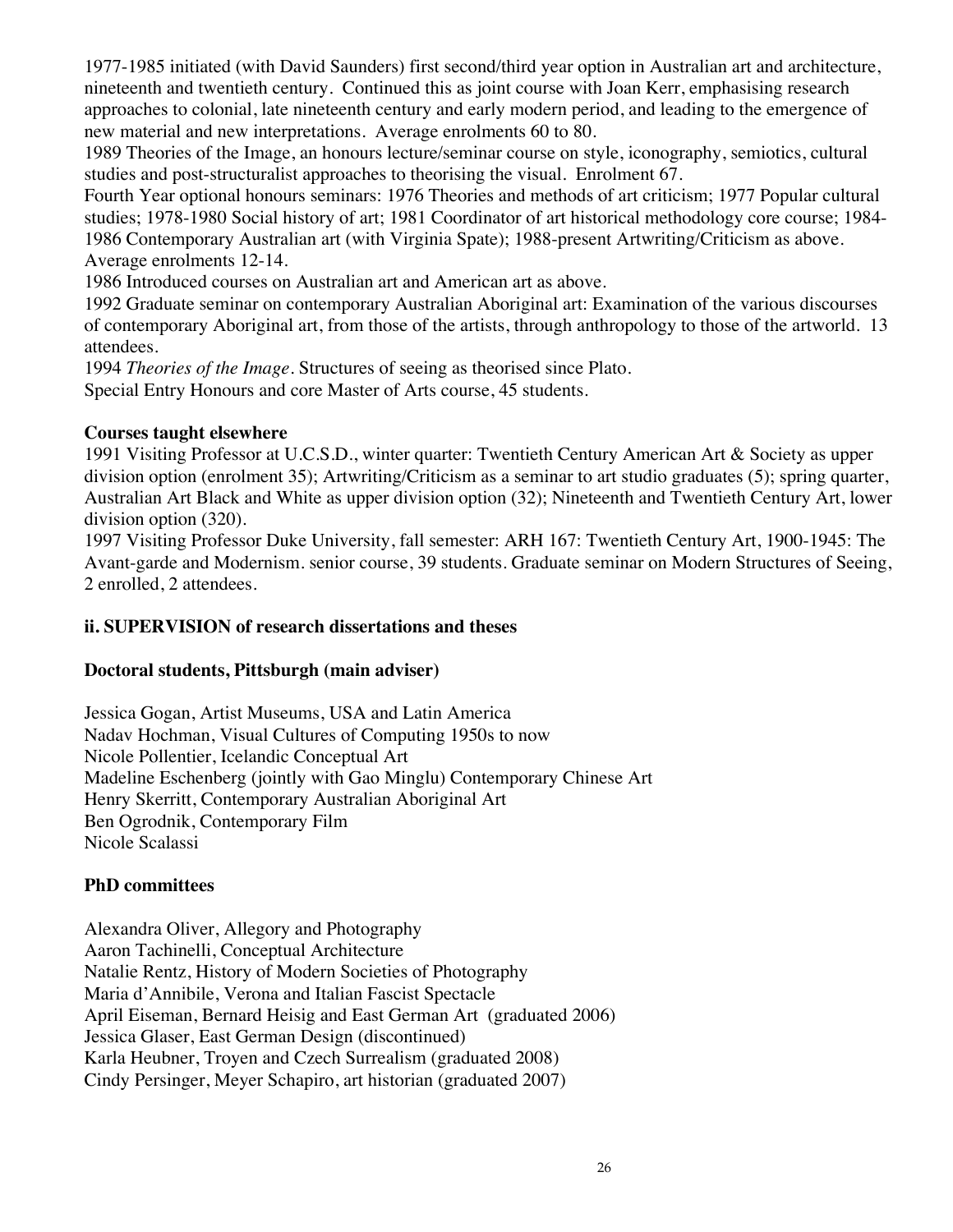1977-1985 initiated (with David Saunders) first second/third year option in Australian art and architecture, nineteenth and twentieth century. Continued this as joint course with Joan Kerr, emphasising research approaches to colonial, late nineteenth century and early modern period, and leading to the emergence of new material and new interpretations. Average enrolments 60 to 80.

1989 Theories of the Image, an honours lecture/seminar course on style, iconography, semiotics, cultural studies and post-structuralist approaches to theorising the visual. Enrolment 67.

Fourth Year optional honours seminars: 1976 Theories and methods of art criticism; 1977 Popular cultural studies; 1978-1980 Social history of art; 1981 Coordinator of art historical methodology core course; 1984-1986 Contemporary Australian art (with Virginia Spate); 1988-present Artwriting/Criticism as above. Average enrolments 12-14.

1986 Introduced courses on Australian art and American art as above.

1992 Graduate seminar on contemporary Australian Aboriginal art: Examination of the various discourses of contemporary Aboriginal art, from those of the artists, through anthropology to those of the artworld. 13 attendees.

1994 *Theories of the Image*. Structures of seeing as theorised since Plato.

Special Entry Honours and core Master of Arts course, 45 students.

**Courses taught elsewhere**

1991 Visiting Professor at U.C.S.D., winter quarter: Twentieth Century American Art & Society as upper division option (enrolment 35); Artwriting/Criticism as a seminar to art studio graduates (5); spring quarter, Australian Art Black and White as upper division option (32); Nineteenth and Twentieth Century Art, lower division option (320).

1997 Visiting Professor Duke University, fall semester: ARH 167: Twentieth Century Art, 1900-1945: The Avant-garde and Modernism. senior course, 39 students. Graduate seminar on Modern Structures of Seeing, 2 enrolled, 2 attendees.

## ii. SUPERVISION of research dissertations and theses

**Doctoral students, Pittsburgh (main adviser)**

Jessica Gogan, Artist Museums, USA and Latin America
Nadav Hochman, Visual Cultures of Computing 1950s to now
Nicole Pollentier, Icelandic Conceptual Art
Madeline Eschenberg (jointly with Gao Minglu) Contemporary Chinese Art
Henry Skerritt, Contemporary Australian Aboriginal Art
Ben Ogrodnik, Contemporary Film
Nicole Scalassi

**PhD committees**

Alexandra Oliver, Allegory and Photography
Aaron Tachinelli, Conceptual Architecture
Natalie Rentz, History of Modern Societies of Photography
Maria d'Annibile, Verona and Italian Fascist Spectacle
April Eiseman, Bernard Heisig and East German Art (graduated 2006)
Jessica Glaser, East German Design (discontinued)
Karla Heubner, Troyen and Czech Surrealism (graduated 2008)
Cindy Persinger, Meyer Schapiro, art historian (graduated 2007)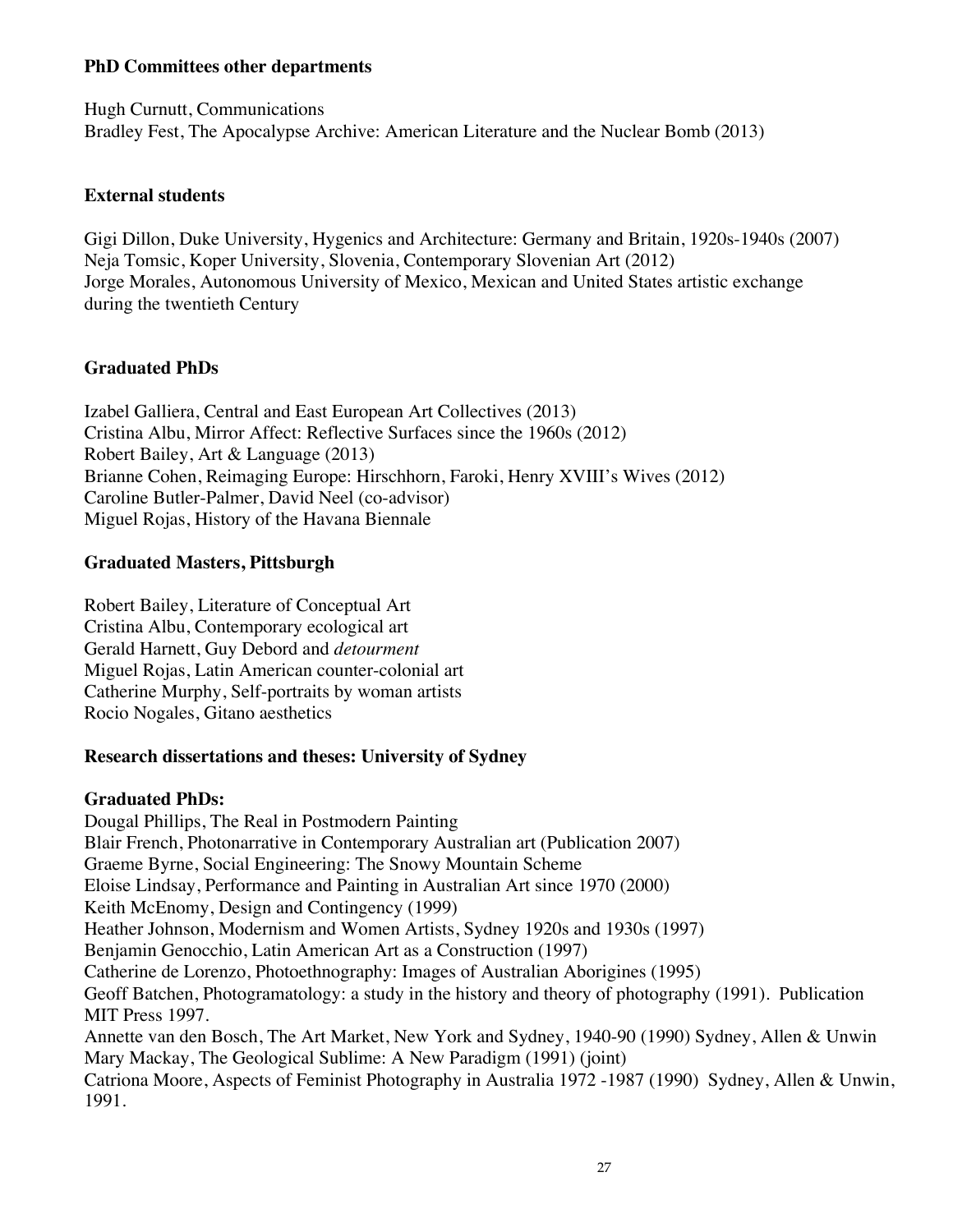**PhD Committees other departments**

Hugh Curnutt, Communications
Bradley Fest, The Apocalypse Archive: American Literature and the Nuclear Bomb (2013)

**External students**

Gigi Dillon, Duke University, Hygenics and Architecture: Germany and Britain, 1920s-1940s (2007)
Neja Tomsic, Koper University, Slovenia, Contemporary Slovenian Art (2012)
Jorge Morales, Autonomous University of Mexico, Mexican and United States artistic exchange during the twentieth Century

**Graduated PhDs**

Izabel Galliera, Central and East European Art Collectives (2013)
Cristina Albu, Mirror Affect: Reflective Surfaces since the 1960s (2012)
Robert Bailey, Art & Language (2013)
Brianne Cohen, Reimaging Europe: Hirschhorn, Faroki, Henry XVIII's Wives (2012)
Caroline Butler-Palmer, David Neel (co-advisor)
Miguel Rojas, History of the Havana Biennale

**Graduated Masters, Pittsburgh**

Robert Bailey, Literature of Conceptual Art
Cristina Albu, Contemporary ecological art
Gerald Harnett, Guy Debord and *detourment*
Miguel Rojas, Latin American counter-colonial art
Catherine Murphy, Self-portraits by woman artists
Rocio Nogales, Gitano aesthetics

**Research dissertations and theses: University of Sydney**

**Graduated PhDs:**

Dougal Phillips, The Real in Postmodern Painting
Blair French, Photonarrative in Contemporary Australian art (Publication 2007)
Graeme Byrne, Social Engineering: The Snowy Mountain Scheme
Eloise Lindsay, Performance and Painting in Australian Art since 1970 (2000)
Keith McEnomy, Design and Contingency (1999)
Heather Johnson, Modernism and Women Artists, Sydney 1920s and 1930s (1997)
Benjamin Genocchio, Latin American Art as a Construction (1997)
Catherine de Lorenzo, Photoethnography: Images of Australian Aborigines (1995)
Geoff Batchen, Photogramatology: a study in the history and theory of photography (1991). Publication MIT Press 1997.
Annette van den Bosch, The Art Market, New York and Sydney, 1940-90 (1990) Sydney, Allen & Unwin
Mary Mackay, The Geological Sublime: A New Paradigm (1991) (joint)
Catriona Moore, Aspects of Feminist Photography in Australia 1972 -1987 (1990) Sydney, Allen & Unwin, 1991.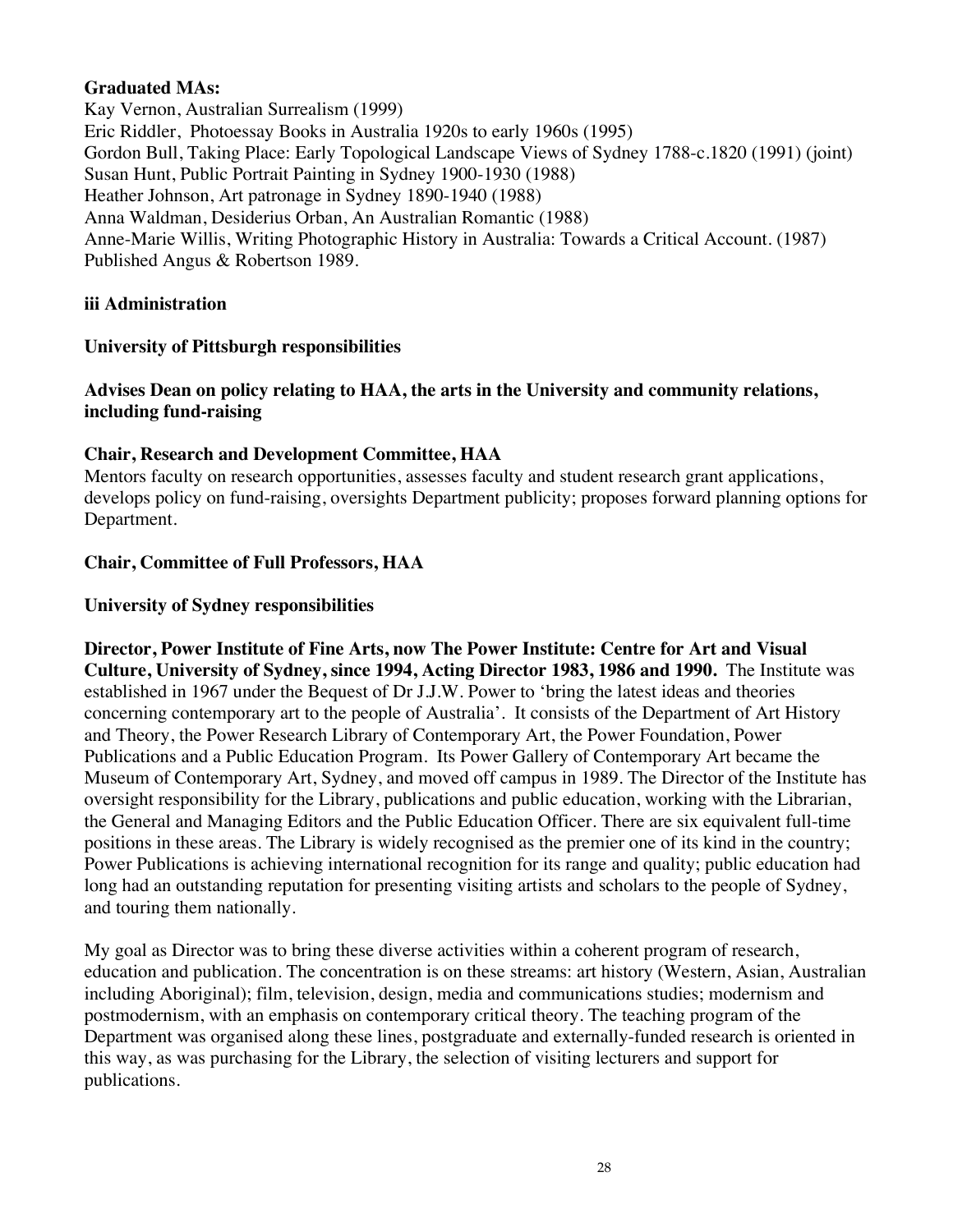**Graduated MAs:**

Kay Vernon, Australian Surrealism (1999)
Eric Riddler, Photoessay Books in Australia 1920s to early 1960s (1995)
Gordon Bull, Taking Place: Early Topological Landscape Views of Sydney 1788-c.1820 (1991) (joint)
Susan Hunt, Public Portrait Painting in Sydney 1900-1930 (1988)
Heather Johnson, Art patronage in Sydney 1890-1940 (1988)
Anna Waldman, Desiderius Orban, An Australian Romantic (1988)
Anne-Marie Willis, Writing Photographic History in Australia: Towards a Critical Account. (1987) Published Angus & Robertson 1989.

### iii Administration

**University of Pittsburgh responsibilities**

**Advises Dean on policy relating to HAA, the arts in the University and community relations, including fund-raising**

**Chair, Research and Development Committee, HAA**

Mentors faculty on research opportunities, assesses faculty and student research grant applications, develops policy on fund-raising, oversights Department publicity; proposes forward planning options for Department.

**Chair, Committee of Full Professors, HAA**

**University of Sydney responsibilities**

**Director, Power Institute of Fine Arts, now The Power Institute: Centre for Art and Visual Culture, University of Sydney, since 1994, Acting Director 1983, 1986 and 1990.** The Institute was established in 1967 under the Bequest of Dr J.J.W. Power to 'bring the latest ideas and theories concerning contemporary art to the people of Australia'. It consists of the Department of Art History and Theory, the Power Research Library of Contemporary Art, the Power Foundation, Power Publications and a Public Education Program. Its Power Gallery of Contemporary Art became the Museum of Contemporary Art, Sydney, and moved off campus in 1989. The Director of the Institute has oversight responsibility for the Library, publications and public education, working with the Librarian, the General and Managing Editors and the Public Education Officer. There are six equivalent full-time positions in these areas. The Library is widely recognised as the premier one of its kind in the country; Power Publications is achieving international recognition for its range and quality; public education had long had an outstanding reputation for presenting visiting artists and scholars to the people of Sydney, and touring them nationally.

My goal as Director was to bring these diverse activities within a coherent program of research, education and publication. The concentration is on these streams: art history (Western, Asian, Australian including Aboriginal); film, television, design, media and communications studies; modernism and postmodernism, with an emphasis on contemporary critical theory. The teaching program of the Department was organised along these lines, postgraduate and externally-funded research is oriented in this way, as was purchasing for the Library, the selection of visiting lecturers and support for publications.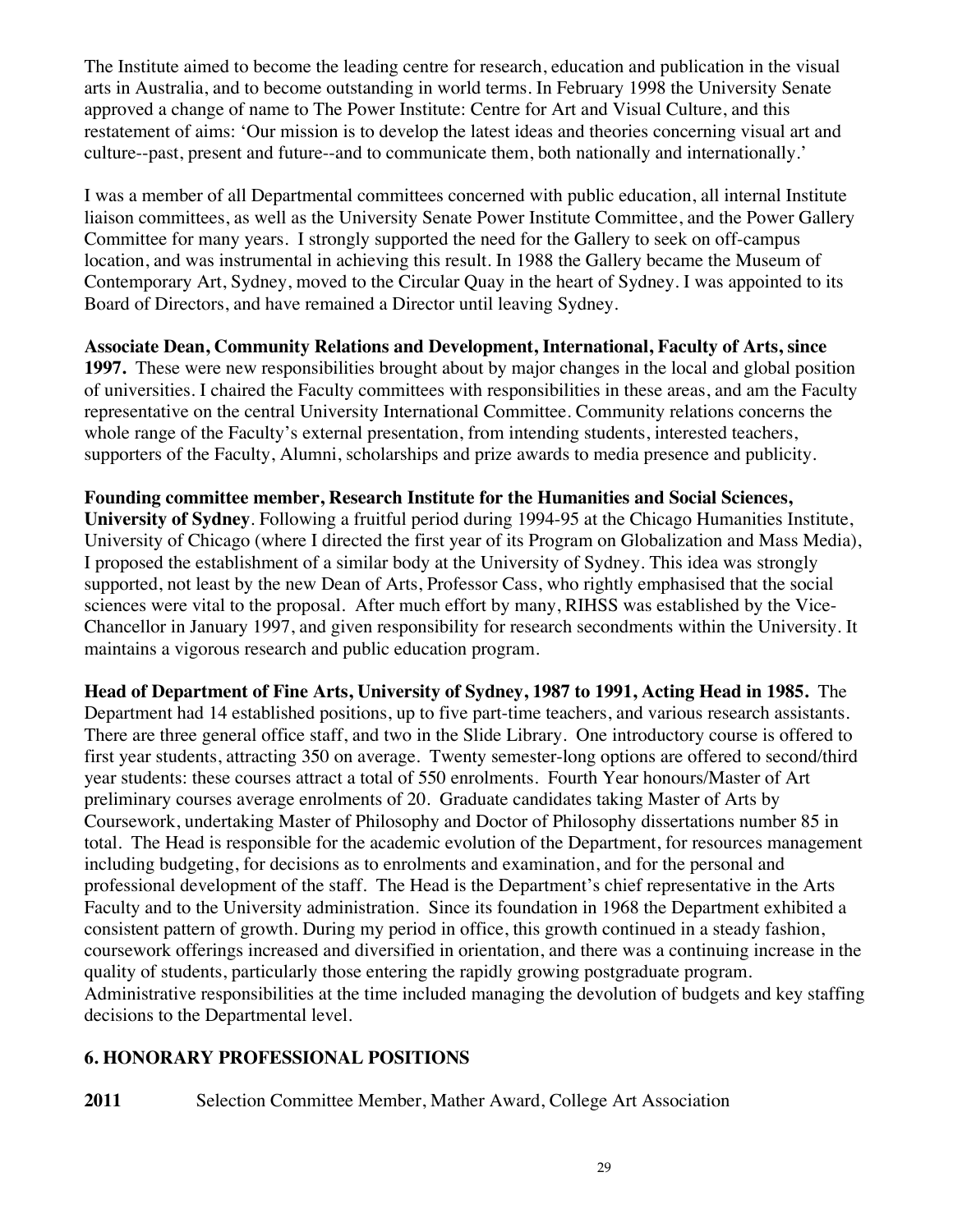The Institute aimed to become the leading centre for research, education and publication in the visual arts in Australia, and to become outstanding in world terms. In February 1998 the University Senate approved a change of name to The Power Institute: Centre for Art and Visual Culture, and this restatement of aims: 'Our mission is to develop the latest ideas and theories concerning visual art and culture--past, present and future--and to communicate them, both nationally and internationally.'

I was a member of all Departmental committees concerned with public education, all internal Institute liaison committees, as well as the University Senate Power Institute Committee, and the Power Gallery Committee for many years. I strongly supported the need for the Gallery to seek on off-campus location, and was instrumental in achieving this result. In 1988 the Gallery became the Museum of Contemporary Art, Sydney, moved to the Circular Quay in the heart of Sydney. I was appointed to its Board of Directors, and have remained a Director until leaving Sydney.

**Associate Dean, Community Relations and Development, International, Faculty of Arts, since 1997.** These were new responsibilities brought about by major changes in the local and global position of universities. I chaired the Faculty committees with responsibilities in these areas, and am the Faculty representative on the central University International Committee. Community relations concerns the whole range of the Faculty's external presentation, from intending students, interested teachers, supporters of the Faculty, Alumni, scholarships and prize awards to media presence and publicity.

**Founding committee member, Research Institute for the Humanities and Social Sciences, University of Sydney**. Following a fruitful period during 1994-95 at the Chicago Humanities Institute, University of Chicago (where I directed the first year of its Program on Globalization and Mass Media), I proposed the establishment of a similar body at the University of Sydney. This idea was strongly supported, not least by the new Dean of Arts, Professor Cass, who rightly emphasised that the social sciences were vital to the proposal. After much effort by many, RIHSS was established by the Vice-Chancellor in January 1997, and given responsibility for research secondments within the University. It maintains a vigorous research and public education program.

**Head of Department of Fine Arts, University of Sydney, 1987 to 1991, Acting Head in 1985.** The Department had 14 established positions, up to five part-time teachers, and various research assistants. There are three general office staff, and two in the Slide Library. One introductory course is offered to first year students, attracting 350 on average. Twenty semester-long options are offered to second/third year students: these courses attract a total of 550 enrolments. Fourth Year honours/Master of Art preliminary courses average enrolments of 20. Graduate candidates taking Master of Arts by Coursework, undertaking Master of Philosophy and Doctor of Philosophy dissertations number 85 in total. The Head is responsible for the academic evolution of the Department, for resources management including budgeting, for decisions as to enrolments and examination, and for the personal and professional development of the staff. The Head is the Department's chief representative in the Arts Faculty and to the University administration. Since its foundation in 1968 the Department exhibited a consistent pattern of growth. During my period in office, this growth continued in a steady fashion, coursework offerings increased and diversified in orientation, and there was a continuing increase in the quality of students, particularly those entering the rapidly growing postgraduate program. Administrative responsibilities at the time included managing the devolution of budgets and key staffing decisions to the Departmental level.

## 6. HONORARY PROFESSIONAL POSITIONS

**2011** Selection Committee Member, Mather Award, College Art Association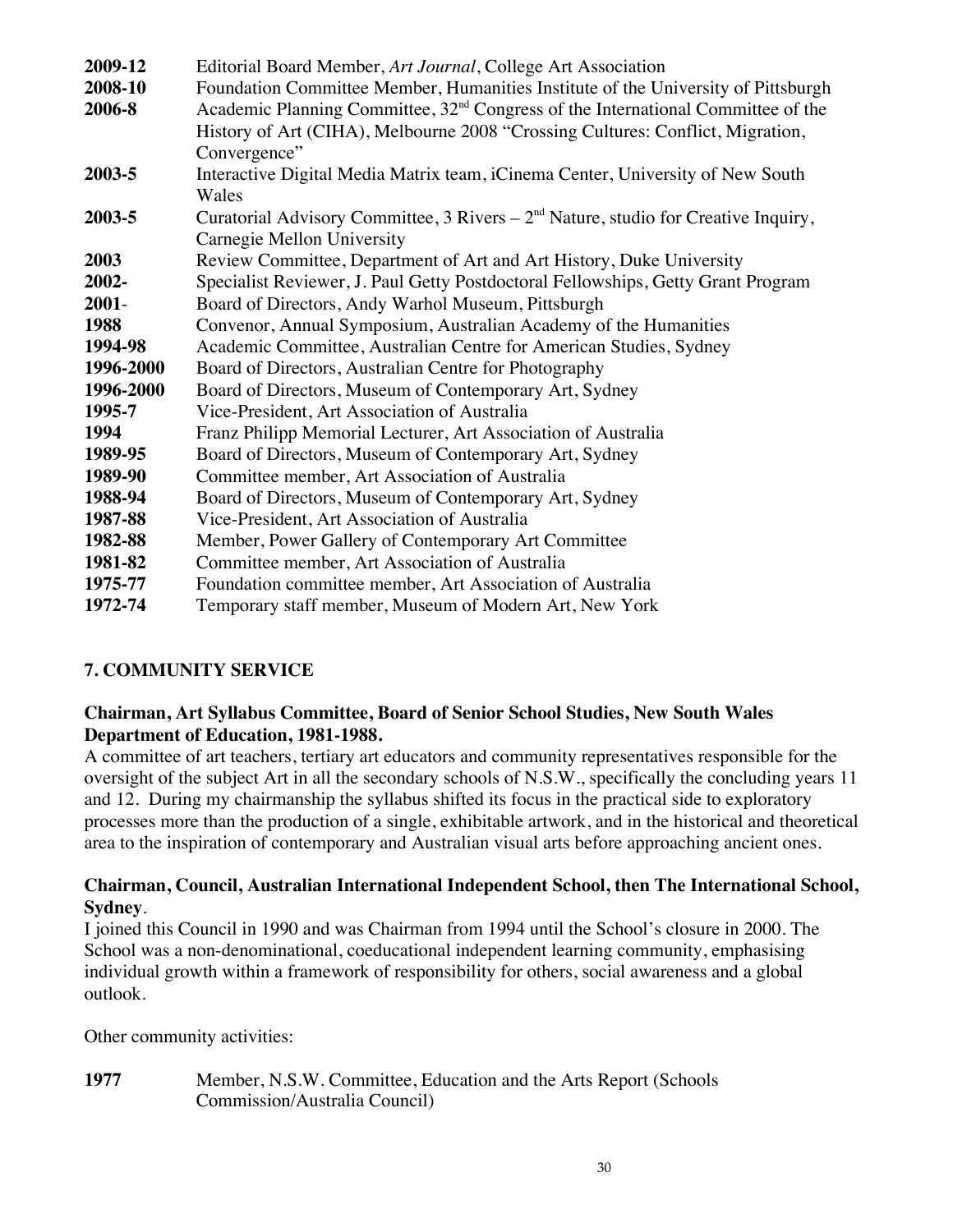**2009-12** Editorial Board Member, *Art Journal*, College Art Association

**2008-10** Foundation Committee Member, Humanities Institute of the University of Pittsburgh

**2006-8** Academic Planning Committee, 32nd Congress of the International Committee of the History of Art (CIHA), Melbourne 2008 "Crossing Cultures: Conflict, Migration, Convergence"

**2003-5** Interactive Digital Media Matrix team, iCinema Center, University of New South Wales

**2003-5** Curatorial Advisory Committee, 3 Rivers – 2nd Nature, studio for Creative Inquiry, Carnegie Mellon University

**2003** Review Committee, Department of Art and Art History, Duke University

**2002-** Specialist Reviewer, J. Paul Getty Postdoctoral Fellowships, Getty Grant Program

**2001**- Board of Directors, Andy Warhol Museum, Pittsburgh

**1988** Convenor, Annual Symposium, Australian Academy of the Humanities

**1994-98** Academic Committee, Australian Centre for American Studies, Sydney

**1996-2000** Board of Directors, Australian Centre for Photography

**1996-2000** Board of Directors, Museum of Contemporary Art, Sydney

**1995-7** Vice-President, Art Association of Australia

**1994** Franz Philipp Memorial Lecturer, Art Association of Australia

**1989-95** Board of Directors, Museum of Contemporary Art, Sydney

**1989-90** Committee member, Art Association of Australia

**1988-94** Board of Directors, Museum of Contemporary Art, Sydney

**1987-88** Vice-President, Art Association of Australia

**1982-88** Member, Power Gallery of Contemporary Art Committee

**1981-82** Committee member, Art Association of Australia

**1975-77** Foundation committee member, Art Association of Australia

**1972-74** Temporary staff member, Museum of Modern Art, New York

## 7. COMMUNITY SERVICE

**Chairman, Art Syllabus Committee, Board of Senior School Studies, New South Wales Department of Education, 1981-1988.**

A committee of art teachers, tertiary art educators and community representatives responsible for the oversight of the subject Art in all the secondary schools of N.S.W., specifically the concluding years 11 and 12. During my chairmanship the syllabus shifted its focus in the practical side to exploratory processes more than the production of a single, exhibitable artwork, and in the historical and theoretical area to the inspiration of contemporary and Australian visual arts before approaching ancient ones.

**Chairman, Council, Australian International Independent School, then The International School, Sydney**.

I joined this Council in 1990 and was Chairman from 1994 until the School's closure in 2000. The School was a non-denominational, coeducational independent learning community, emphasising individual growth within a framework of responsibility for others, social awareness and a global outlook.

Other community activities:

**1977** Member, N.S.W. Committee, Education and the Arts Report (Schools Commission/Australia Council)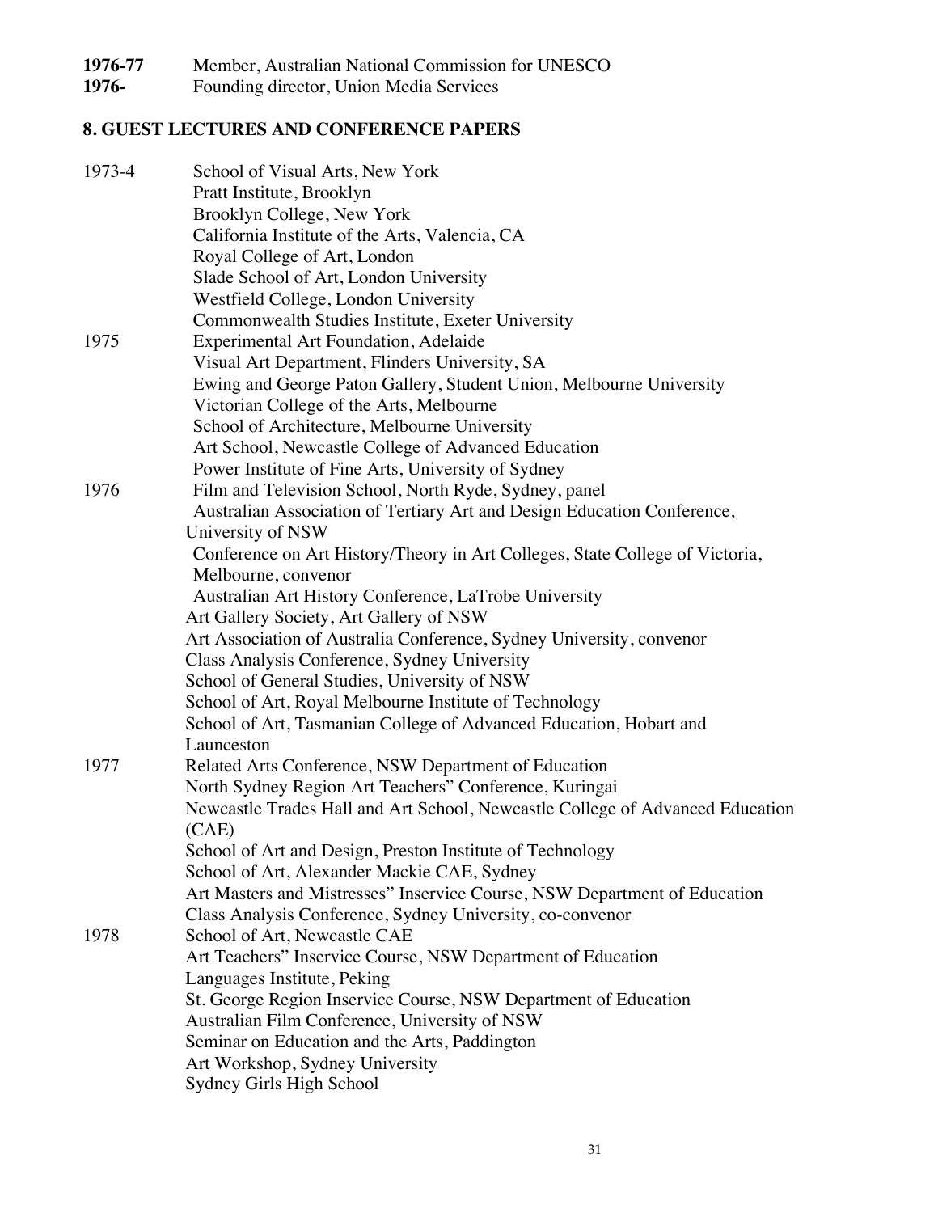**1976-77** Member, Australian National Commission for UNESCO
**1976-** Founding director, Union Media Services

## 8. GUEST LECTURES AND CONFERENCE PAPERS

1973-4
- School of Visual Arts, New York
- Pratt Institute, Brooklyn
- Brooklyn College, New York
- California Institute of the Arts, Valencia, CA
- Royal College of Art, London
- Slade School of Art, London University
- Westfield College, London University
- Commonwealth Studies Institute, Exeter University

1975
- Experimental Art Foundation, Adelaide
- Visual Art Department, Flinders University, SA
- Ewing and George Paton Gallery, Student Union, Melbourne University
- Victorian College of the Arts, Melbourne
- School of Architecture, Melbourne University
- Art School, Newcastle College of Advanced Education
- Power Institute of Fine Arts, University of Sydney

1976
- Film and Television School, North Ryde, Sydney, panel
- Australian Association of Tertiary Art and Design Education Conference, University of NSW
- Conference on Art History/Theory in Art Colleges, State College of Victoria, Melbourne, convenor
- Australian Art History Conference, LaTrobe University
- Art Gallery Society, Art Gallery of NSW
- Art Association of Australia Conference, Sydney University, convenor
- Class Analysis Conference, Sydney University
- School of General Studies, University of NSW
- School of Art, Royal Melbourne Institute of Technology
- School of Art, Tasmanian College of Advanced Education, Hobart and Launceston

1977
- Related Arts Conference, NSW Department of Education
- North Sydney Region Art Teachers" Conference, Kuringai
- Newcastle Trades Hall and Art School, Newcastle College of Advanced Education (CAE)
- School of Art and Design, Preston Institute of Technology
- School of Art, Alexander Mackie CAE, Sydney
- Art Masters and Mistresses" Inservice Course, NSW Department of Education
- Class Analysis Conference, Sydney University, co-convenor

1978
- School of Art, Newcastle CAE
- Art Teachers" Inservice Course, NSW Department of Education
- Languages Institute, Peking
- St. George Region Inservice Course, NSW Department of Education
- Australian Film Conference, University of NSW
- Seminar on Education and the Arts, Paddington
- Art Workshop, Sydney University
- Sydney Girls High School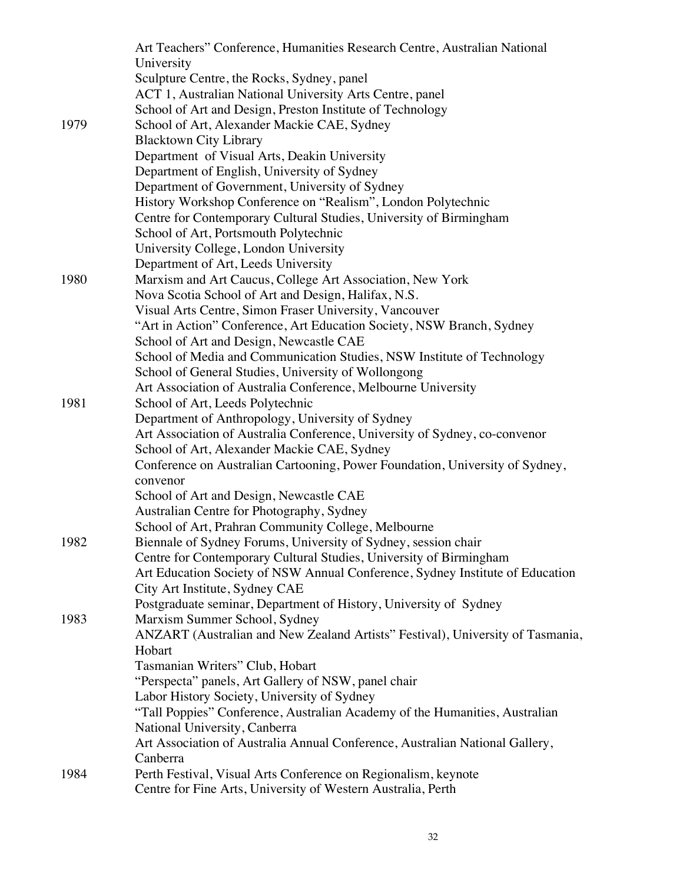Art Teachers" Conference, Humanities Research Centre, Australian National University
Sculpture Centre, the Rocks, Sydney, panel
ACT 1, Australian National University Arts Centre, panel
School of Art and Design, Preston Institute of Technology

1979
School of Art, Alexander Mackie CAE, Sydney
Blacktown City Library
Department of Visual Arts, Deakin University
Department of English, University of Sydney
Department of Government, University of Sydney
History Workshop Conference on "Realism", London Polytechnic
Centre for Contemporary Cultural Studies, University of Birmingham
School of Art, Portsmouth Polytechnic
University College, London University
Department of Art, Leeds University

1980
Marxism and Art Caucus, College Art Association, New York
Nova Scotia School of Art and Design, Halifax, N.S.
Visual Arts Centre, Simon Fraser University, Vancouver
"Art in Action" Conference, Art Education Society, NSW Branch, Sydney
School of Art and Design, Newcastle CAE
School of Media and Communication Studies, NSW Institute of Technology
School of General Studies, University of Wollongong
Art Association of Australia Conference, Melbourne University

1981
School of Art, Leeds Polytechnic
Department of Anthropology, University of Sydney
Art Association of Australia Conference, University of Sydney, co-convenor
School of Art, Alexander Mackie CAE, Sydney
Conference on Australian Cartooning, Power Foundation, University of Sydney, convenor
School of Art and Design, Newcastle CAE
Australian Centre for Photography, Sydney
School of Art, Prahran Community College, Melbourne

1982
Biennale of Sydney Forums, University of Sydney, session chair
Centre for Contemporary Cultural Studies, University of Birmingham
Art Education Society of NSW Annual Conference, Sydney Institute of Education
City Art Institute, Sydney CAE
Postgraduate seminar, Department of History, University of Sydney

1983
Marxism Summer School, Sydney
ANZART (Australian and New Zealand Artists" Festival), University of Tasmania, Hobart
Tasmanian Writers" Club, Hobart
"Perspecta" panels, Art Gallery of NSW, panel chair
Labor History Society, University of Sydney
"Tall Poppies" Conference, Australian Academy of the Humanities, Australian National University, Canberra
Art Association of Australia Annual Conference, Australian National Gallery, Canberra

1984
Perth Festival, Visual Arts Conference on Regionalism, keynote
Centre for Fine Arts, University of Western Australia, Perth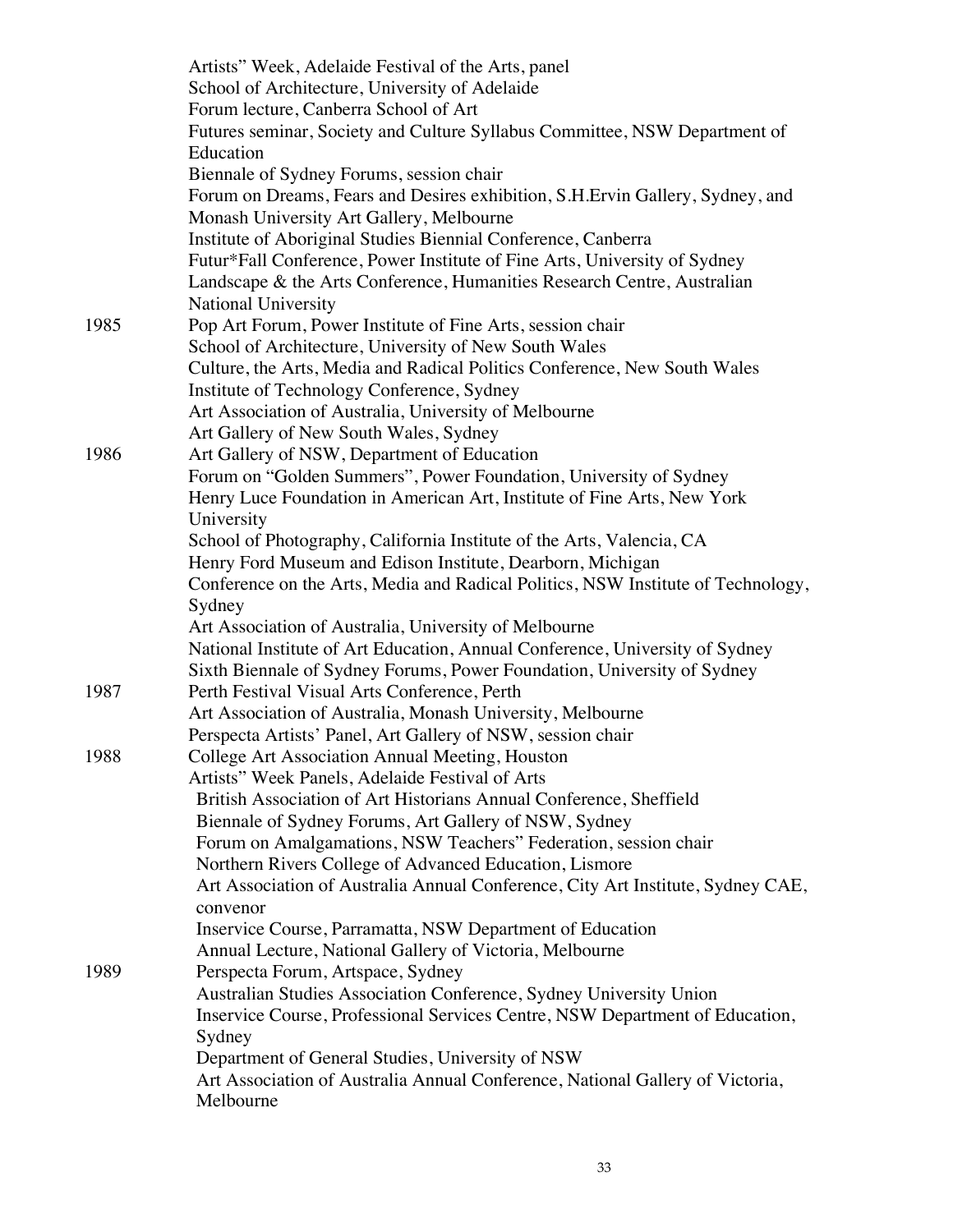| | |
|---|---|
| | Artists" Week, Adelaide Festival of the Arts, panel |
| | School of Architecture, University of Adelaide |
| | Forum lecture, Canberra School of Art |
| | Futures seminar, Society and Culture Syllabus Committee, NSW Department of Education |
| | Biennale of Sydney Forums, session chair |
| | Forum on Dreams, Fears and Desires exhibition, S.H.Ervin Gallery, Sydney, and Monash University Art Gallery, Melbourne |
| | Institute of Aboriginal Studies Biennial Conference, Canberra |
| | Futur*Fall Conference, Power Institute of Fine Arts, University of Sydney |
| | Landscape & the Arts Conference, Humanities Research Centre, Australian National University |
| 1985 | Pop Art Forum, Power Institute of Fine Arts, session chair |
| | School of Architecture, University of New South Wales |
| | Culture, the Arts, Media and Radical Politics Conference, New South Wales Institute of Technology Conference, Sydney |
| | Art Association of Australia, University of Melbourne |
| | Art Gallery of New South Wales, Sydney |
| 1986 | Art Gallery of NSW, Department of Education |
| | Forum on "Golden Summers", Power Foundation, University of Sydney |
| | Henry Luce Foundation in American Art, Institute of Fine Arts, New York University |
| | School of Photography, California Institute of the Arts, Valencia, CA |
| | Henry Ford Museum and Edison Institute, Dearborn, Michigan |
| | Conference on the Arts, Media and Radical Politics, NSW Institute of Technology, Sydney |
| | Art Association of Australia, University of Melbourne |
| | National Institute of Art Education, Annual Conference, University of Sydney |
| | Sixth Biennale of Sydney Forums, Power Foundation, University of Sydney |
| 1987 | Perth Festival Visual Arts Conference, Perth |
| | Art Association of Australia, Monash University, Melbourne |
| | Perspecta Artists' Panel, Art Gallery of NSW, session chair |
| 1988 | College Art Association Annual Meeting, Houston |
| | Artists" Week Panels, Adelaide Festival of Arts |
| | British Association of Art Historians Annual Conference, Sheffield |
| | Biennale of Sydney Forums, Art Gallery of NSW, Sydney |
| | Forum on Amalgamations, NSW Teachers" Federation, session chair |
| | Northern Rivers College of Advanced Education, Lismore |
| | Art Association of Australia Annual Conference, City Art Institute, Sydney CAE, convenor |
| | Inservice Course, Parramatta, NSW Department of Education |
| | Annual Lecture, National Gallery of Victoria, Melbourne |
| 1989 | Perspecta Forum, Artspace, Sydney |
| | Australian Studies Association Conference, Sydney University Union |
| | Inservice Course, Professional Services Centre, NSW Department of Education, Sydney |
| | Department of General Studies, University of NSW |
| | Art Association of Australia Annual Conference, National Gallery of Victoria, Melbourne |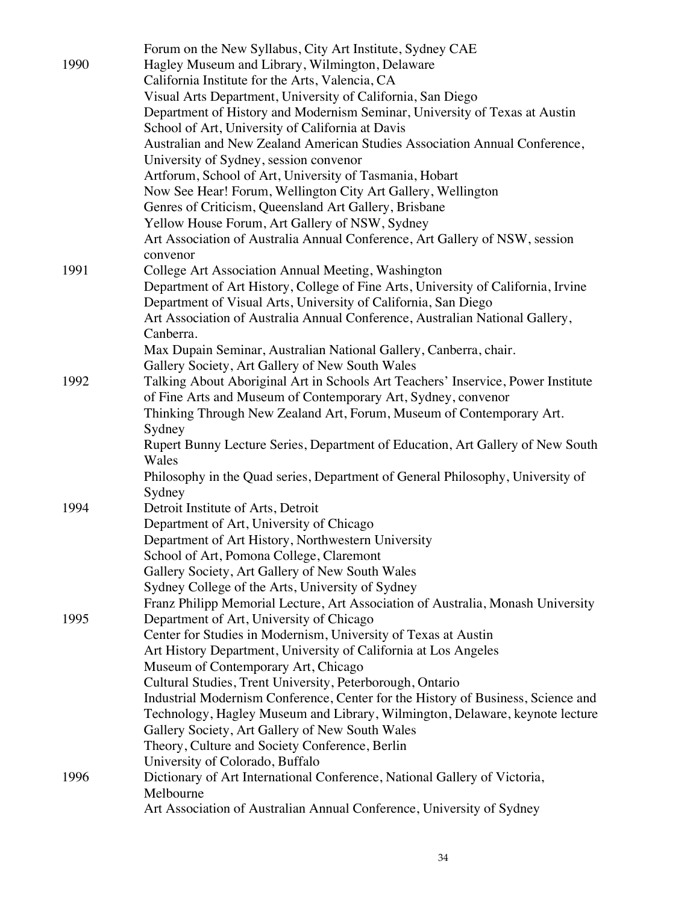Forum on the New Syllabus, City Art Institute, Sydney CAE

1990
- Hagley Museum and Library, Wilmington, Delaware
- California Institute for the Arts, Valencia, CA
- Visual Arts Department, University of California, San Diego
- Department of History and Modernism Seminar, University of Texas at Austin
- School of Art, University of California at Davis
- Australian and New Zealand American Studies Association Annual Conference, University of Sydney, session convenor
- Artforum, School of Art, University of Tasmania, Hobart
- Now See Hear! Forum, Wellington City Art Gallery, Wellington
- Genres of Criticism, Queensland Art Gallery, Brisbane
- Yellow House Forum, Art Gallery of NSW, Sydney
- Art Association of Australia Annual Conference, Art Gallery of NSW, session convenor

1991
- College Art Association Annual Meeting, Washington
- Department of Art History, College of Fine Arts, University of California, Irvine
- Department of Visual Arts, University of California, San Diego
- Art Association of Australia Annual Conference, Australian National Gallery, Canberra.
- Max Dupain Seminar, Australian National Gallery, Canberra, chair.
- Gallery Society, Art Gallery of New South Wales

1992
- Talking About Aboriginal Art in Schools Art Teachers' Inservice, Power Institute of Fine Arts and Museum of Contemporary Art, Sydney, convenor
- Thinking Through New Zealand Art, Forum, Museum of Contemporary Art. Sydney
- Rupert Bunny Lecture Series, Department of Education, Art Gallery of New South Wales
- Philosophy in the Quad series, Department of General Philosophy, University of Sydney

1994
- Detroit Institute of Arts, Detroit
- Department of Art, University of Chicago
- Department of Art History, Northwestern University
- School of Art, Pomona College, Claremont
- Gallery Society, Art Gallery of New South Wales
- Sydney College of the Arts, University of Sydney
- Franz Philipp Memorial Lecture, Art Association of Australia, Monash University

1995
- Department of Art, University of Chicago
- Center for Studies in Modernism, University of Texas at Austin
- Art History Department, University of California at Los Angeles
- Museum of Contemporary Art, Chicago
- Cultural Studies, Trent University, Peterborough, Ontario
- Industrial Modernism Conference, Center for the History of Business, Science and Technology, Hagley Museum and Library, Wilmington, Delaware, keynote lecture
- Gallery Society, Art Gallery of New South Wales
- Theory, Culture and Society Conference, Berlin
- University of Colorado, Buffalo

1996
- Dictionary of Art International Conference, National Gallery of Victoria, Melbourne
- Art Association of Australian Annual Conference, University of Sydney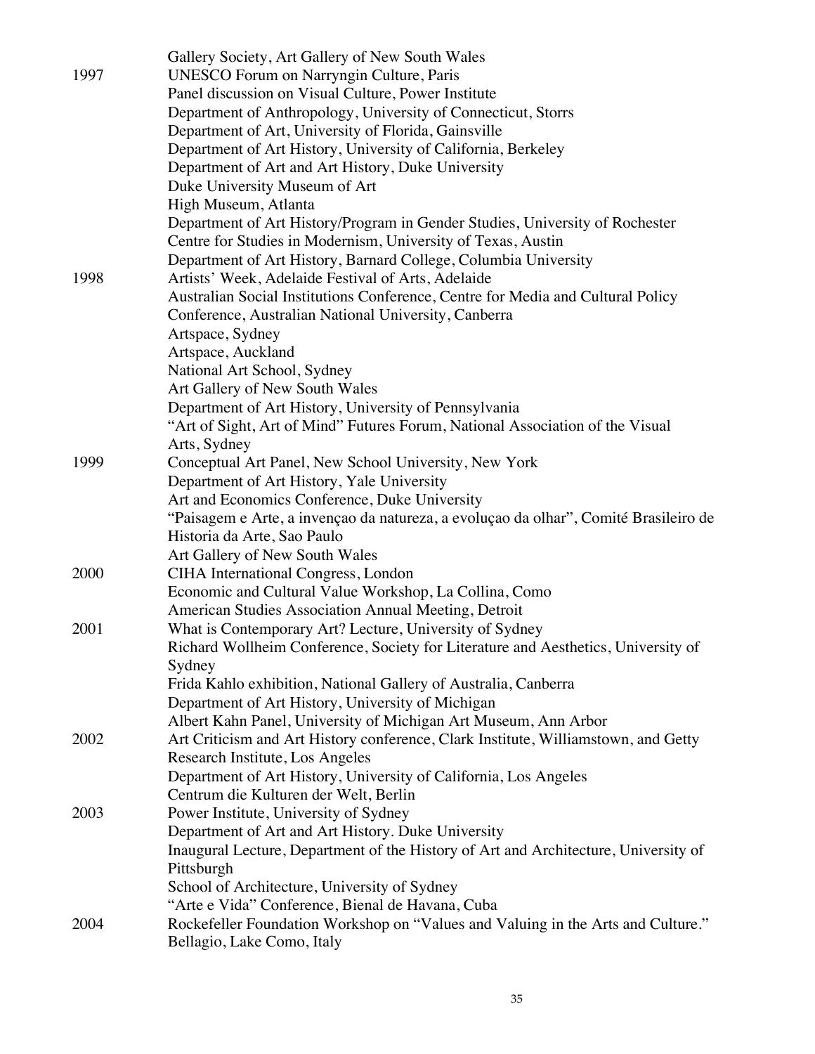| | |
|---|---|
| | Gallery Society, Art Gallery of New South Wales |
| 1997 | UNESCO Forum on Narryngin Culture, Paris |
| | Panel discussion on Visual Culture, Power Institute |
| | Department of Anthropology, University of Connecticut, Storrs |
| | Department of Art, University of Florida, Gainsville |
| | Department of Art History, University of California, Berkeley |
| | Department of Art and Art History, Duke University |
| | Duke University Museum of Art |
| | High Museum, Atlanta |
| | Department of Art History/Program in Gender Studies, University of Rochester |
| | Centre for Studies in Modernism, University of Texas, Austin |
| | Department of Art History, Barnard College, Columbia University |
| 1998 | Artists' Week, Adelaide Festival of Arts, Adelaide |
| | Australian Social Institutions Conference, Centre for Media and Cultural Policy Conference, Australian National University, Canberra |
| | Artspace, Sydney |
| | Artspace, Auckland |
| | National Art School, Sydney |
| | Art Gallery of New South Wales |
| | Department of Art History, University of Pennsylvania |
| | "Art of Sight, Art of Mind" Futures Forum, National Association of the Visual Arts, Sydney |
| 1999 | Conceptual Art Panel, New School University, New York |
| | Department of Art History, Yale University |
| | Art and Economics Conference, Duke University |
| | "Paisagem e Arte, a invençao da natureza, a evoluçao da olhar", Comité Brasileiro de Historia da Arte, Sao Paulo |
| | Art Gallery of New South Wales |
| 2000 | CIHA International Congress, London |
| | Economic and Cultural Value Workshop, La Collina, Como |
| | American Studies Association Annual Meeting, Detroit |
| 2001 | What is Contemporary Art? Lecture, University of Sydney |
| | Richard Wollheim Conference, Society for Literature and Aesthetics, University of Sydney |
| | Frida Kahlo exhibition, National Gallery of Australia, Canberra |
| | Department of Art History, University of Michigan |
| | Albert Kahn Panel, University of Michigan Art Museum, Ann Arbor |
| 2002 | Art Criticism and Art History conference, Clark Institute, Williamstown, and Getty Research Institute, Los Angeles |
| | Department of Art History, University of California, Los Angeles |
| | Centrum die Kulturen der Welt, Berlin |
| 2003 | Power Institute, University of Sydney |
| | Department of Art and Art History. Duke University |
| | Inaugural Lecture, Department of the History of Art and Architecture, University of Pittsburgh |
| | School of Architecture, University of Sydney |
| | "Arte e Vida" Conference, Bienal de Havana, Cuba |
| 2004 | Rockefeller Foundation Workshop on "Values and Valuing in the Arts and Culture." Bellagio, Lake Como, Italy |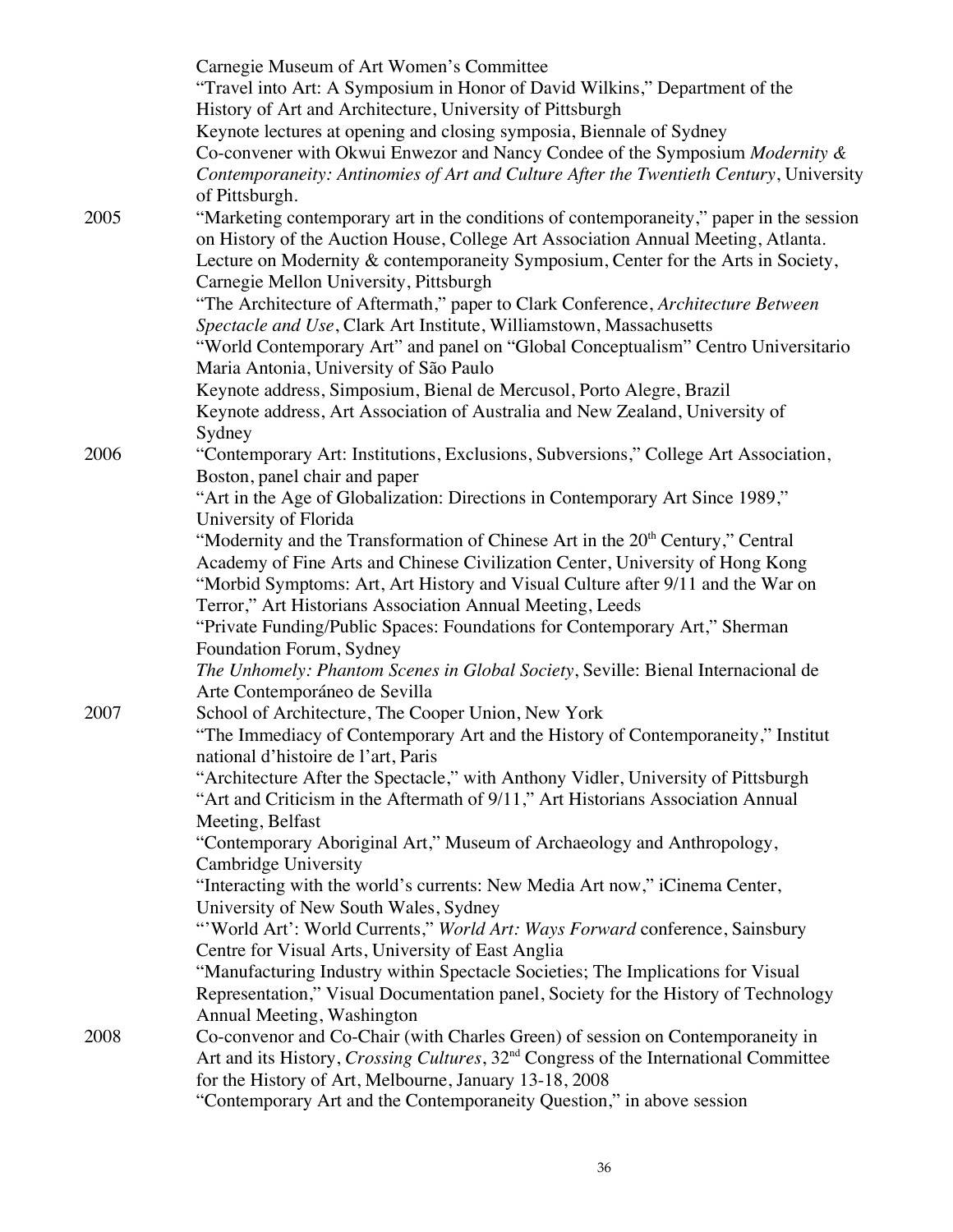Carnegie Museum of Art Women's Committee
"Travel into Art: A Symposium in Honor of David Wilkins," Department of the History of Art and Architecture, University of Pittsburgh
Keynote lectures at opening and closing symposia, Biennale of Sydney
Co-convener with Okwui Enwezor and Nancy Condee of the Symposium *Modernity & Contemporaneity: Antinomies of Art and Culture After the Twentieth Century*, University of Pittsburgh.

2005 "Marketing contemporary art in the conditions of contemporaneity," paper in the session on History of the Auction House, College Art Association Annual Meeting, Atlanta.
Lecture on Modernity & contemporaneity Symposium, Center for the Arts in Society, Carnegie Mellon University, Pittsburgh
"The Architecture of Aftermath," paper to Clark Conference, *Architecture Between Spectacle and Use*, Clark Art Institute, Williamstown, Massachusetts
"World Contemporary Art" and panel on "Global Conceptualism" Centro Universitario Maria Antonia, University of São Paulo
Keynote address, Simposium, Bienal de Mercusol, Porto Alegre, Brazil
Keynote address, Art Association of Australia and New Zealand, University of Sydney

2006 "Contemporary Art: Institutions, Exclusions, Subversions," College Art Association, Boston, panel chair and paper
"Art in the Age of Globalization: Directions in Contemporary Art Since 1989," University of Florida
"Modernity and the Transformation of Chinese Art in the 20th Century," Central Academy of Fine Arts and Chinese Civilization Center, University of Hong Kong
"Morbid Symptoms: Art, Art History and Visual Culture after 9/11 and the War on Terror," Art Historians Association Annual Meeting, Leeds
"Private Funding/Public Spaces: Foundations for Contemporary Art," Sherman Foundation Forum, Sydney
*The Unhomely: Phantom Scenes in Global Society*, Seville: Bienal Internacional de Arte Contemporáneo de Sevilla

2007 School of Architecture, The Cooper Union, New York
"The Immediacy of Contemporary Art and the History of Contemporaneity," Institut national d'histoire de l'art, Paris
"Architecture After the Spectacle," with Anthony Vidler, University of Pittsburgh
"Art and Criticism in the Aftermath of 9/11," Art Historians Association Annual Meeting, Belfast
"Contemporary Aboriginal Art," Museum of Archaeology and Anthropology, Cambridge University
"Interacting with the world's currents: New Media Art now," iCinema Center, University of New South Wales, Sydney
"'World Art': World Currents," *World Art: Ways Forward* conference, Sainsbury Centre for Visual Arts, University of East Anglia
"Manufacturing Industry within Spectacle Societies; The Implications for Visual Representation," Visual Documentation panel, Society for the History of Technology Annual Meeting, Washington

2008 Co-convenor and Co-Chair (with Charles Green) of session on Contemporaneity in Art and its History, *Crossing Cultures*, 32nd Congress of the International Committee for the History of Art, Melbourne, January 13-18, 2008
"Contemporary Art and the Contemporaneity Question," in above session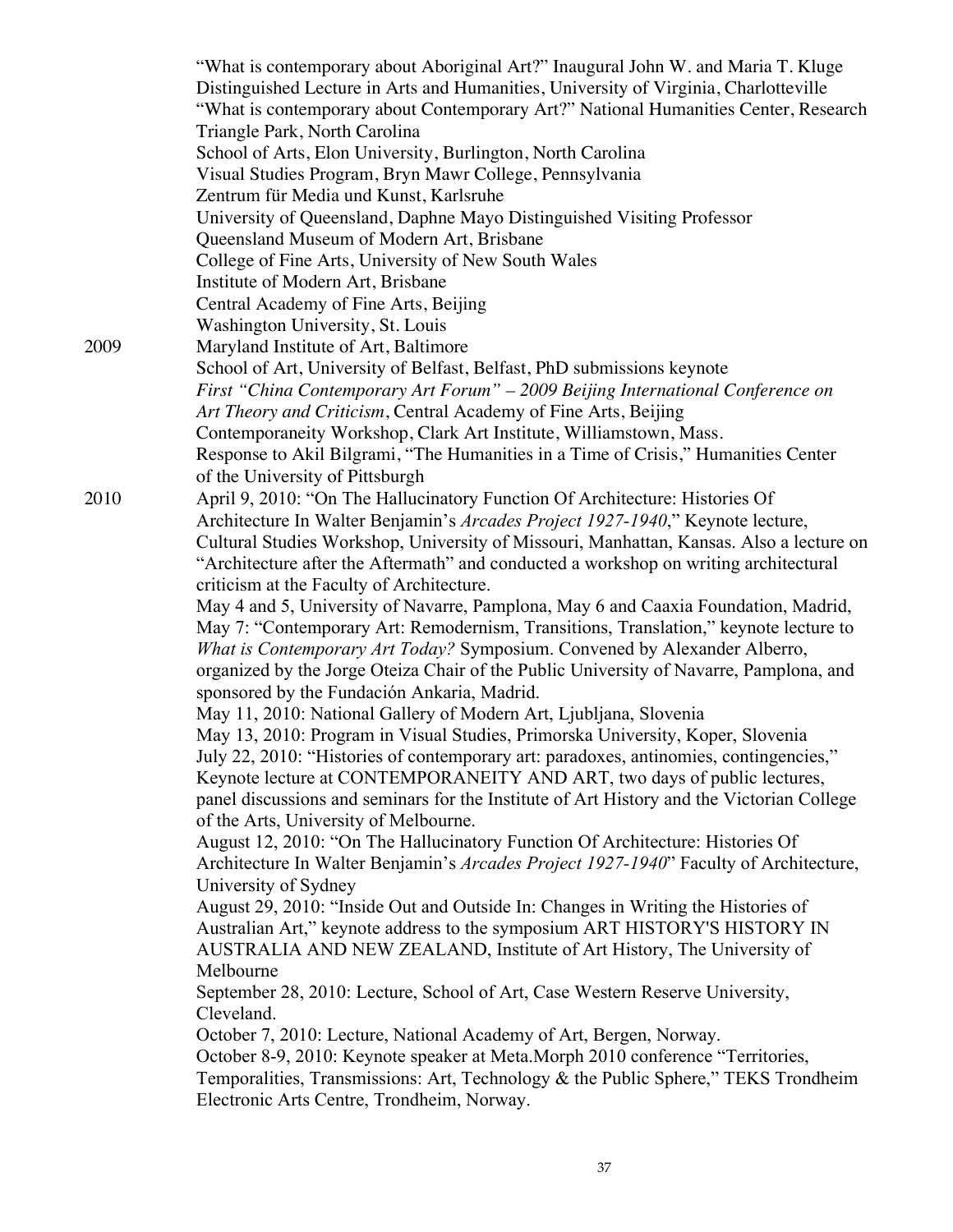"What is contemporary about Aboriginal Art?" Inaugural John W. and Maria T. Kluge Distinguished Lecture in Arts and Humanities, University of Virginia, Charlotteville

"What is contemporary about Contemporary Art?" National Humanities Center, Research Triangle Park, North Carolina

School of Arts, Elon University, Burlington, North Carolina

Visual Studies Program, Bryn Mawr College, Pennsylvania

Zentrum für Media und Kunst, Karlsruhe

University of Queensland, Daphne Mayo Distinguished Visiting Professor

Queensland Museum of Modern Art, Brisbane

College of Fine Arts, University of New South Wales

Institute of Modern Art, Brisbane

Central Academy of Fine Arts, Beijing

Washington University, St. Louis

2009

Maryland Institute of Art, Baltimore

School of Art, University of Belfast, Belfast, PhD submissions keynote

*First "China Contemporary Art Forum" – 2009 Beijing International Conference on Art Theory and Criticism*, Central Academy of Fine Arts, Beijing

Contemporaneity Workshop, Clark Art Institute, Williamstown, Mass.

Response to Akil Bilgrami, "The Humanities in a Time of Crisis," Humanities Center of the University of Pittsburgh

2010

April 9, 2010: "On The Hallucinatory Function Of Architecture: Histories Of Architecture In Walter Benjamin's *Arcades Project 1927-1940*," Keynote lecture, Cultural Studies Workshop, University of Missouri, Manhattan, Kansas. Also a lecture on "Architecture after the Aftermath" and conducted a workshop on writing architectural criticism at the Faculty of Architecture.

May 4 and 5, University of Navarre, Pamplona, May 6 and Caaxia Foundation, Madrid, May 7: "Contemporary Art: Remodernism, Transitions, Translation," keynote lecture to *What is Contemporary Art Today?* Symposium. Convened by Alexander Alberro, organized by the Jorge Oteiza Chair of the Public University of Navarre, Pamplona, and sponsored by the Fundación Ankaria, Madrid.

May 11, 2010: National Gallery of Modern Art, Ljubljana, Slovenia

May 13, 2010: Program in Visual Studies, Primorska University, Koper, Slovenia

July 22, 2010: "Histories of contemporary art: paradoxes, antinomies, contingencies," Keynote lecture at CONTEMPORANEITY AND ART, two days of public lectures, panel discussions and seminars for the Institute of Art History and the Victorian College of the Arts, University of Melbourne.

August 12, 2010: "On The Hallucinatory Function Of Architecture: Histories Of Architecture In Walter Benjamin's *Arcades Project 1927-1940*" Faculty of Architecture, University of Sydney

August 29, 2010: "Inside Out and Outside In: Changes in Writing the Histories of Australian Art," keynote address to the symposium ART HISTORY'S HISTORY IN AUSTRALIA AND NEW ZEALAND, Institute of Art History, The University of Melbourne

September 28, 2010: Lecture, School of Art, Case Western Reserve University, Cleveland.

October 7, 2010: Lecture, National Academy of Art, Bergen, Norway.

October 8-9, 2010: Keynote speaker at Meta.Morph 2010 conference "Territories, Temporalities, Transmissions: Art, Technology & the Public Sphere," TEKS Trondheim Electronic Arts Centre, Trondheim, Norway.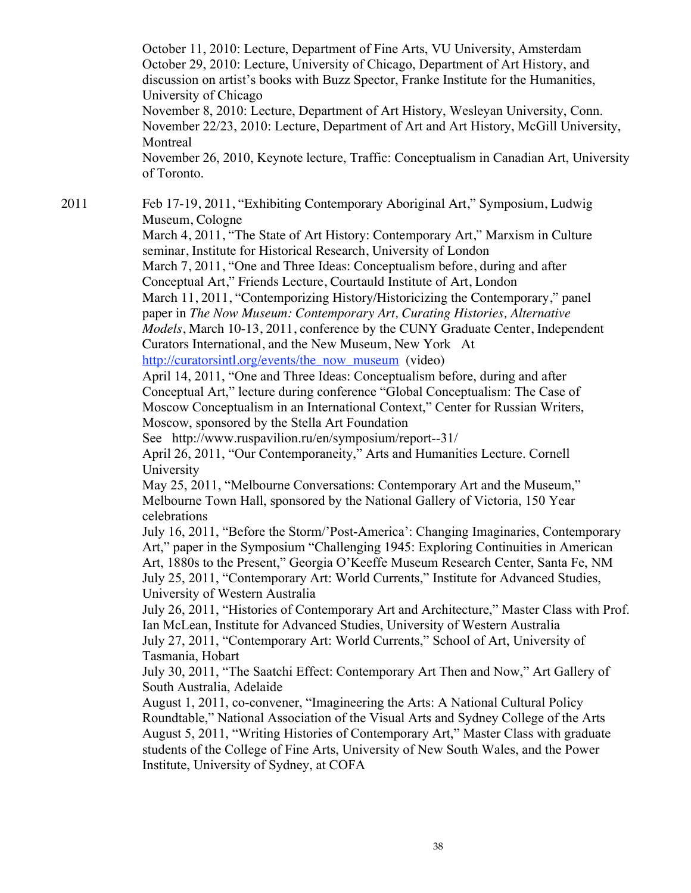October 11, 2010: Lecture, Department of Fine Arts, VU University, Amsterdam
October 29, 2010: Lecture, University of Chicago, Department of Art History, and discussion on artist's books with Buzz Spector, Franke Institute for the Humanities, University of Chicago
November 8, 2010: Lecture, Department of Art History, Wesleyan University, Conn.
November 22/23, 2010: Lecture, Department of Art and Art History, McGill University, Montreal
November 26, 2010, Keynote lecture, Traffic: Conceptualism in Canadian Art, University of Toronto.

2011

Feb 17-19, 2011, "Exhibiting Contemporary Aboriginal Art," Symposium, Ludwig Museum, Cologne
March 4, 2011, "The State of Art History: Contemporary Art," Marxism in Culture seminar, Institute for Historical Research, University of London
March 7, 2011, "One and Three Ideas: Conceptualism before, during and after Conceptual Art," Friends Lecture, Courtauld Institute of Art, London
March 11, 2011, "Contemporizing History/Historicizing the Contemporary," panel paper in *The Now Museum: Contemporary Art, Curating Histories, Alternative Models*, March 10-13, 2011, conference by the CUNY Graduate Center, Independent Curators International, and the New Museum, New York At http://curatorsintl.org/events/the_now_museum (video)
April 14, 2011, "One and Three Ideas: Conceptualism before, during and after Conceptual Art," lecture during conference "Global Conceptualism: The Case of Moscow Conceptualism in an International Context," Center for Russian Writers, Moscow, sponsored by the Stella Art Foundation
See http://www.ruspavilion.ru/en/symposium/report--31/
April 26, 2011, "Our Contemporaneity," Arts and Humanities Lecture. Cornell University
May 25, 2011, "Melbourne Conversations: Contemporary Art and the Museum," Melbourne Town Hall, sponsored by the National Gallery of Victoria, 150 Year celebrations
July 16, 2011, "Before the Storm/'Post-America': Changing Imaginaries, Contemporary Art," paper in the Symposium "Challenging 1945: Exploring Continuities in American Art, 1880s to the Present," Georgia O'Keeffe Museum Research Center, Santa Fe, NM
July 25, 2011, "Contemporary Art: World Currents," Institute for Advanced Studies, University of Western Australia
July 26, 2011, "Histories of Contemporary Art and Architecture," Master Class with Prof. Ian McLean, Institute for Advanced Studies, University of Western Australia
July 27, 2011, "Contemporary Art: World Currents," School of Art, University of Tasmania, Hobart
July 30, 2011, "The Saatchi Effect: Contemporary Art Then and Now," Art Gallery of South Australia, Adelaide
August 1, 2011, co-convener, "Imagineering the Arts: A National Cultural Policy Roundtable," National Association of the Visual Arts and Sydney College of the Arts
August 5, 2011, "Writing Histories of Contemporary Art," Master Class with graduate students of the College of Fine Arts, University of New South Wales, and the Power Institute, University of Sydney, at COFA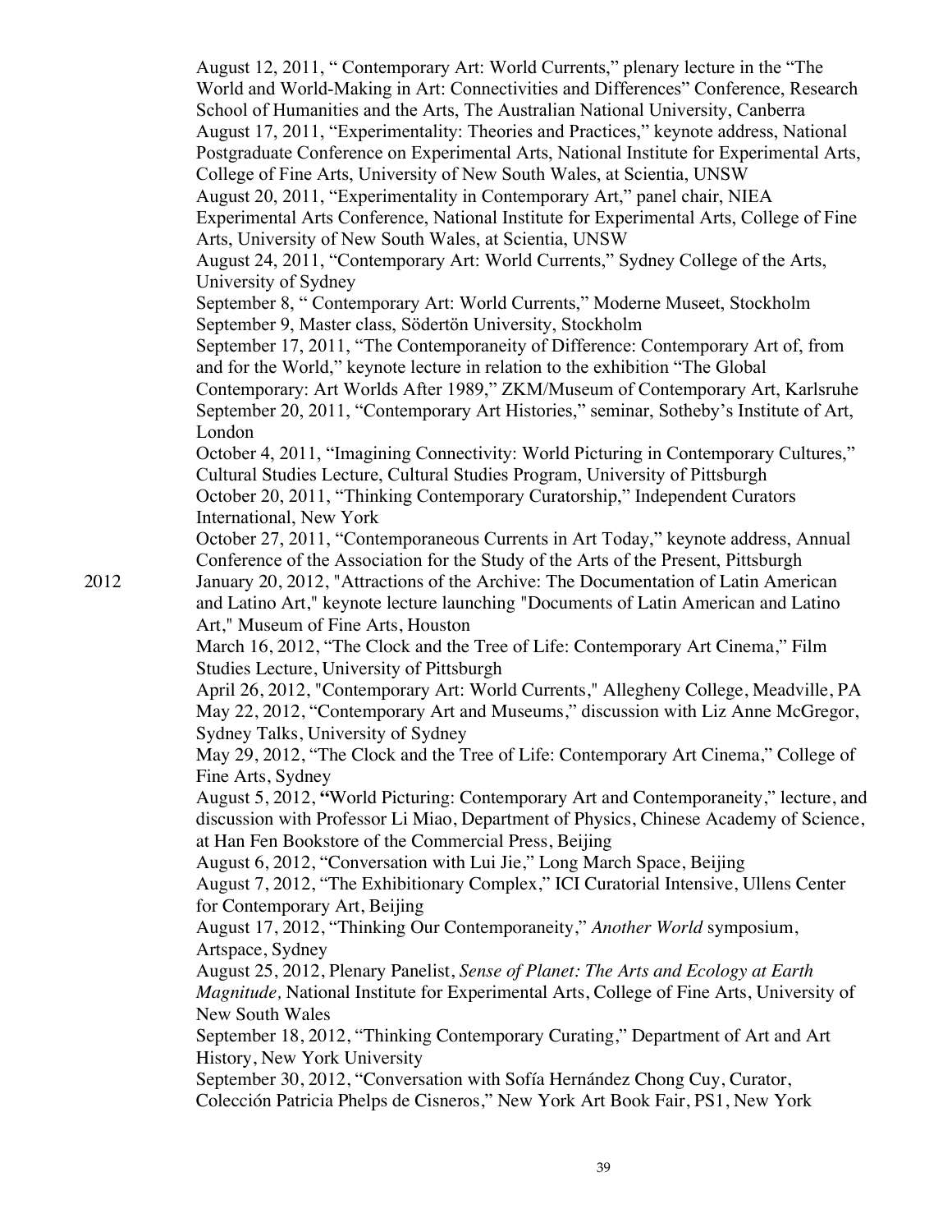August 12, 2011, " Contemporary Art: World Currents," plenary lecture in the "The World and World-Making in Art: Connectivities and Differences" Conference, Research School of Humanities and the Arts, The Australian National University, Canberra

August 17, 2011, "Experimentality: Theories and Practices," keynote address, National Postgraduate Conference on Experimental Arts, National Institute for Experimental Arts, College of Fine Arts, University of New South Wales, at Scientia, UNSW

August 20, 2011, "Experimentality in Contemporary Art," panel chair, NIEA Experimental Arts Conference, National Institute for Experimental Arts, College of Fine Arts, University of New South Wales, at Scientia, UNSW

August 24, 2011, "Contemporary Art: World Currents," Sydney College of the Arts, University of Sydney

September 8, " Contemporary Art: World Currents," Moderne Museet, Stockholm

September 9, Master class, Södertön University, Stockholm

September 17, 2011, "The Contemporaneity of Difference: Contemporary Art of, from and for the World," keynote lecture in relation to the exhibition "The Global Contemporary: Art Worlds After 1989," ZKM/Museum of Contemporary Art, Karlsruhe

September 20, 2011, "Contemporary Art Histories," seminar, Sotheby's Institute of Art, London

October 4, 2011, "Imagining Connectivity: World Picturing in Contemporary Cultures," Cultural Studies Lecture, Cultural Studies Program, University of Pittsburgh

October 20, 2011, "Thinking Contemporary Curatorship," Independent Curators International, New York

October 27, 2011, "Contemporaneous Currents in Art Today," keynote address, Annual Conference of the Association for the Study of the Arts of the Present, Pittsburgh

2012

January 20, 2012, "Attractions of the Archive: The Documentation of Latin American and Latino Art," keynote lecture launching "Documents of Latin American and Latino Art," Museum of Fine Arts, Houston

March 16, 2012, "The Clock and the Tree of Life: Contemporary Art Cinema," Film Studies Lecture, University of Pittsburgh

April 26, 2012, "Contemporary Art: World Currents," Allegheny College, Meadville, PA

May 22, 2012, "Contemporary Art and Museums," discussion with Liz Anne McGregor, Sydney Talks, University of Sydney

May 29, 2012, "The Clock and the Tree of Life: Contemporary Art Cinema," College of Fine Arts, Sydney

August 5, 2012, **"**World Picturing: Contemporary Art and Contemporaneity," lecture, and discussion with Professor Li Miao, Department of Physics, Chinese Academy of Science, at Han Fen Bookstore of the Commercial Press, Beijing

August 6, 2012, "Conversation with Lui Jie," Long March Space, Beijing

August 7, 2012, "The Exhibitionary Complex," ICI Curatorial Intensive, Ullens Center for Contemporary Art, Beijing

August 17, 2012, "Thinking Our Contemporaneity," *Another World* symposium, Artspace, Sydney

August 25, 2012, Plenary Panelist, *Sense of Planet: The Arts and Ecology at Earth Magnitude,* National Institute for Experimental Arts, College of Fine Arts, University of New South Wales

September 18, 2012, "Thinking Contemporary Curating," Department of Art and Art History, New York University

September 30, 2012, "Conversation with Sofía Hernández Chong Cuy, Curator, Colección Patricia Phelps de Cisneros," New York Art Book Fair, PS1, New York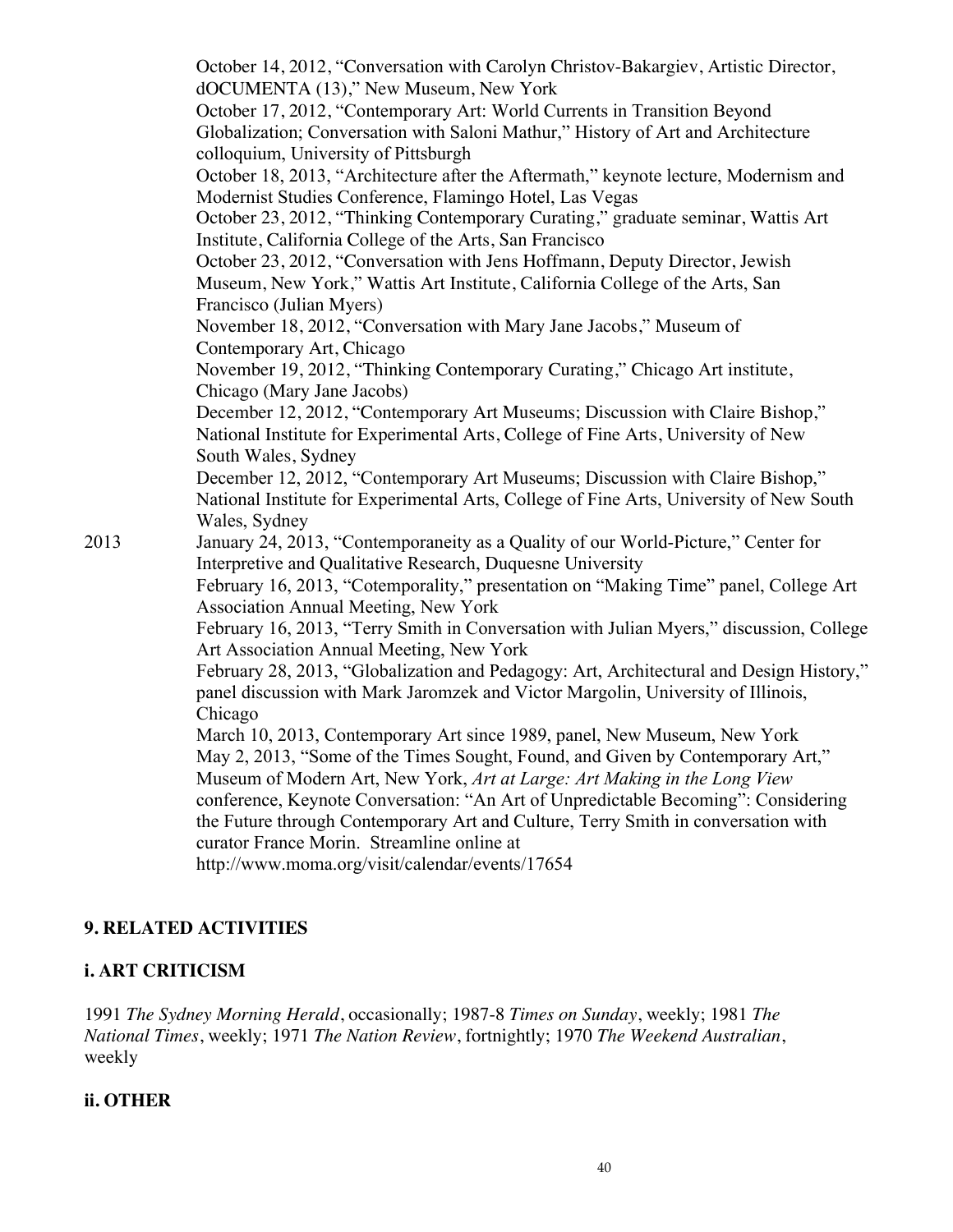October 14, 2012, "Conversation with Carolyn Christov-Bakargiev, Artistic Director, dOCUMENTA (13)," New Museum, New York

October 17, 2012, "Contemporary Art: World Currents in Transition Beyond Globalization; Conversation with Saloni Mathur," History of Art and Architecture colloquium, University of Pittsburgh

October 18, 2013, "Architecture after the Aftermath," keynote lecture, Modernism and Modernist Studies Conference, Flamingo Hotel, Las Vegas

October 23, 2012, "Thinking Contemporary Curating," graduate seminar, Wattis Art Institute, California College of the Arts, San Francisco

October 23, 2012, "Conversation with Jens Hoffmann, Deputy Director, Jewish Museum, New York," Wattis Art Institute, California College of the Arts, San Francisco (Julian Myers)

November 18, 2012, "Conversation with Mary Jane Jacobs," Museum of Contemporary Art, Chicago

November 19, 2012, "Thinking Contemporary Curating," Chicago Art institute, Chicago (Mary Jane Jacobs)

December 12, 2012, "Contemporary Art Museums; Discussion with Claire Bishop," National Institute for Experimental Arts, College of Fine Arts, University of New South Wales, Sydney

December 12, 2012, "Contemporary Art Museums; Discussion with Claire Bishop," National Institute for Experimental Arts, College of Fine Arts, University of New South Wales, Sydney

2013

January 24, 2013, "Contemporaneity as a Quality of our World-Picture," Center for Interpretive and Qualitative Research, Duquesne University

February 16, 2013, "Cotemporality," presentation on "Making Time" panel, College Art Association Annual Meeting, New York

February 16, 2013, "Terry Smith in Conversation with Julian Myers," discussion, College Art Association Annual Meeting, New York

February 28, 2013, "Globalization and Pedagogy: Art, Architectural and Design History," panel discussion with Mark Jaromzek and Victor Margolin, University of Illinois, Chicago

March 10, 2013, Contemporary Art since 1989, panel, New Museum, New York

May 2, 2013, "Some of the Times Sought, Found, and Given by Contemporary Art," Museum of Modern Art, New York, *Art at Large: Art Making in the Long View* conference, Keynote Conversation: "An Art of Unpredictable Becoming": Considering the Future through Contemporary Art and Culture, Terry Smith in conversation with curator France Morin. Streamline online at http://www.moma.org/visit/calendar/events/17654

## 9. RELATED ACTIVITIES

### i. ART CRITICISM

1991 *The Sydney Morning Herald*, occasionally; 1987-8 *Times on Sunday*, weekly; 1981 *The National Times*, weekly; 1971 *The Nation Review*, fortnightly; 1970 *The Weekend Australian*, weekly

### ii. OTHER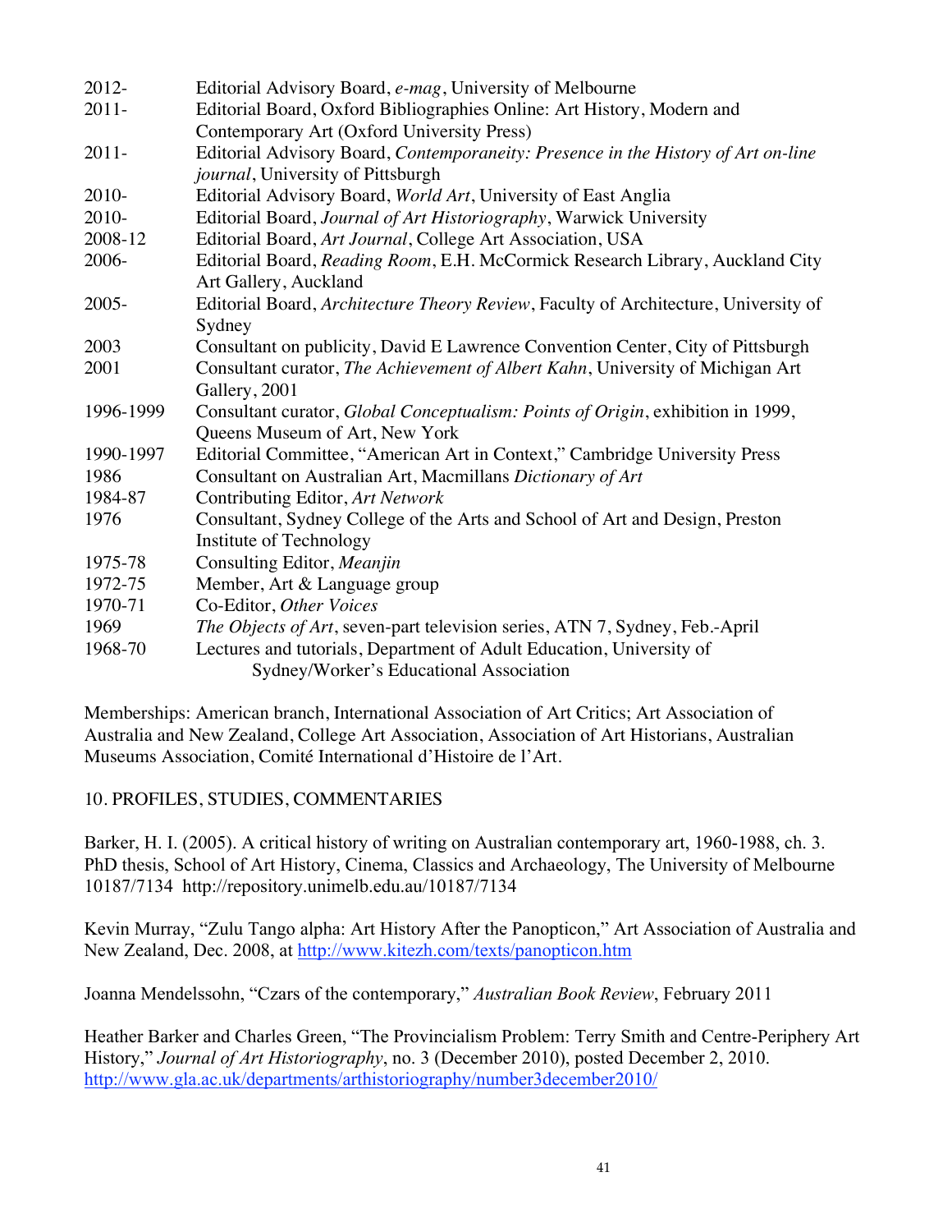| | |
|---|---|
| 2012- | Editorial Advisory Board, *e-mag*, University of Melbourne |
| 2011- | Editorial Board, Oxford Bibliographies Online: Art History, Modern and Contemporary Art (Oxford University Press) |
| 2011- | Editorial Advisory Board, *Contemporaneity: Presence in the History of Art on-line journal*, University of Pittsburgh |
| 2010- | Editorial Advisory Board, *World Art*, University of East Anglia |
| 2010- | Editorial Board, *Journal of Art Historiography*, Warwick University |
| 2008-12 | Editorial Board, *Art Journal*, College Art Association, USA |
| 2006- | Editorial Board, *Reading Room*, E.H. McCormick Research Library, Auckland City Art Gallery, Auckland |
| 2005- | Editorial Board, *Architecture Theory Review*, Faculty of Architecture, University of Sydney |
| 2003 | Consultant on publicity, David E Lawrence Convention Center, City of Pittsburgh |
| 2001 | Consultant curator, *The Achievement of Albert Kahn*, University of Michigan Art Gallery, 2001 |
| 1996-1999 | Consultant curator, *Global Conceptualism: Points of Origin*, exhibition in 1999, Queens Museum of Art, New York |
| 1990-1997 | Editorial Committee, "American Art in Context," Cambridge University Press |
| 1986 | Consultant on Australian Art, Macmillans *Dictionary of Art* |
| 1984-87 | Contributing Editor, *Art Network* |
| 1976 | Consultant, Sydney College of the Arts and School of Art and Design, Preston Institute of Technology |
| 1975-78 | Consulting Editor, *Meanjin* |
| 1972-75 | Member, Art & Language group |
| 1970-71 | Co-Editor, *Other Voices* |
| 1969 | *The Objects of Art*, seven-part television series, ATN 7, Sydney, Feb.-April |
| 1968-70 | Lectures and tutorials, Department of Adult Education, University of Sydney/Worker's Educational Association |

Memberships: American branch, International Association of Art Critics; Art Association of Australia and New Zealand, College Art Association, Association of Art Historians, Australian Museums Association, Comité International d'Histoire de l'Art.

## 10. PROFILES, STUDIES, COMMENTARIES

Barker, H. I. (2005). A critical history of writing on Australian contemporary art, 1960-1988, ch. 3. PhD thesis, School of Art History, Cinema, Classics and Archaeology, The University of Melbourne 10187/7134 http://repository.unimelb.edu.au/10187/7134

Kevin Murray, "Zulu Tango alpha: Art History After the Panopticon," Art Association of Australia and New Zealand, Dec. 2008, at http://www.kitezh.com/texts/panopticon.htm

Joanna Mendelssohn, "Czars of the contemporary," *Australian Book Review*, February 2011

Heather Barker and Charles Green, "The Provincialism Problem: Terry Smith and Centre-Periphery Art History," *Journal of Art Historiography*, no. 3 (December 2010), posted December 2, 2010. http://www.gla.ac.uk/departments/arthistoriography/number3december2010/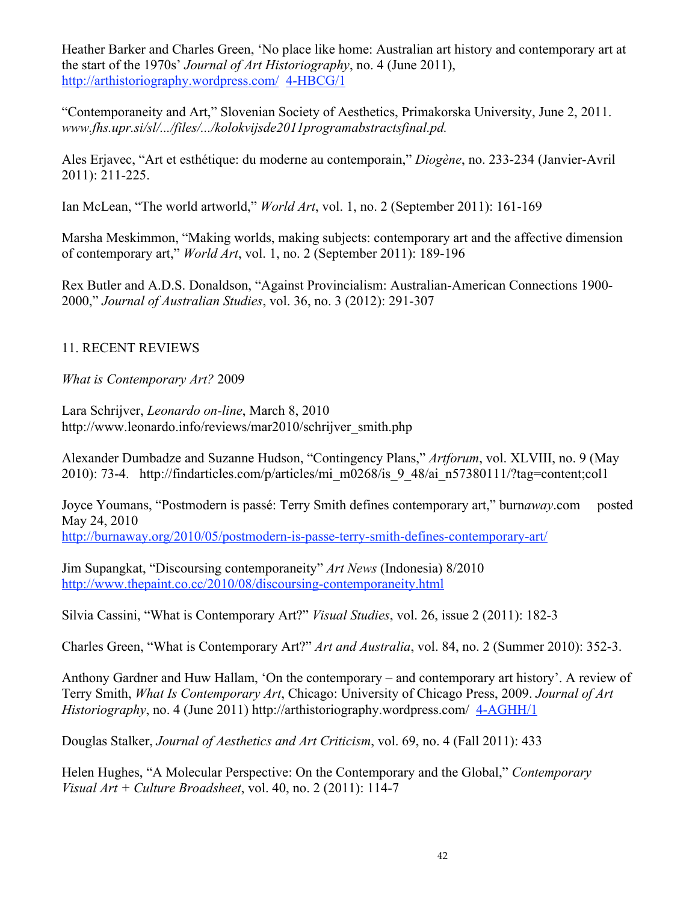Heather Barker and Charles Green, 'No place like home: Australian art history and contemporary art at the start of the 1970s' *Journal of Art Historiography*, no. 4 (June 2011), http://arthistoriography.wordpress.com/ 4-HBCG/1

"Contemporaneity and Art," Slovenian Society of Aesthetics, Primakorska University, June 2, 2011. *www.fhs.upr.si/sl/.../files/.../kolokvijsde2011programabstractsfinal.pd.*

Ales Erjavec, "Art et esthétique: du moderne au contemporain," *Diogène*, no. 233-234 (Janvier-Avril 2011): 211-225.

Ian McLean, "The world artworld," *World Art*, vol. 1, no. 2 (September 2011): 161-169

Marsha Meskimmon, "Making worlds, making subjects: contemporary art and the affective dimension of contemporary art," *World Art*, vol. 1, no. 2 (September 2011): 189-196

Rex Butler and A.D.S. Donaldson, "Against Provincialism: Australian-American Connections 1900-2000," *Journal of Australian Studies*, vol. 36, no. 3 (2012): 291-307

## 11. RECENT REVIEWS

*What is Contemporary Art?* 2009

Lara Schrijver, *Leonardo on-line*, March 8, 2010
http://www.leonardo.info/reviews/mar2010/schrijver_smith.php

Alexander Dumbadze and Suzanne Hudson, "Contingency Plans," *Artforum*, vol. XLVIII, no. 9 (May 2010): 73-4. http://findarticles.com/p/articles/mi_m0268/is_9_48/ai_n57380111/?tag=content;col1

Joyce Youmans, "Postmodern is passé: Terry Smith defines contemporary art," burn*away*.com posted May 24, 2010
http://burnaway.org/2010/05/postmodern-is-passe-terry-smith-defines-contemporary-art/

Jim Supangkat, "Discoursing contemporaneity" *Art News* (Indonesia) 8/2010
http://www.thepaint.co.cc/2010/08/discoursing-contemporaneity.html

Silvia Cassini, "What is Contemporary Art?" *Visual Studies*, vol. 26, issue 2 (2011): 182-3

Charles Green, "What is Contemporary Art?" *Art and Australia*, vol. 84, no. 2 (Summer 2010): 352-3.

Anthony Gardner and Huw Hallam, 'On the contemporary – and contemporary art history'. A review of Terry Smith, *What Is Contemporary Art*, Chicago: University of Chicago Press, 2009. *Journal of Art Historiography*, no. 4 (June 2011) http://arthistoriography.wordpress.com/ 4-AGHH/1

Douglas Stalker, *Journal of Aesthetics and Art Criticism*, vol. 69, no. 4 (Fall 2011): 433

Helen Hughes, "A Molecular Perspective: On the Contemporary and the Global," *Contemporary Visual Art + Culture Broadsheet*, vol. 40, no. 2 (2011): 114-7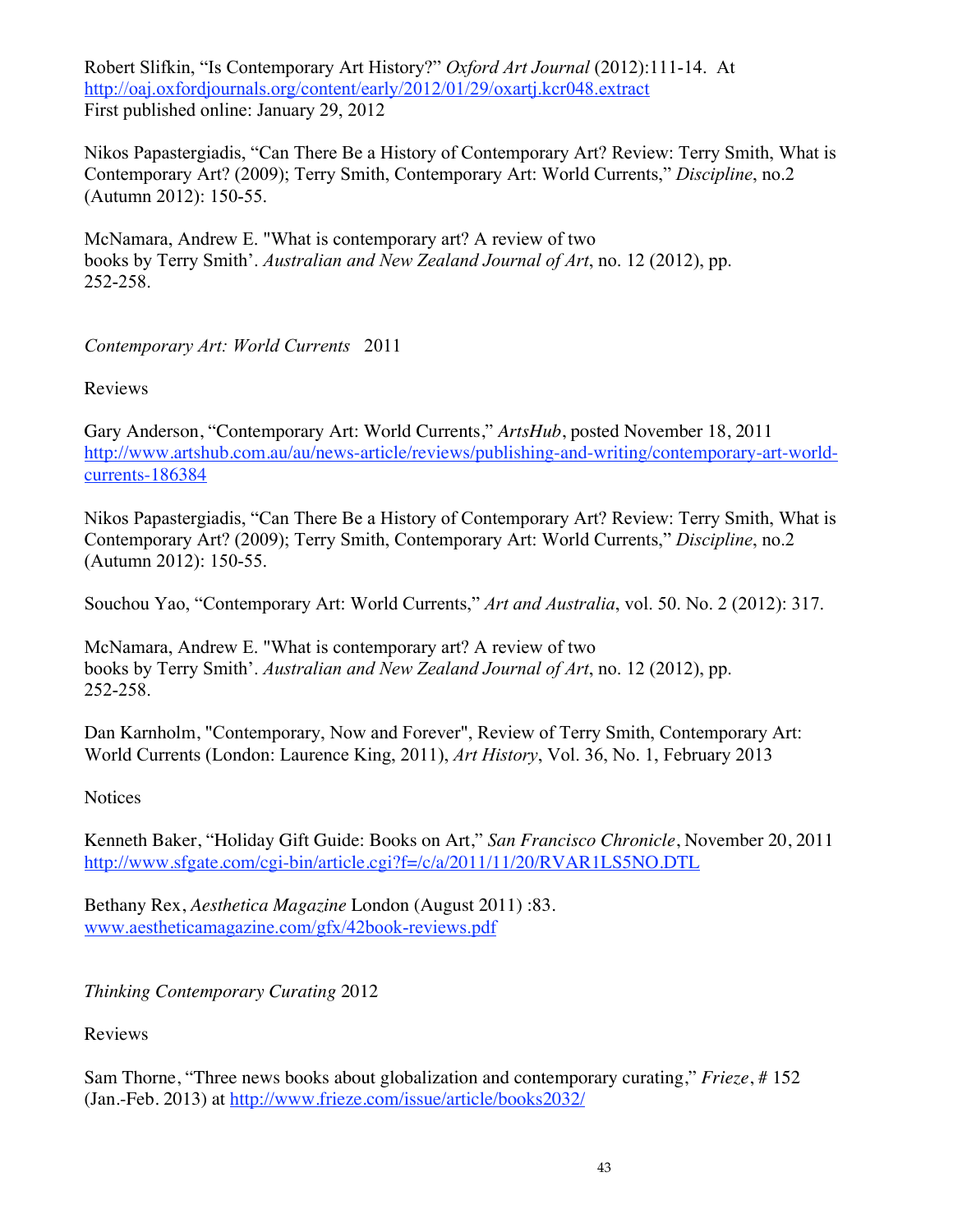Robert Slifkin, "Is Contemporary Art History?" *Oxford Art Journal* (2012):111-14. At http://oaj.oxfordjournals.org/content/early/2012/01/29/oxartj.kcr048.extract
First published online: January 29, 2012

Nikos Papastergiadis, "Can There Be a History of Contemporary Art? Review: Terry Smith, What is Contemporary Art? (2009); Terry Smith, Contemporary Art: World Currents," *Discipline*, no.2 (Autumn 2012): 150-55.

McNamara, Andrew E. "What is contemporary art? A review of two books by Terry Smith'. *Australian and New Zealand Journal of Art*, no. 12 (2012), pp. 252-258.

*Contemporary Art: World Currents* 2011

Reviews

Gary Anderson, "Contemporary Art: World Currents," *ArtsHub*, posted November 18, 2011 http://www.artshub.com.au/au/news-article/reviews/publishing-and-writing/contemporary-art-world-currents-186384

Nikos Papastergiadis, "Can There Be a History of Contemporary Art? Review: Terry Smith, What is Contemporary Art? (2009); Terry Smith, Contemporary Art: World Currents," *Discipline*, no.2 (Autumn 2012): 150-55.

Souchou Yao, "Contemporary Art: World Currents," *Art and Australia*, vol. 50. No. 2 (2012): 317.

McNamara, Andrew E. "What is contemporary art? A review of two books by Terry Smith'. *Australian and New Zealand Journal of Art*, no. 12 (2012), pp. 252-258.

Dan Karnholm, "Contemporary, Now and Forever", Review of Terry Smith, Contemporary Art: World Currents (London: Laurence King, 2011), *Art History*, Vol. 36, No. 1, February 2013

Notices

Kenneth Baker, "Holiday Gift Guide: Books on Art," *San Francisco Chronicle*, November 20, 2011 http://www.sfgate.com/cgi-bin/article.cgi?f=/c/a/2011/11/20/RVAR1LS5NO.DTL

Bethany Rex, *Aesthetica Magazine* London (August 2011) :83. www.aestheticamagazine.com/gfx/42book-reviews.pdf

*Thinking Contemporary Curating* 2012

Reviews

Sam Thorne, "Three news books about globalization and contemporary curating," *Frieze*, # 152 (Jan.-Feb. 2013) at http://www.frieze.com/issue/article/books2032/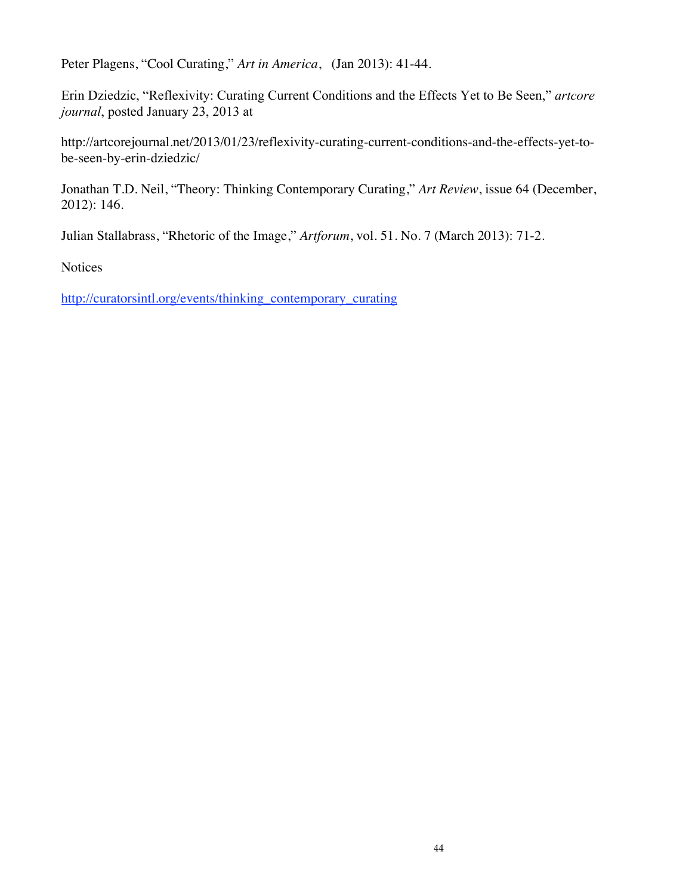Peter Plagens, “Cool Curating,” *Art in America*, (Jan 2013): 41-44.

Erin Dziedzic, “Reflexivity: Curating Current Conditions and the Effects Yet to Be Seen,” *artcore journal*, posted January 23, 2013 at

http://artcorejournal.net/2013/01/23/reflexivity-curating-current-conditions-and-the-effects-yet-to-be-seen-by-erin-dziedzic/

Jonathan T.D. Neil, “Theory: Thinking Contemporary Curating,” *Art Review*, issue 64 (December, 2012): 146.

Julian Stallabrass, “Rhetoric of the Image,” *Artforum*, vol. 51. No. 7 (March 2013): 71-2.

Notices

http://curatorsintl.org/events/thinking_contemporary_curating